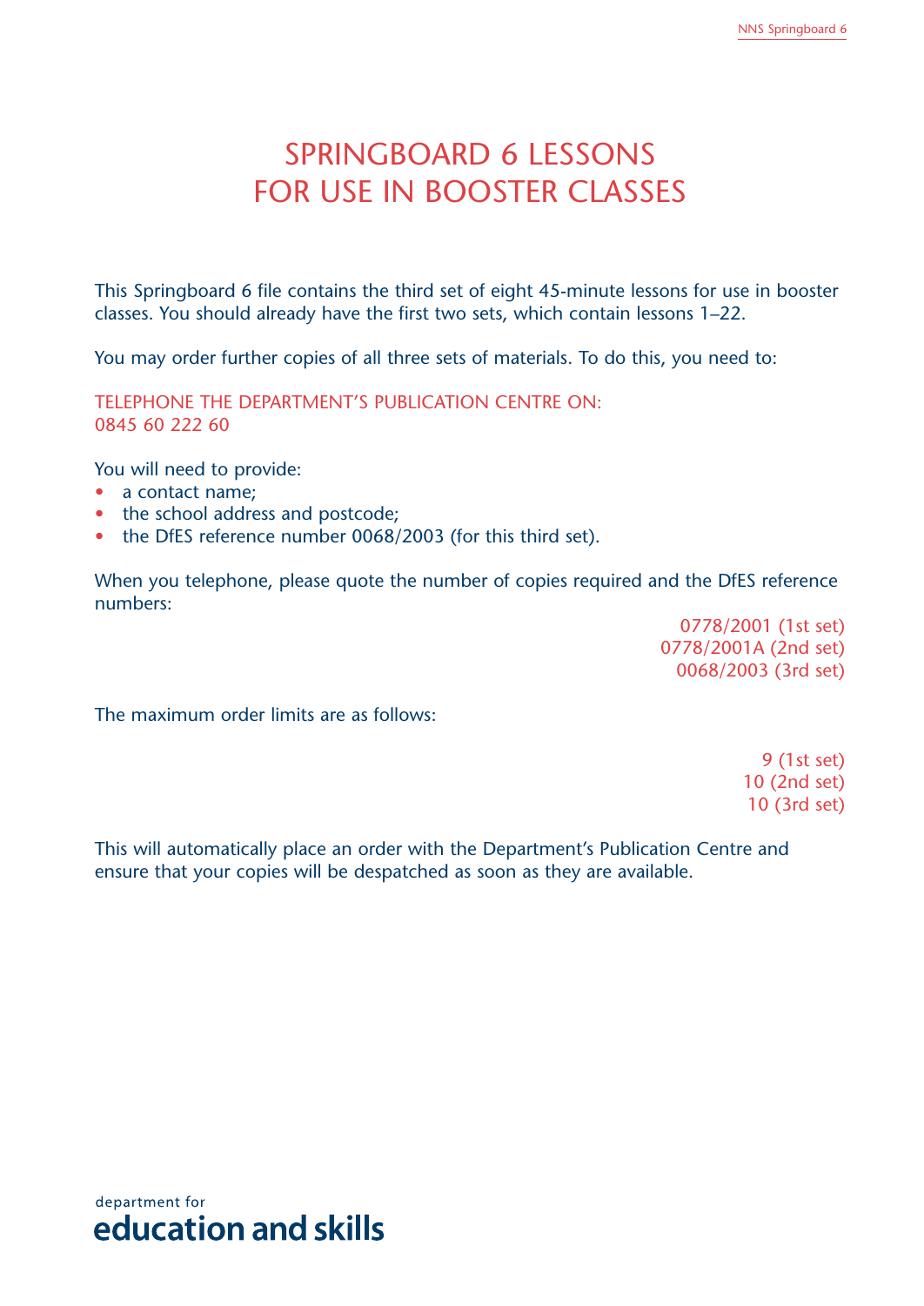# SPRINGBOARD 6 LESSONS FOR USE IN BOOSTER CLASSES

This Springboard 6 file contains the third set of eight 45-minute lessons for use in booster classes. You should already have the first two sets, which contain lessons 1–22.

You may order further copies of all three sets of materials. To do this, you need to:

TELEPHONE THE DEPARTMENT'S PUBLICATION CENTRE ON:
0845 60 222 60

You will need to provide:

- a contact name;
- the school address and postcode;
- the DfES reference number 0068/2003 (for this third set).

When you telephone, please quote the number of copies required and the DfES reference numbers:

0778/2001 (1st set)
0778/2001A (2nd set)
0068/2003 (3rd set)

The maximum order limits are as follows:

9 (1st set)
10 (2nd set)
10 (3rd set)

This will automatically place an order with the Department's Publication Centre and ensure that your copies will be despatched as soon as they are available.

department for
**education and skills**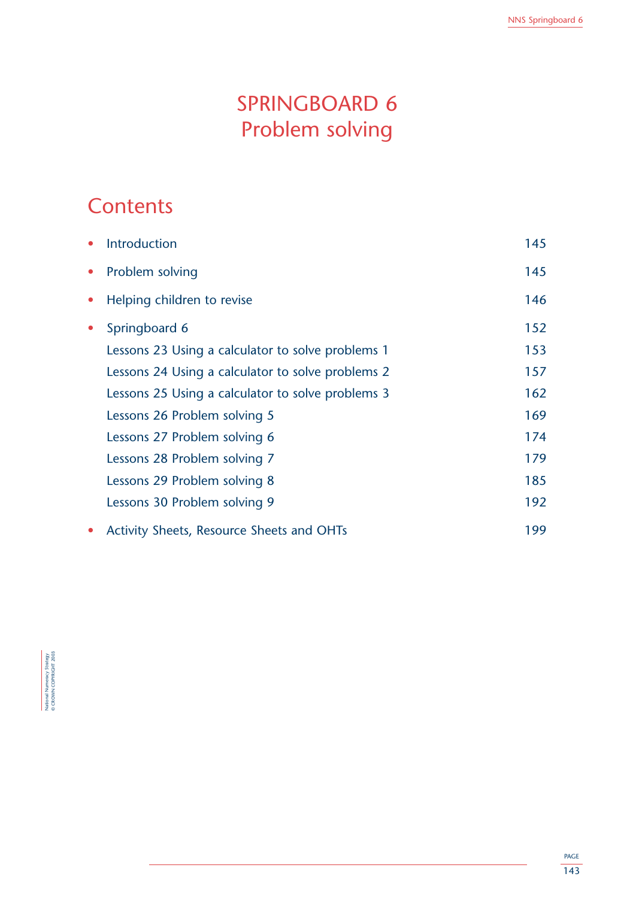# SPRINGBOARD 6
# Problem solving

## Contents

- Introduction 145
- Problem solving 145
- Helping children to revise 146
- Springboard 6 152
  - Lessons 23 Using a calculator to solve problems 1 153
  - Lessons 24 Using a calculator to solve problems 2 157
  - Lessons 25 Using a calculator to solve problems 3 162
  - Lessons 26 Problem solving 5 169
  - Lessons 27 Problem solving 6 174
  - Lessons 28 Problem solving 7 179
  - Lessons 29 Problem solving 8 185
  - Lessons 30 Problem solving 9 192
- Activity Sheets, Resource Sheets and OHTs 199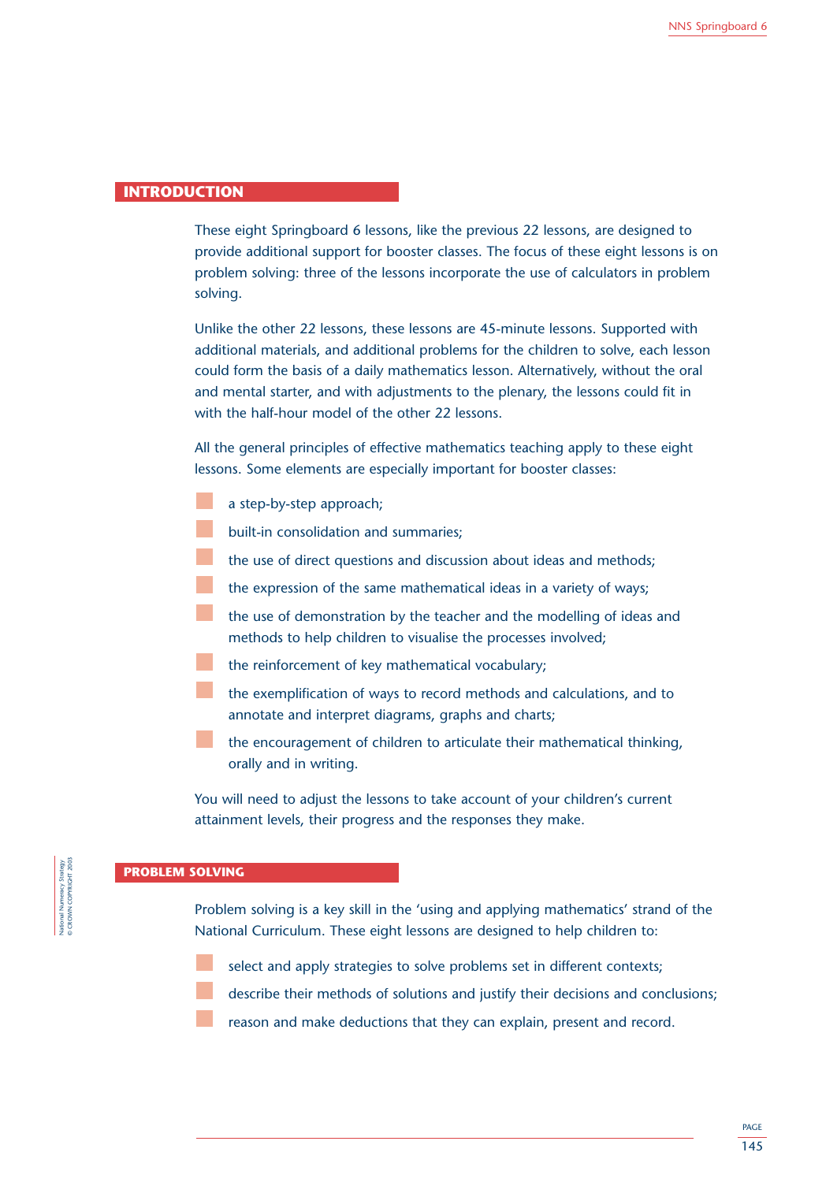## INTRODUCTION

These eight Springboard 6 lessons, like the previous 22 lessons, are designed to provide additional support for booster classes. The focus of these eight lessons is on problem solving: three of the lessons incorporate the use of calculators in problem solving.

Unlike the other 22 lessons, these lessons are 45-minute lessons. Supported with additional materials, and additional problems for the children to solve, each lesson could form the basis of a daily mathematics lesson. Alternatively, without the oral and mental starter, and with adjustments to the plenary, the lessons could fit in with the half-hour model of the other 22 lessons.

All the general principles of effective mathematics teaching apply to these eight lessons. Some elements are especially important for booster classes:

- a step-by-step approach;
- built-in consolidation and summaries;
- the use of direct questions and discussion about ideas and methods;
- the expression of the same mathematical ideas in a variety of ways;
- the use of demonstration by the teacher and the modelling of ideas and methods to help children to visualise the processes involved;
- the reinforcement of key mathematical vocabulary;
- the exemplification of ways to record methods and calculations, and to annotate and interpret diagrams, graphs and charts;
- the encouragement of children to articulate their mathematical thinking, orally and in writing.

You will need to adjust the lessons to take account of your children's current attainment levels, their progress and the responses they make.

## PROBLEM SOLVING

Problem solving is a key skill in the 'using and applying mathematics' strand of the National Curriculum. These eight lessons are designed to help children to:

- select and apply strategies to solve problems set in different contexts;
- describe their methods of solutions and justify their decisions and conclusions;
- reason and make deductions that they can explain, present and record.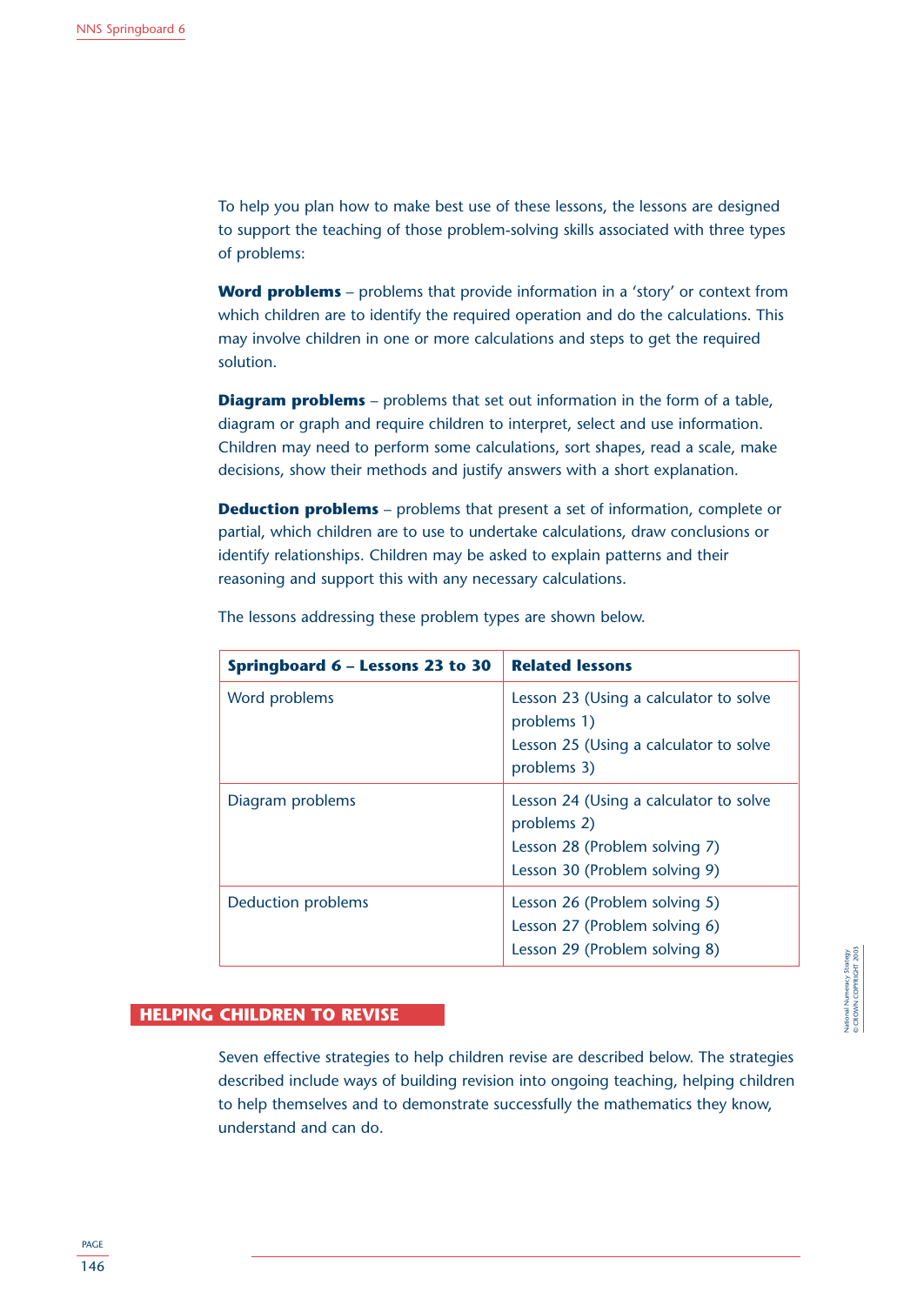To help you plan how to make best use of these lessons, the lessons are designed to support the teaching of those problem-solving skills associated with three types of problems:

**Word problems** – problems that provide information in a 'story' or context from which children are to identify the required operation and do the calculations. This may involve children in one or more calculations and steps to get the required solution.

**Diagram problems** – problems that set out information in the form of a table, diagram or graph and require children to interpret, select and use information. Children may need to perform some calculations, sort shapes, read a scale, make decisions, show their methods and justify answers with a short explanation.

**Deduction problems** – problems that present a set of information, complete or partial, which children are to use to undertake calculations, draw conclusions or identify relationships. Children may be asked to explain patterns and their reasoning and support this with any necessary calculations.

The lessons addressing these problem types are shown below.

| Springboard 6 – Lessons 23 to 30 | Related lessons |
|---|---|
| Word problems | Lesson 23 (Using a calculator to solve problems 1)<br>Lesson 25 (Using a calculator to solve problems 3) |
| Diagram problems | Lesson 24 (Using a calculator to solve problems 2)<br>Lesson 28 (Problem solving 7)<br>Lesson 30 (Problem solving 9) |
| Deduction problems | Lesson 26 (Problem solving 5)<br>Lesson 27 (Problem solving 6)<br>Lesson 29 (Problem solving 8) |

## HELPING CHILDREN TO REVISE

Seven effective strategies to help children revise are described below. The strategies described include ways of building revision into ongoing teaching, helping children to help themselves and to demonstrate successfully the mathematics they know, understand and can do.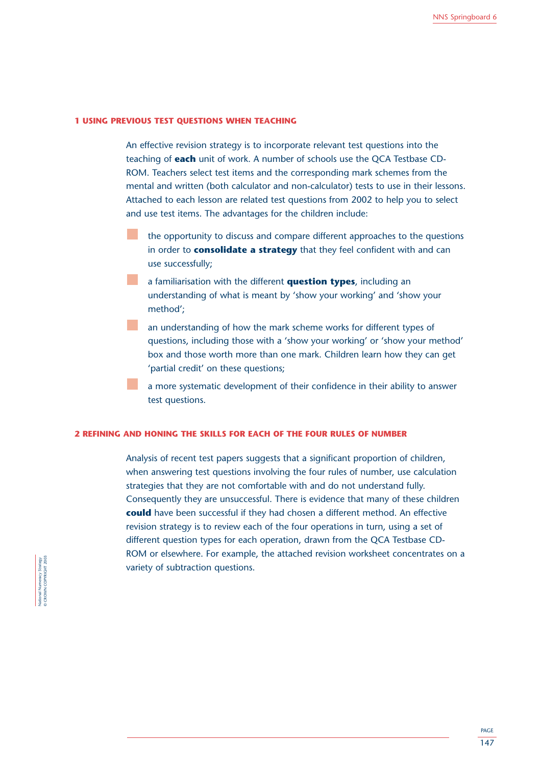## 1 USING PREVIOUS TEST QUESTIONS WHEN TEACHING

An effective revision strategy is to incorporate relevant test questions into the teaching of **each** unit of work. A number of schools use the QCA Testbase CD-ROM. Teachers select test items and the corresponding mark schemes from the mental and written (both calculator and non-calculator) tests to use in their lessons. Attached to each lesson are related test questions from 2002 to help you to select and use test items. The advantages for the children include:

- the opportunity to discuss and compare different approaches to the questions in order to **consolidate a strategy** that they feel confident with and can use successfully;
- a familiarisation with the different **question types**, including an understanding of what is meant by 'show your working' and 'show your method';
- an understanding of how the mark scheme works for different types of questions, including those with a 'show your working' or 'show your method' box and those worth more than one mark. Children learn how they can get 'partial credit' on these questions;
- a more systematic development of their confidence in their ability to answer test questions.

## 2 REFINING AND HONING THE SKILLS FOR EACH OF THE FOUR RULES OF NUMBER

Analysis of recent test papers suggests that a significant proportion of children, when answering test questions involving the four rules of number, use calculation strategies that they are not comfortable with and do not understand fully. Consequently they are unsuccessful. There is evidence that many of these children **could** have been successful if they had chosen a different method. An effective revision strategy is to review each of the four operations in turn, using a set of different question types for each operation, drawn from the QCA Testbase CD-ROM or elsewhere. For example, the attached revision worksheet concentrates on a variety of subtraction questions.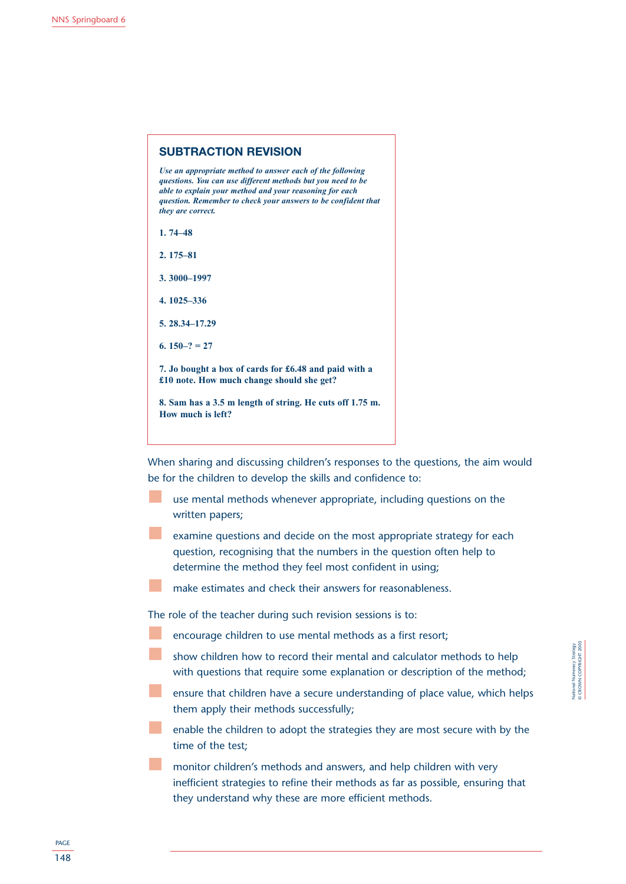## SUBTRACTION REVISION

***Use an appropriate method to answer each of the following questions. You can use different methods but you need to be able to explain your method and your reasoning for each question. Remember to check your answers to be confident that they are correct.***

**1. 74–48**

**2. 175–81**

**3. 3000–1997**

**4. 1025–336**

**5. 28.34–17.29**

**6. 150–? = 27**

**7. Jo bought a box of cards for £6.48 and paid with a £10 note. How much change should she get?**

**8. Sam has a 3.5 m length of string. He cuts off 1.75 m. How much is left?**

When sharing and discussing children's responses to the questions, the aim would be for the children to develop the skills and confidence to:

- use mental methods whenever appropriate, including questions on the written papers;
- examine questions and decide on the most appropriate strategy for each question, recognising that the numbers in the question often help to determine the method they feel most confident in using;
- make estimates and check their answers for reasonableness.

The role of the teacher during such revision sessions is to:

- encourage children to use mental methods as a first resort;
- show children how to record their mental and calculator methods to help with questions that require some explanation or description of the method;
- ensure that children have a secure understanding of place value, which helps them apply their methods successfully;
- enable the children to adopt the strategies they are most secure with by the time of the test;
- monitor children's methods and answers, and help children with very inefficient strategies to refine their methods as far as possible, ensuring that they understand why these are more efficient methods.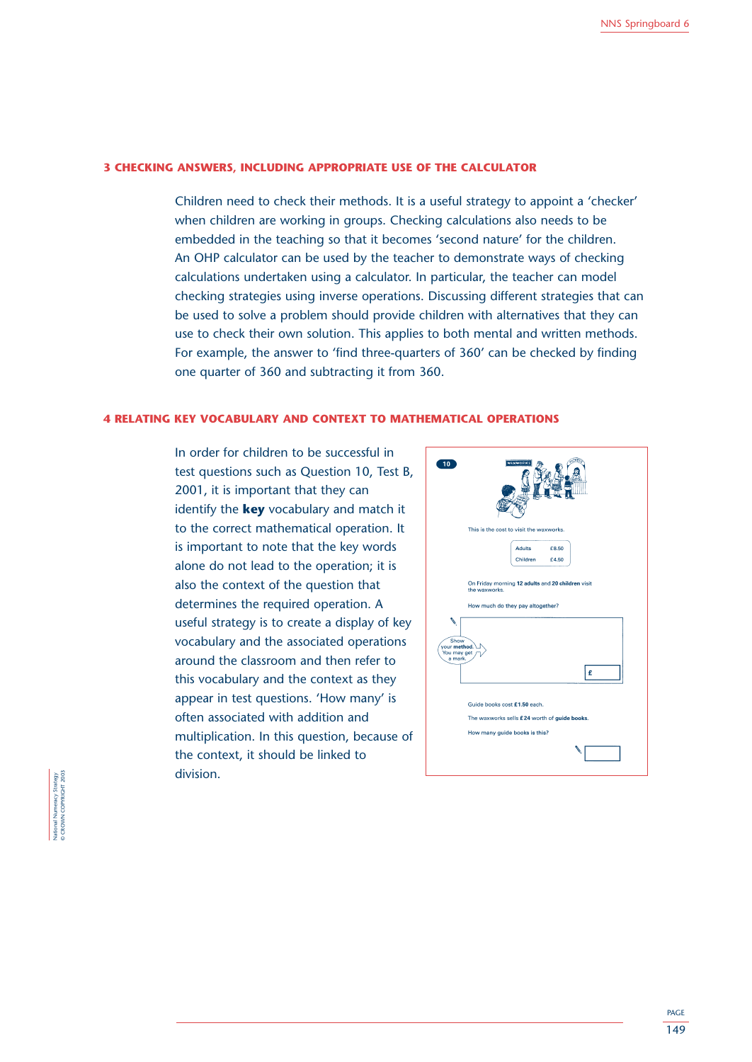## 3 CHECKING ANSWERS, INCLUDING APPROPRIATE USE OF THE CALCULATOR

Children need to check their methods. It is a useful strategy to appoint a 'checker' when children are working in groups. Checking calculations also needs to be embedded in the teaching so that it becomes 'second nature' for the children. An OHP calculator can be used by the teacher to demonstrate ways of checking calculations undertaken using a calculator. In particular, the teacher can model checking strategies using inverse operations. Discussing different strategies that can be used to solve a problem should provide children with alternatives that they can use to check their own solution. This applies to both mental and written methods. For example, the answer to 'find three-quarters of 360' can be checked by finding one quarter of 360 and subtracting it from 360.

## 4 RELATING KEY VOCABULARY AND CONTEXT TO MATHEMATICAL OPERATIONS

In order for children to be successful in test questions such as Question 10, Test B, 2001, it is important that they can identify the **key** vocabulary and match it to the correct mathematical operation. It is important to note that the key words alone do not lead to the operation; it is also the context of the question that determines the required operation. A useful strategy is to create a display of key vocabulary and the associated operations around the classroom and then refer to this vocabulary and the context as they appear in test questions. 'How many' is often associated with addition and multiplication. In this question, because of the context, it should be linked to division.

**10**

This is the cost to visit the waxworks.

| | |
|---|---|
| Adults | £8.50 |
| Children | £4.50 |

On Friday morning **12 adults** and **20 children** visit the waxworks.

How much do they pay altogether?

Show your **method**. You may get a mark.

£

Guide books cost **£1.50** each.

The waxworks sells **£24** worth of **guide books.**

How many guide books is this?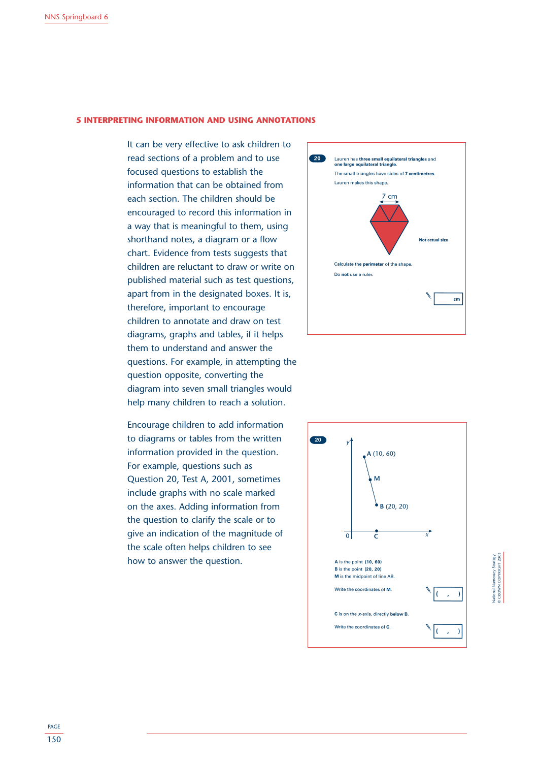## 5 INTERPRETING INFORMATION AND USING ANNOTATIONS

It can be very effective to ask children to read sections of a problem and to use focused questions to establish the information that can be obtained from each section. The children should be encouraged to record this information in a way that is meaningful to them, using shorthand notes, a diagram or a flow chart. Evidence from tests suggests that children are reluctant to draw or write on published material such as test questions, apart from in the designated boxes. It is, therefore, important to encourage children to annotate and draw on test diagrams, graphs and tables, if it helps them to understand and answer the questions. For example, in attempting the question opposite, converting the diagram into seven small triangles would help many children to reach a solution.

**20**

Lauren has **three small equilateral triangles** and **one large equilateral triangle**.

The small triangles have sides of **7 centimetres**.

Lauren makes this shape.

7 cm

**Not actual size**

Calculate the **perimeter** of the shape.

Do **not** use a ruler.

[ ] cm

Encourage children to add information to diagrams or tables from the written information provided in the question. For example, questions such as Question 20, Test A, 2001, sometimes include graphs with no scale marked on the axes. Adding information from the question to clarify the scale or to give an indication of the magnitude of the scale often helps children to see how to answer the question.

**20**

$y$

A (10, 60)

M

B (20, 20)

0 C $x$

**A** is the point **(10, 60)**
**B** is the point **(20, 20)**
**M** is the midpoint of line AB.

Write the coordinates of **M**.

( , )

**C** is on the $x$-axis, directly **below B**.

Write the coordinates of **C**.

( , )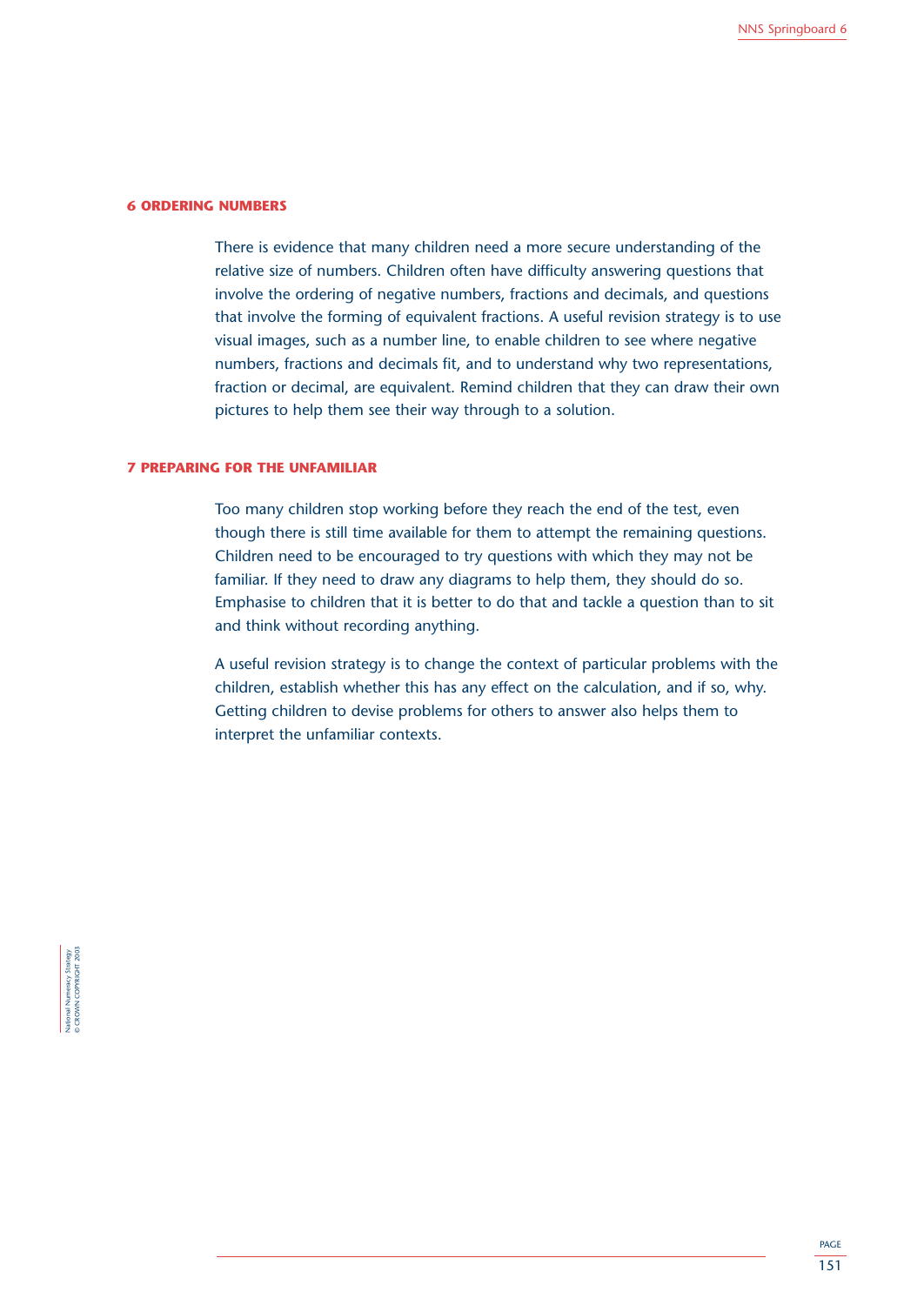### 6 ORDERING NUMBERS

There is evidence that many children need a more secure understanding of the relative size of numbers. Children often have difficulty answering questions that involve the ordering of negative numbers, fractions and decimals, and questions that involve the forming of equivalent fractions. A useful revision strategy is to use visual images, such as a number line, to enable children to see where negative numbers, fractions and decimals fit, and to understand why two representations, fraction or decimal, are equivalent. Remind children that they can draw their own pictures to help them see their way through to a solution.

### 7 PREPARING FOR THE UNFAMILIAR

Too many children stop working before they reach the end of the test, even though there is still time available for them to attempt the remaining questions. Children need to be encouraged to try questions with which they may not be familiar. If they need to draw any diagrams to help them, they should do so. Emphasise to children that it is better to do that and tackle a question than to sit and think without recording anything.

A useful revision strategy is to change the context of particular problems with the children, establish whether this has any effect on the calculation, and if so, why. Getting children to devise problems for others to answer also helps them to interpret the unfamiliar contexts.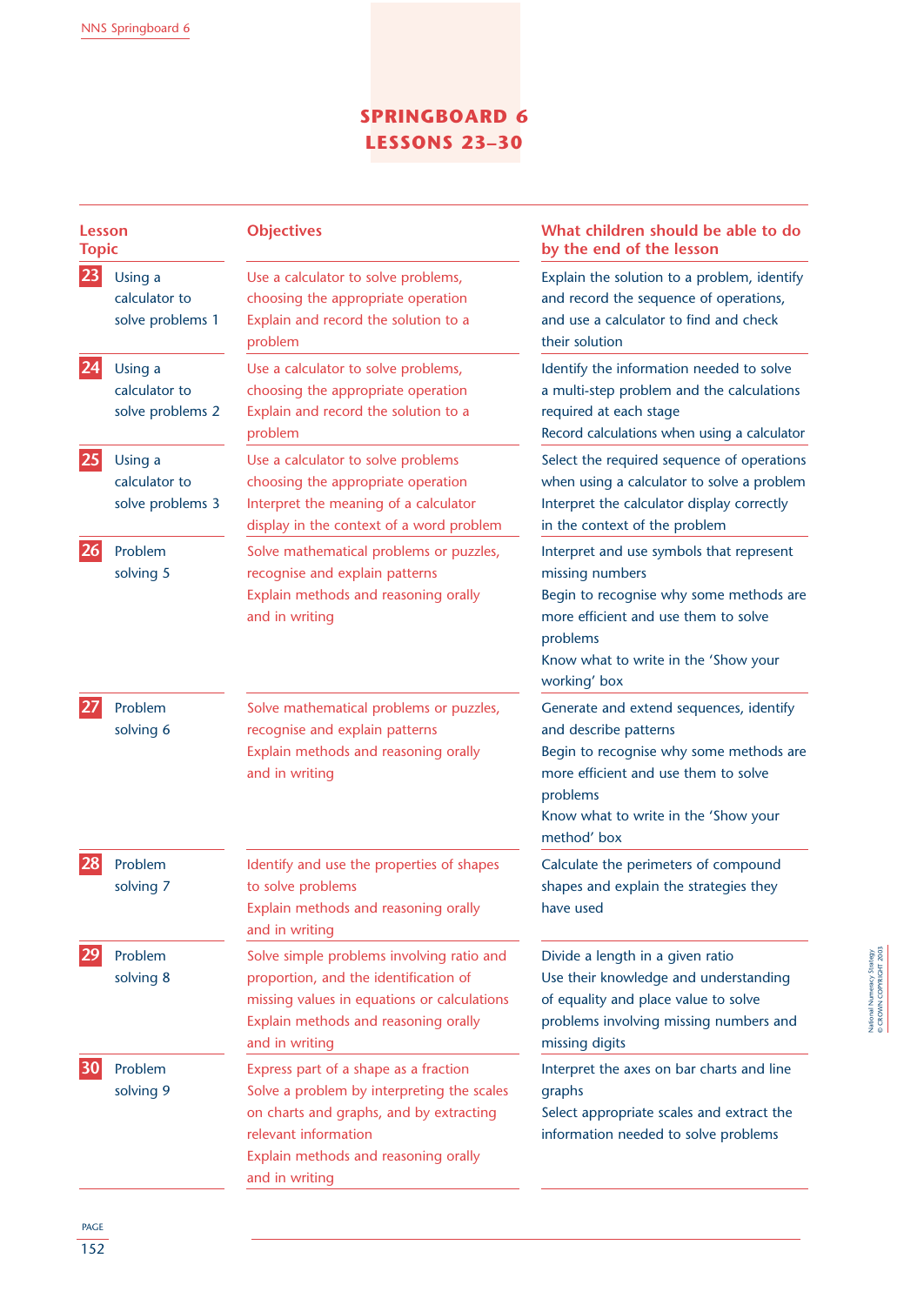# SPRINGBOARD 6 LESSONS 23–30

| Lesson | Topic | Objectives | What children should be able to do by the end of the lesson |
|---|---|---|---|
| 23 | Using a calculator to solve problems 1 | Use a calculator to solve problems, choosing the appropriate operation<br>Explain and record the solution to a problem | Explain the solution to a problem, identify and record the sequence of operations, and use a calculator to find and check their solution |
| 24 | Using a calculator to solve problems 2 | Use a calculator to solve problems, choosing the appropriate operation<br>Explain and record the solution to a problem | Identify the information needed to solve a multi-step problem and the calculations required at each stage<br>Record calculations when using a calculator |
| 25 | Using a calculator to solve problems 3 | Use a calculator to solve problems choosing the appropriate operation<br>Interpret the meaning of a calculator display in the context of a word problem | Select the required sequence of operations when using a calculator to solve a problem<br>Interpret the calculator display correctly in the context of the problem |
| 26 | Problem solving 5 | Solve mathematical problems or puzzles, recognise and explain patterns<br>Explain methods and reasoning orally and in writing | Interpret and use symbols that represent missing numbers<br>Begin to recognise why some methods are more efficient and use them to solve problems<br>Know what to write in the 'Show your working' box |
| 27 | Problem solving 6 | Solve mathematical problems or puzzles, recognise and explain patterns<br>Explain methods and reasoning orally and in writing | Generate and extend sequences, identify and describe patterns<br>Begin to recognise why some methods are more efficient and use them to solve problems<br>Know what to write in the 'Show your method' box |
| 28 | Problem solving 7 | Identify and use the properties of shapes to solve problems<br>Explain methods and reasoning orally and in writing | Calculate the perimeters of compound shapes and explain the strategies they have used |
| 29 | Problem solving 8 | Solve simple problems involving ratio and proportion, and the identification of missing values in equations or calculations<br>Explain methods and reasoning orally and in writing | Divide a length in a given ratio<br>Use their knowledge and understanding of equality and place value to solve problems involving missing numbers and missing digits |
| 30 | Problem solving 9 | Express part of a shape as a fraction<br>Solve a problem by interpreting the scales on charts and graphs, and by extracting relevant information<br>Explain methods and reasoning orally and in writing | Interpret the axes on bar charts and line graphs<br>Select appropriate scales and extract the information needed to solve problems |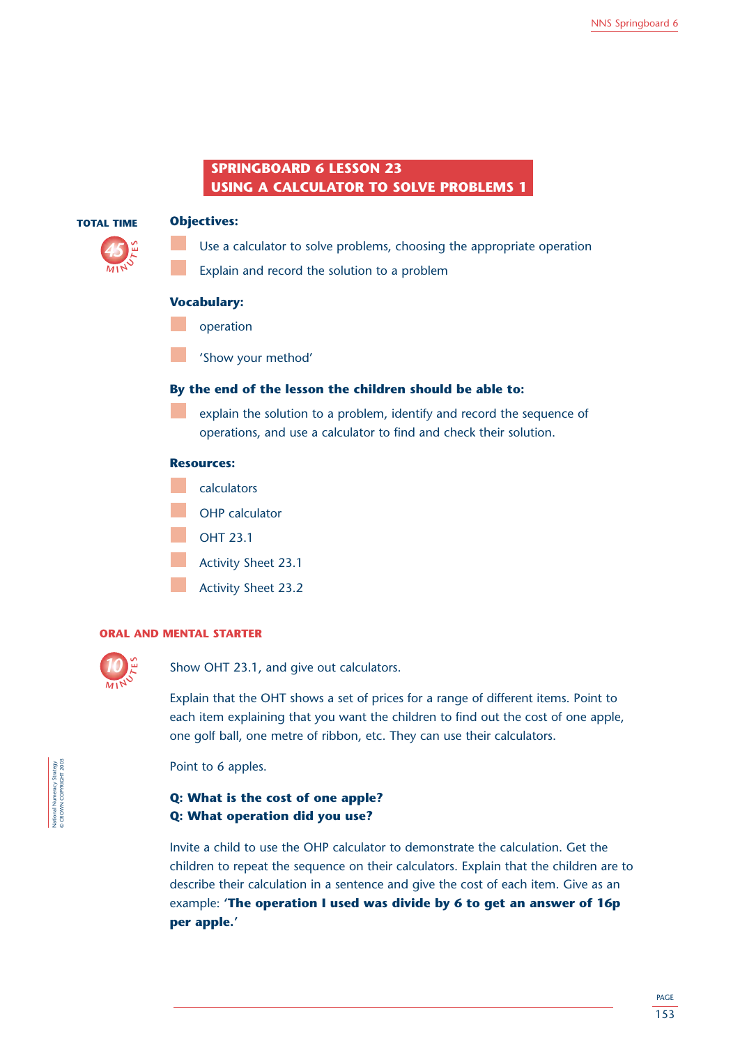# SPRINGBOARD 6 LESSON 23
# USING A CALCULATOR TO SOLVE PROBLEMS 1

**TOTAL TIME**

45 MINUTES

**Objectives:**

- Use a calculator to solve problems, choosing the appropriate operation
- Explain and record the solution to a problem

**Vocabulary:**

- operation
- 'Show your method'

**By the end of the lesson the children should be able to:**

- explain the solution to a problem, identify and record the sequence of operations, and use a calculator to find and check their solution.

**Resources:**

- calculators
- OHP calculator
- OHT 23.1
- Activity Sheet 23.1
- Activity Sheet 23.2

## ORAL AND MENTAL STARTER

10 MINUTES

Show OHT 23.1, and give out calculators.

Explain that the OHT shows a set of prices for a range of different items. Point to each item explaining that you want the children to find out the cost of one apple, one golf ball, one metre of ribbon, etc. They can use their calculators.

Point to 6 apples.

**Q: What is the cost of one apple?**
**Q: What operation did you use?**

Invite a child to use the OHP calculator to demonstrate the calculation. Get the children to repeat the sequence on their calculators. Explain that the children are to describe their calculation in a sentence and give the cost of each item. Give as an example: '**The operation I used was divide by 6 to get an answer of 16p per apple.**'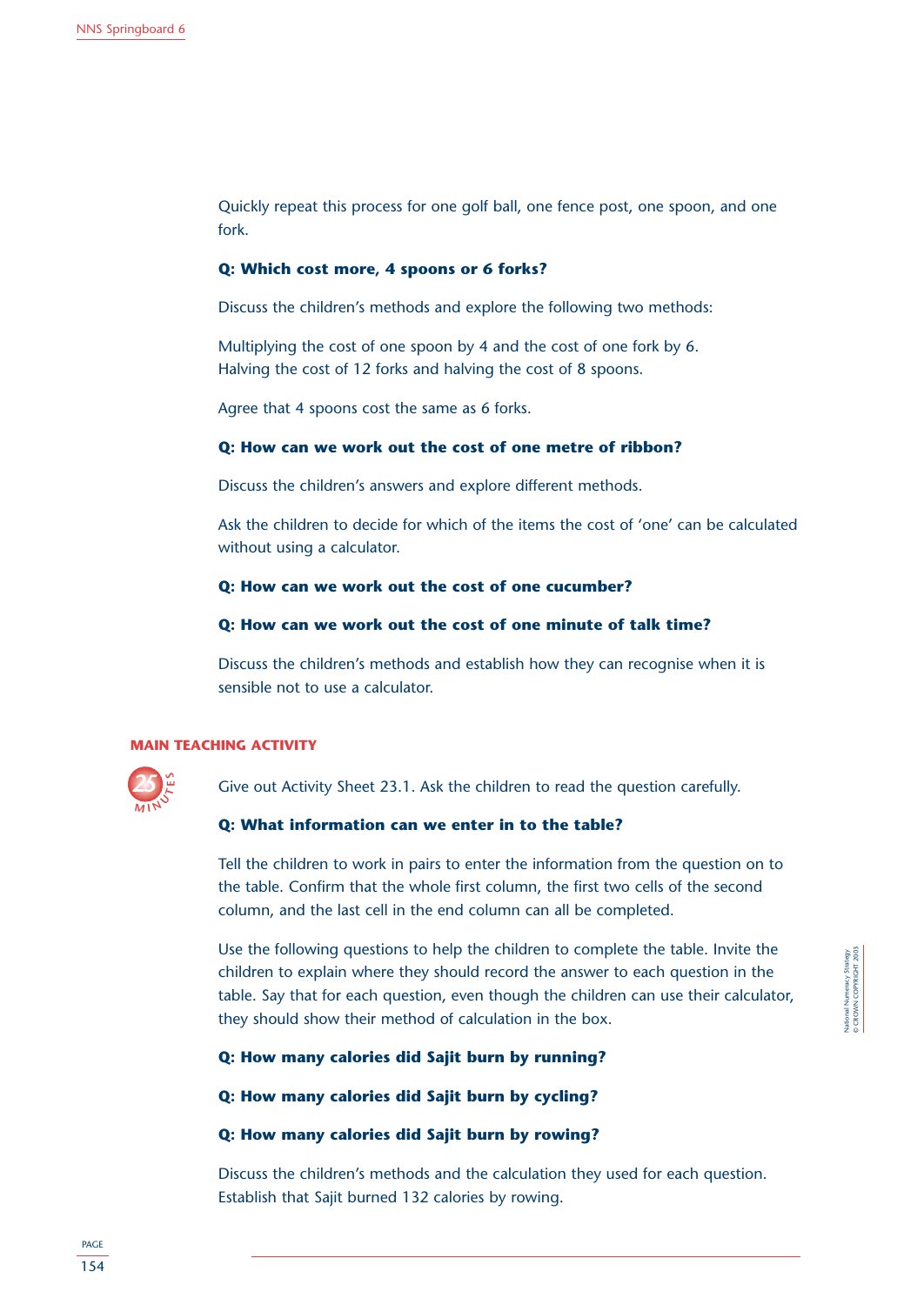Quickly repeat this process for one golf ball, one fence post, one spoon, and one fork.

**Q: Which cost more, 4 spoons or 6 forks?**

Discuss the children's methods and explore the following two methods:

Multiplying the cost of one spoon by 4 and the cost of one fork by 6.
Halving the cost of 12 forks and halving the cost of 8 spoons.

Agree that 4 spoons cost the same as 6 forks.

**Q: How can we work out the cost of one metre of ribbon?**

Discuss the children's answers and explore different methods.

Ask the children to decide for which of the items the cost of 'one' can be calculated without using a calculator.

**Q: How can we work out the cost of one cucumber?**

**Q: How can we work out the cost of one minute of talk time?**

Discuss the children's methods and establish how they can recognise when it is sensible not to use a calculator.

## MAIN TEACHING ACTIVITY

25 MINUTES

Give out Activity Sheet 23.1. Ask the children to read the question carefully.

**Q: What information can we enter in to the table?**

Tell the children to work in pairs to enter the information from the question on to the table. Confirm that the whole first column, the first two cells of the second column, and the last cell in the end column can all be completed.

Use the following questions to help the children to complete the table. Invite the children to explain where they should record the answer to each question in the table. Say that for each question, even though the children can use their calculator, they should show their method of calculation in the box.

**Q: How many calories did Sajit burn by running?**

**Q: How many calories did Sajit burn by cycling?**

**Q: How many calories did Sajit burn by rowing?**

Discuss the children's methods and the calculation they used for each question. Establish that Sajit burned 132 calories by rowing.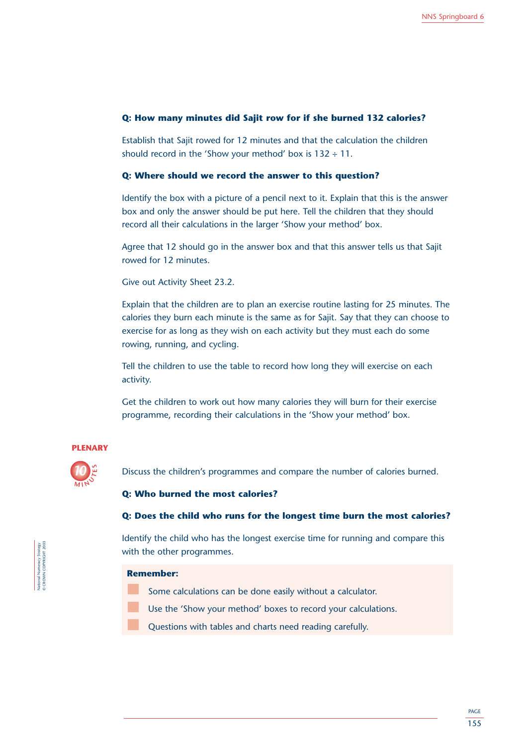**Q: How many minutes did Sajit row for if she burned 132 calories?**

Establish that Sajit rowed for 12 minutes and that the calculation the children should record in the 'Show your method' box is $132 \div 11$.

**Q: Where should we record the answer to this question?**

Identify the box with a picture of a pencil next to it. Explain that this is the answer box and only the answer should be put here. Tell the children that they should record all their calculations in the larger 'Show your method' box.

Agree that 12 should go in the answer box and that this answer tells us that Sajit rowed for 12 minutes.

Give out Activity Sheet 23.2.

Explain that the children are to plan an exercise routine lasting for 25 minutes. The calories they burn each minute is the same as for Sajit. Say that they can choose to exercise for as long as they wish on each activity but they must each do some rowing, running, and cycling.

Tell the children to use the table to record how long they will exercise on each activity.

Get the children to work out how many calories they will burn for their exercise programme, recording their calculations in the 'Show your method' box.

## PLENARY

10 MINUTES

Discuss the children's programmes and compare the number of calories burned.

**Q: Who burned the most calories?**

**Q: Does the child who runs for the longest time burn the most calories?**

Identify the child who has the longest exercise time for running and compare this with the other programmes.

**Remember:**

- Some calculations can be done easily without a calculator.
- Use the 'Show your method' boxes to record your calculations.
- Questions with tables and charts need reading carefully.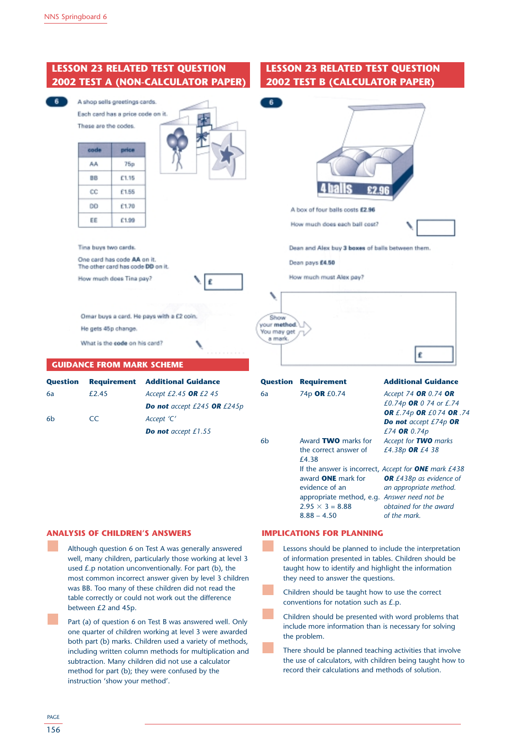## LESSON 23 RELATED TEST QUESTION 2002 TEST A (NON-CALCULATOR PAPER)

**6**

A shop sells greetings cards.

Each card has a price code on it.

These are the codes.

| code | price |
|---|---|
| AA | 75p |
| BB | £1.15 |
| CC | £1.55 |
| DD | £1.70 |
| EE | £1.99 |

Tina buys two cards.

One card has code **AA** on it.
The other card has code **DD** on it.

How much does Tina pay? £

Omar buys a card. He pays with a £2 coin.

He gets 45p change.

What is the **code** on his card?

## GUIDANCE FROM MARK SCHEME

| Question | Requirement | Additional Guidance |
|---|---|---|
| 6a | £2.45 | *Accept £2.45* ***OR*** *£2 45* |
| | | ***Do not*** *accept £245* ***OR*** *£245p* |
| 6b | CC | *Accept 'C'* |
| | | ***Do not*** *accept £1.55* |

## LESSON 23 RELATED TEST QUESTION 2002 TEST B (CALCULATOR PAPER)

**6**

4 balls £2.96

A box of four balls costs **£2.96**

How much does each ball cost?

Dean and Alex buy **3 boxes** of balls between them.

Dean pays **£4.50**

How much must Alex pay?

Show your **method**. You may get a mark.

£

| Question | Requirement | Additional Guidance |
|---|---|---|
| 6a | 74p **OR** £0.74 | *Accept 74* ***OR*** *0.74* ***OR*** *£0.74p* ***OR*** *0 74 or £.74* ***OR*** *£.74p* ***OR*** *£0 74* ***OR*** *.74* ***Do not*** *accept £74p* ***OR*** *£74* ***OR*** *0.74p* |
| 6b | Award **TWO** marks for the correct answer of £4.38 | *Accept for* ***TWO*** *marks £4.38p* ***OR*** *£4 38* |
| | If the answer is incorrect, award **ONE** mark for evidence of an appropriate method, e.g. $2.95 \times 3 = 8.88$ $8.88 - 4.50$ | *Accept for* ***ONE*** *mark £438* ***OR*** *£438p as evidence of an appropriate method. Answer need not be obtained for the award of the mark.* |

## ANALYSIS OF CHILDREN'S ANSWERS

- Although question 6 on Test A was generally answered well, many children, particularly those working at level 3 used £.p notation unconventionally. For part (b), the most common incorrect answer given by level 3 children was BB. Too many of these children did not read the table correctly or could not work out the difference between £2 and 45p.
- Part (a) of question 6 on Test B was answered well. Only one quarter of children working at level 3 were awarded both part (b) marks. Children used a variety of methods, including written column methods for multiplication and subtraction. Many children did not use a calculator method for part (b); they were confused by the instruction 'show your method'.

## IMPLICATIONS FOR PLANNING

- Lessons should be planned to include the interpretation of information presented in tables. Children should be taught how to identify and highlight the information they need to answer the questions.
- Children should be taught how to use the correct conventions for notation such as £.p.
- Children should be presented with word problems that include more information than is necessary for solving the problem.
- There should be planned teaching activities that involve the use of calculators, with children being taught how to record their calculations and methods of solution.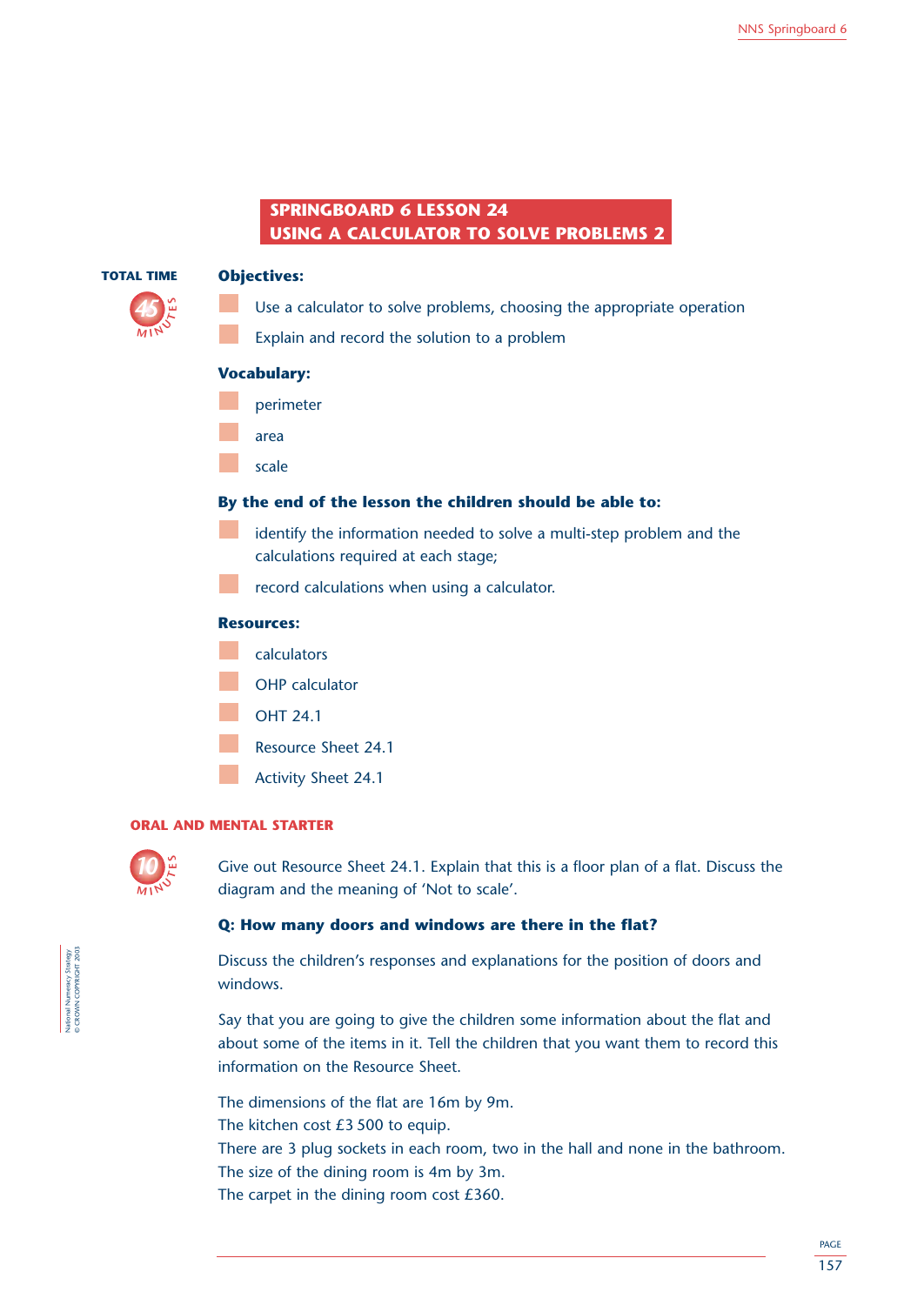## SPRINGBOARD 6 LESSON 24
## USING A CALCULATOR TO SOLVE PROBLEMS 2

**TOTAL TIME** 45 MINUTES

**Objectives:**

- Use a calculator to solve problems, choosing the appropriate operation
- Explain and record the solution to a problem

**Vocabulary:**

- perimeter
- area
- scale

**By the end of the lesson the children should be able to:**

- identify the information needed to solve a multi-step problem and the calculations required at each stage;
- record calculations when using a calculator.

**Resources:**

- calculators
- OHP calculator
- OHT 24.1
- Resource Sheet 24.1
- Activity Sheet 24.1

### ORAL AND MENTAL STARTER

10 MINUTES

Give out Resource Sheet 24.1. Explain that this is a floor plan of a flat. Discuss the diagram and the meaning of 'Not to scale'.

**Q: How many doors and windows are there in the flat?**

Discuss the children's responses and explanations for the position of doors and windows.

Say that you are going to give the children some information about the flat and about some of the items in it. Tell the children that you want them to record this information on the Resource Sheet.

The dimensions of the flat are 16m by 9m.
The kitchen cost £3 500 to equip.
There are 3 plug sockets in each room, two in the hall and none in the bathroom.
The size of the dining room is 4m by 3m.
The carpet in the dining room cost £360.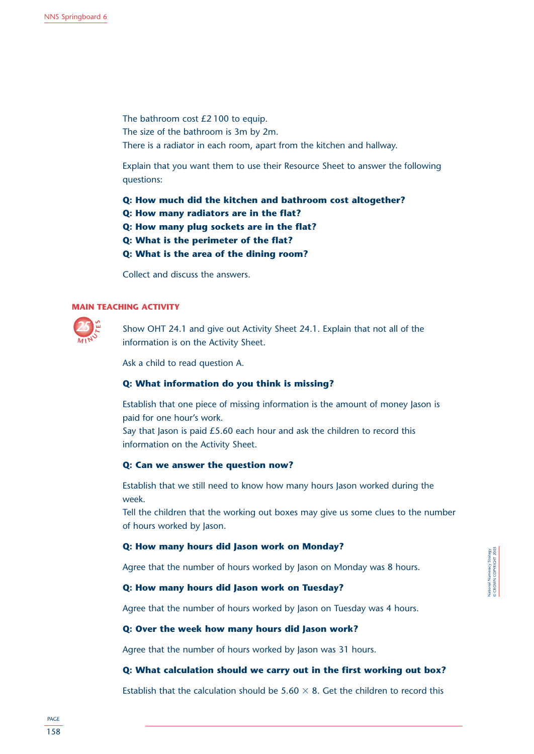The bathroom cost £2 100 to equip.
The size of the bathroom is 3m by 2m.
There is a radiator in each room, apart from the kitchen and hallway.

Explain that you want them to use their Resource Sheet to answer the following questions:

**Q: How much did the kitchen and bathroom cost altogether?**
**Q: How many radiators are in the flat?**
**Q: How many plug sockets are in the flat?**
**Q: What is the perimeter of the flat?**
**Q: What is the area of the dining room?**

Collect and discuss the answers.

## MAIN TEACHING ACTIVITY

25 MINUTES

Show OHT 24.1 and give out Activity Sheet 24.1. Explain that not all of the information is on the Activity Sheet.

Ask a child to read question A.

**Q: What information do you think is missing?**

Establish that one piece of missing information is the amount of money Jason is paid for one hour's work.
Say that Jason is paid £5.60 each hour and ask the children to record this information on the Activity Sheet.

**Q: Can we answer the question now?**

Establish that we still need to know how many hours Jason worked during the week.
Tell the children that the working out boxes may give us some clues to the number of hours worked by Jason.

**Q: How many hours did Jason work on Monday?**

Agree that the number of hours worked by Jason on Monday was 8 hours.

**Q: How many hours did Jason work on Tuesday?**

Agree that the number of hours worked by Jason on Tuesday was 4 hours.

**Q: Over the week how many hours did Jason work?**

Agree that the number of hours worked by Jason was 31 hours.

**Q: What calculation should we carry out in the first working out box?**

Establish that the calculation should be $5.60 \times 8$. Get the children to record this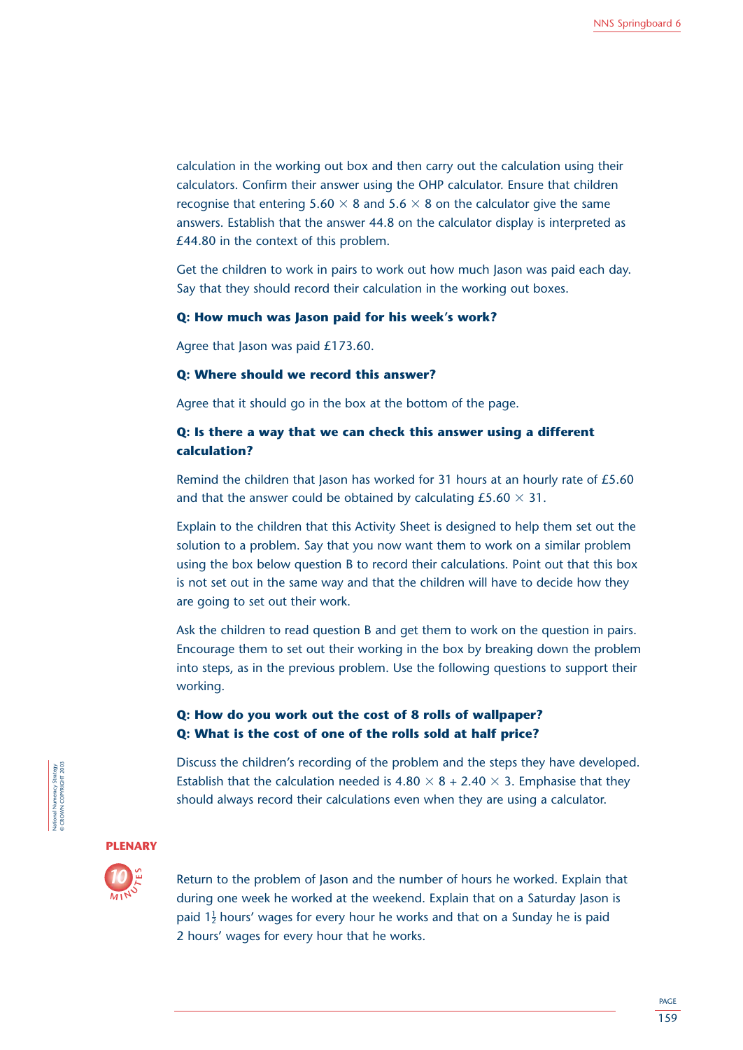calculation in the working out box and then carry out the calculation using their calculators. Confirm their answer using the OHP calculator. Ensure that children recognise that entering $5.60 \times 8$ and $5.6 \times 8$ on the calculator give the same answers. Establish that the answer 44.8 on the calculator display is interpreted as £44.80 in the context of this problem.

Get the children to work in pairs to work out how much Jason was paid each day. Say that they should record their calculation in the working out boxes.

**Q: How much was Jason paid for his week's work?**

Agree that Jason was paid £173.60.

**Q: Where should we record this answer?**

Agree that it should go in the box at the bottom of the page.

**Q: Is there a way that we can check this answer using a different calculation?**

Remind the children that Jason has worked for 31 hours at an hourly rate of £5.60 and that the answer could be obtained by calculating £5.60 $\times$ 31.

Explain to the children that this Activity Sheet is designed to help them set out the solution to a problem. Say that you now want them to work on a similar problem using the box below question B to record their calculations. Point out that this box is not set out in the same way and that the children will have to decide how they are going to set out their work.

Ask the children to read question B and get them to work on the question in pairs. Encourage them to set out their working in the box by breaking down the problem into steps, as in the previous problem. Use the following questions to support their working.

**Q: How do you work out the cost of 8 rolls of wallpaper?**
**Q: What is the cost of one of the rolls sold at half price?**

Discuss the children's recording of the problem and the steps they have developed. Establish that the calculation needed is $4.80 \times 8 + 2.40 \times 3$. Emphasise that they should always record their calculations even when they are using a calculator.

## PLENARY

10 MINUTES

Return to the problem of Jason and the number of hours he worked. Explain that during one week he worked at the weekend. Explain that on a Saturday Jason is paid $1\frac{1}{2}$ hours' wages for every hour he works and that on a Sunday he is paid 2 hours' wages for every hour that he works.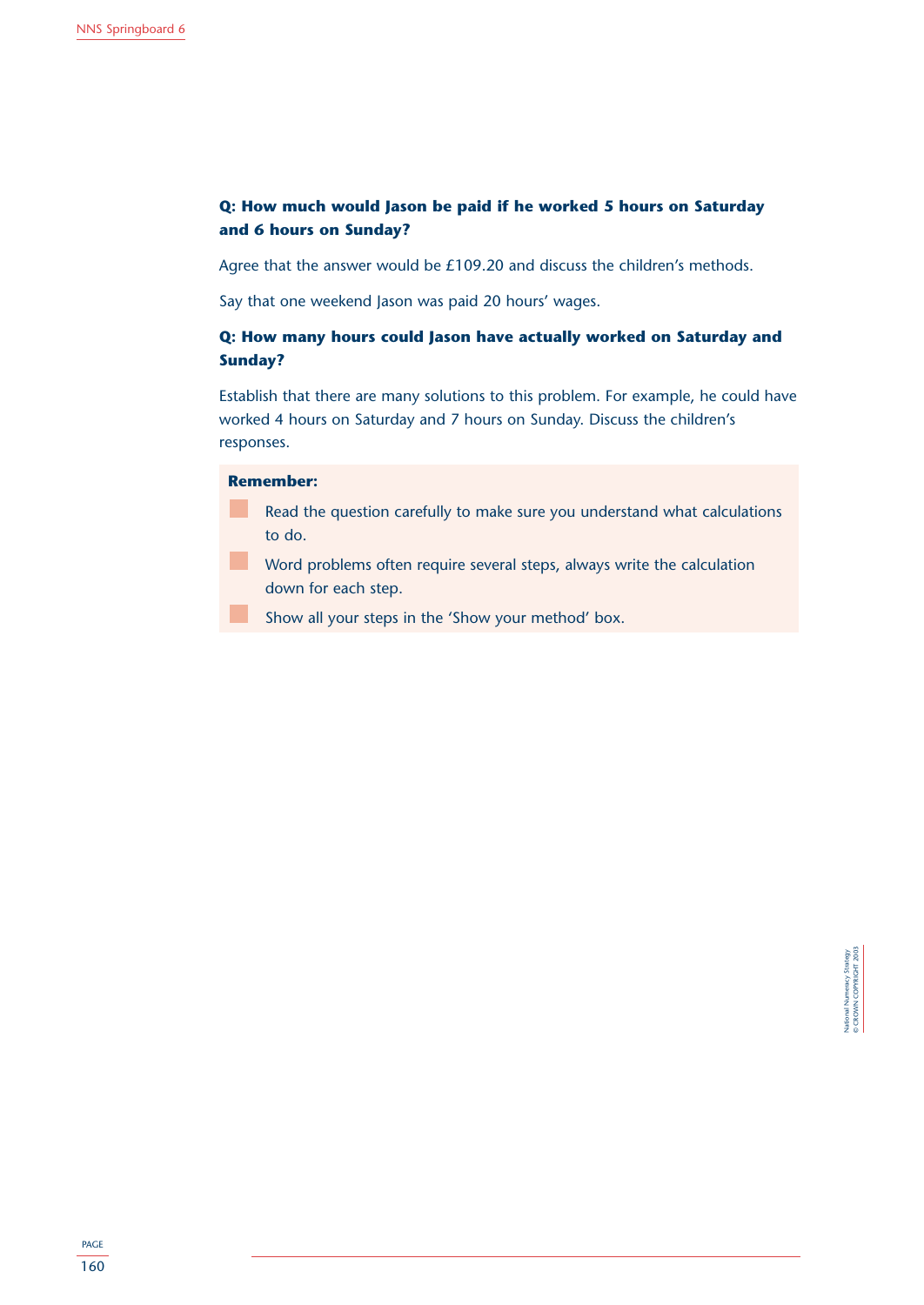**Q: How much would Jason be paid if he worked 5 hours on Saturday and 6 hours on Sunday?**

Agree that the answer would be £109.20 and discuss the children's methods.

Say that one weekend Jason was paid 20 hours' wages.

**Q: How many hours could Jason have actually worked on Saturday and Sunday?**

Establish that there are many solutions to this problem. For example, he could have worked 4 hours on Saturday and 7 hours on Sunday. Discuss the children's responses.

**Remember:**

- Read the question carefully to make sure you understand what calculations to do.
- Word problems often require several steps, always write the calculation down for each step.
- Show all your steps in the 'Show your method' box.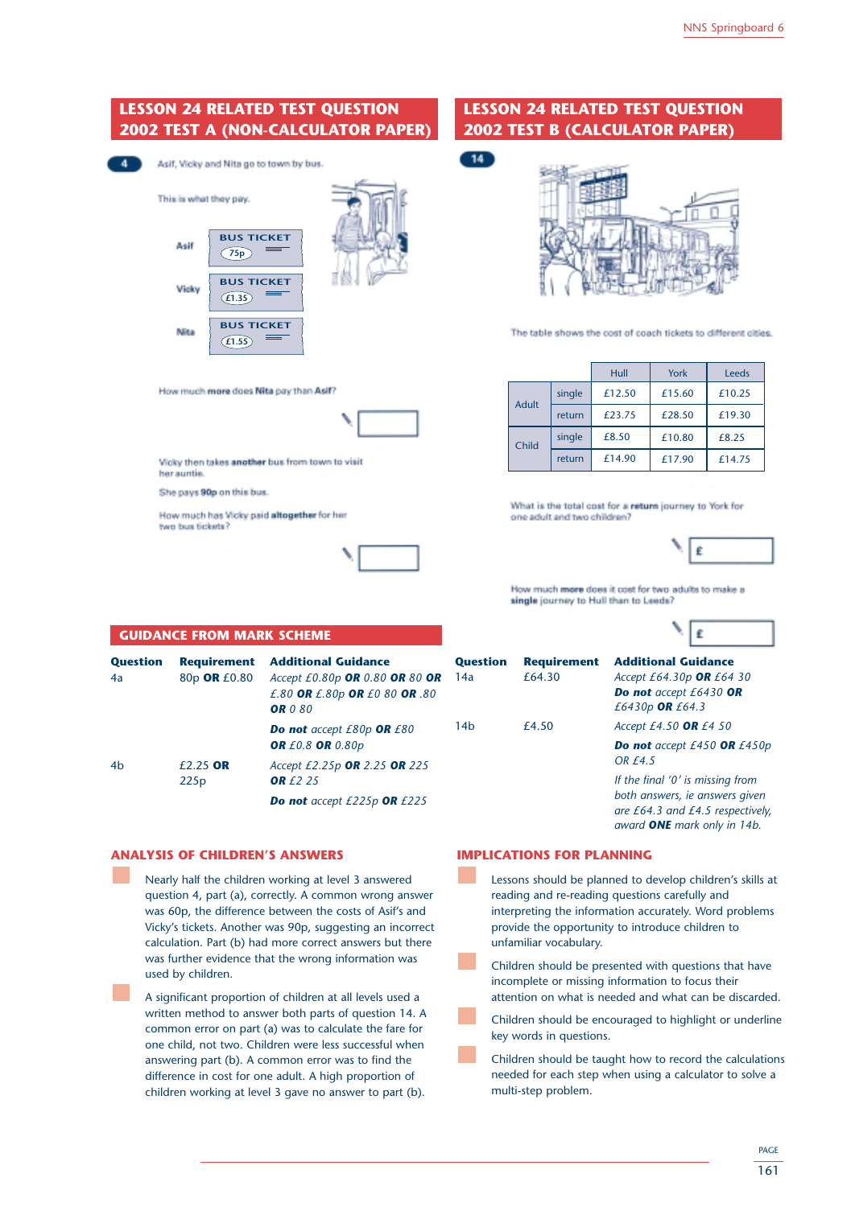## LESSON 24 RELATED TEST QUESTION 2002 TEST A (NON-CALCULATOR PAPER)

**4** Asif, Vicky and Nita go to town by bus.

This is what they pay.

Asif — BUS TICKET 75p

Vicky — BUS TICKET £1.35

Nita — BUS TICKET £1.55

How much **more** does **Nita** pay than **Asif**?

Vicky then takes **another** bus from town to visit her auntie.

She pays **90p** on this bus.

How much has Vicky paid **altogether** for her two bus tickets?

## LESSON 24 RELATED TEST QUESTION 2002 TEST B (CALCULATOR PAPER)

**14**

The table shows the cost of coach tickets to different cities.

| | | Hull | York | Leeds |
|---|---|---|---|---|
| Adult | single | £12.50 | £15.60 | £10.25 |
| | return | £23.75 | £28.50 | £19.30 |
| Child | single | £8.50 | £10.80 | £8.25 |
| | return | £14.90 | £17.90 | £14.75 |

What is the total cost for a **return** journey to York for one adult and two children?

£

How much **more** does it cost for two adults to make a **single** journey to Hull than to Leeds?

£

## GUIDANCE FROM MARK SCHEME

| Question | Requirement | Additional Guidance |
|---|---|---|
| 4a | 80p **OR** £0.80 | *Accept £0.80p **OR** 0.80 **OR** 80 **OR** £.80 **OR** £.80p **OR** £0 80 **OR** .80 **OR** 0 80*<br>***Do not** accept £80p **OR** £80 **OR** £0.8 **OR** 0.80p* |
| 4b | £2.25 **OR** 225p | *Accept £2.25p **OR** 2.25 **OR** 225 **OR** £2 25*<br>***Do not** accept £225p **OR** £225* |
| 14a | £64.30 | *Accept £64.30p **OR** £64 30*<br>***Do not** accept £6430 **OR** £6430p **OR** £64.3* |
| 14b | £4.50 | *Accept £4.50 **OR** £4 50*<br>***Do not** accept £450 **OR** £450p OR £4.5*<br>*If the final '0' is missing from both answers, ie answers given are £64.3 and £4.5 respectively, award **ONE** mark only in 14b.* |

## ANALYSIS OF CHILDREN'S ANSWERS

- Nearly half the children working at level 3 answered question 4, part (a), correctly. A common wrong answer was 60p, the difference between the costs of Asif's and Vicky's tickets. Another was 90p, suggesting an incorrect calculation. Part (b) had more correct answers but there was further evidence that the wrong information was used by children.
- A significant proportion of children at all levels used a written method to answer both parts of question 14. A common error on part (a) was to calculate the fare for one child, not two. Children were less successful when answering part (b). A common error was to find the difference in cost for one adult. A high proportion of children working at level 3 gave no answer to part (b).

## IMPLICATIONS FOR PLANNING

- Lessons should be planned to develop children's skills at reading and re-reading questions carefully and interpreting the information accurately. Word problems provide the opportunity to introduce children to unfamiliar vocabulary.
- Children should be presented with questions that have incomplete or missing information to focus their attention on what is needed and what can be discarded.
- Children should be encouraged to highlight or underline key words in questions.
- Children should be taught how to record the calculations needed for each step when using a calculator to solve a multi-step problem.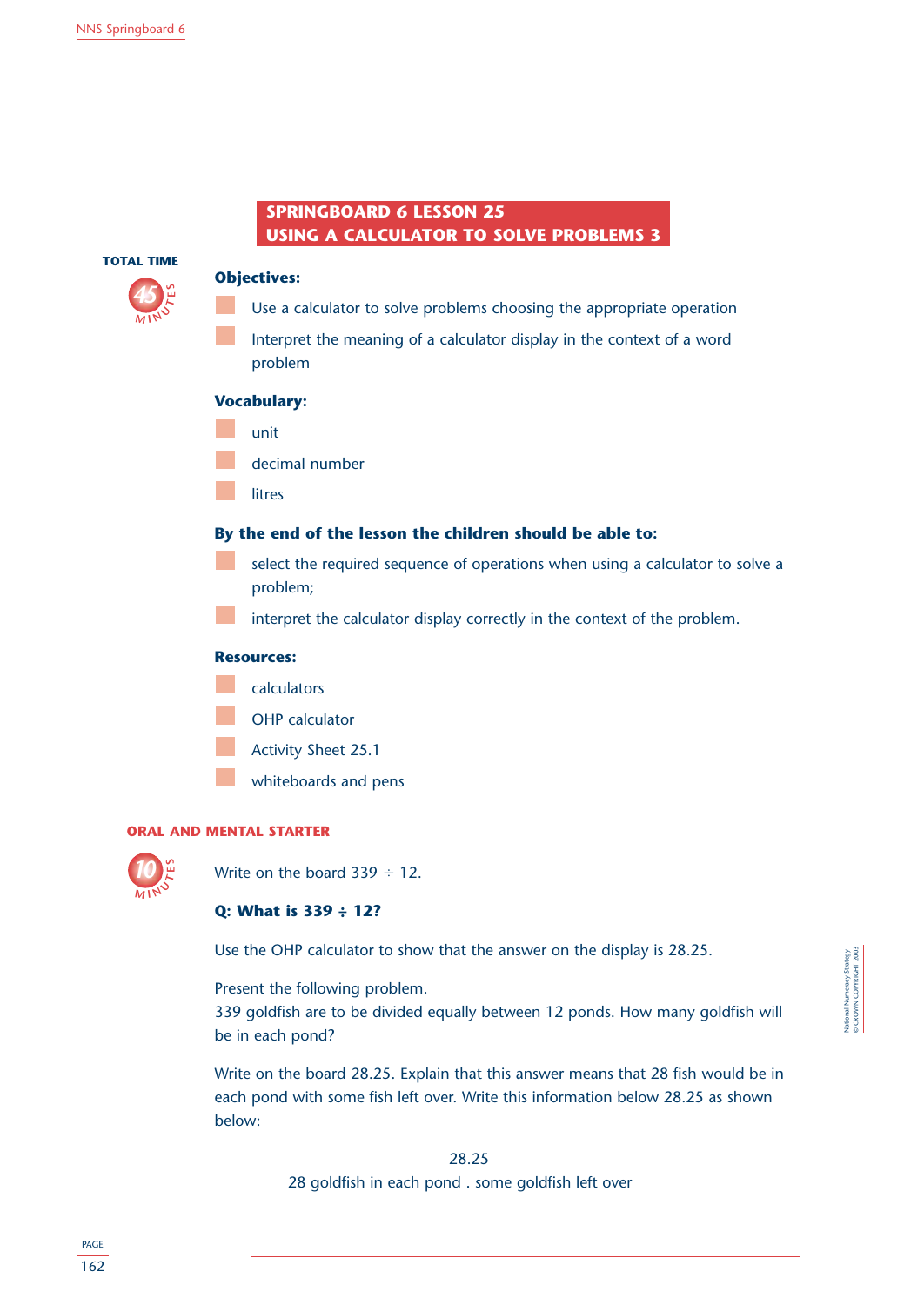# SPRINGBOARD 6 LESSON 25
## USING A CALCULATOR TO SOLVE PROBLEMS 3

**TOTAL TIME** 45 MINUTES

### Objectives:

- Use a calculator to solve problems choosing the appropriate operation
- Interpret the meaning of a calculator display in the context of a word problem

### Vocabulary:

- unit
- decimal number
- litres

### By the end of the lesson the children should be able to:

- select the required sequence of operations when using a calculator to solve a problem;
- interpret the calculator display correctly in the context of the problem.

### Resources:

- calculators
- OHP calculator
- Activity Sheet 25.1
- whiteboards and pens

## ORAL AND MENTAL STARTER

10 MINUTES

Write on the board 339 ÷ 12.

**Q: What is 339 ÷ 12?**

Use the OHP calculator to show that the answer on the display is 28.25.

Present the following problem.
339 goldfish are to be divided equally between 12 ponds. How many goldfish will be in each pond?

Write on the board 28.25. Explain that this answer means that 28 fish would be in each pond with some fish left over. Write this information below 28.25 as shown below:

28.25
28 goldfish in each pond . some goldfish left over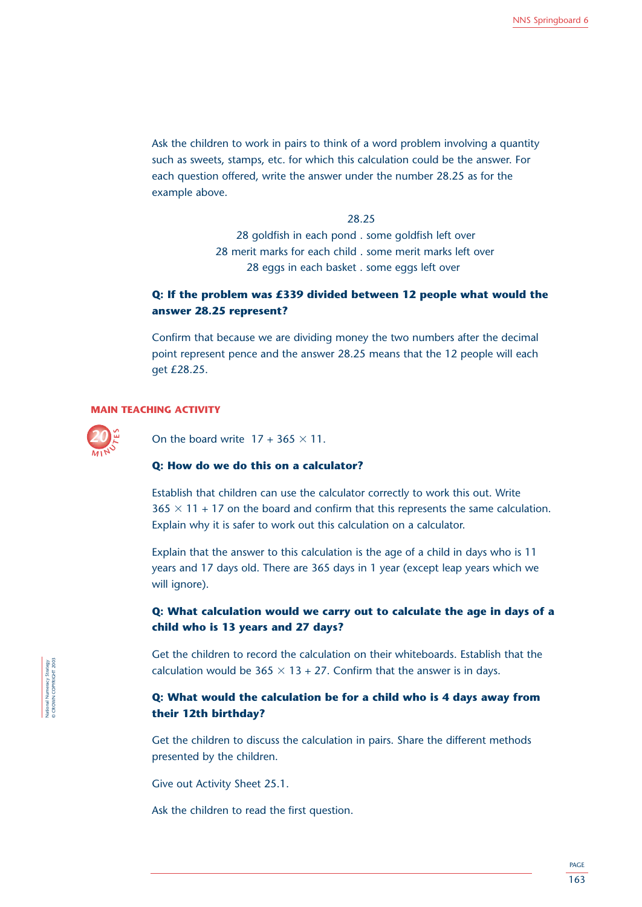Ask the children to work in pairs to think of a word problem involving a quantity such as sweets, stamps, etc. for which this calculation could be the answer. For each question offered, write the answer under the number 28.25 as for the example above.

28.25
28 goldfish in each pond . some goldfish left over
28 merit marks for each child . some merit marks left over
28 eggs in each basket . some eggs left over

**Q: If the problem was £339 divided between 12 people what would the answer 28.25 represent?**

Confirm that because we are dividing money the two numbers after the decimal point represent pence and the answer 28.25 means that the 12 people will each get £28.25.

## MAIN TEACHING ACTIVITY

20 MINUTES

On the board write $17 + 365 \times 11$.

**Q: How do we do this on a calculator?**

Establish that children can use the calculator correctly to work this out. Write $365 \times 11 + 17$ on the board and confirm that this represents the same calculation. Explain why it is safer to work out this calculation on a calculator.

Explain that the answer to this calculation is the age of a child in days who is 11 years and 17 days old. There are 365 days in 1 year (except leap years which we will ignore).

**Q: What calculation would we carry out to calculate the age in days of a child who is 13 years and 27 days?**

Get the children to record the calculation on their whiteboards. Establish that the calculation would be $365 \times 13 + 27$. Confirm that the answer is in days.

**Q: What would the calculation be for a child who is 4 days away from their 12th birthday?**

Get the children to discuss the calculation in pairs. Share the different methods presented by the children.

Give out Activity Sheet 25.1.

Ask the children to read the first question.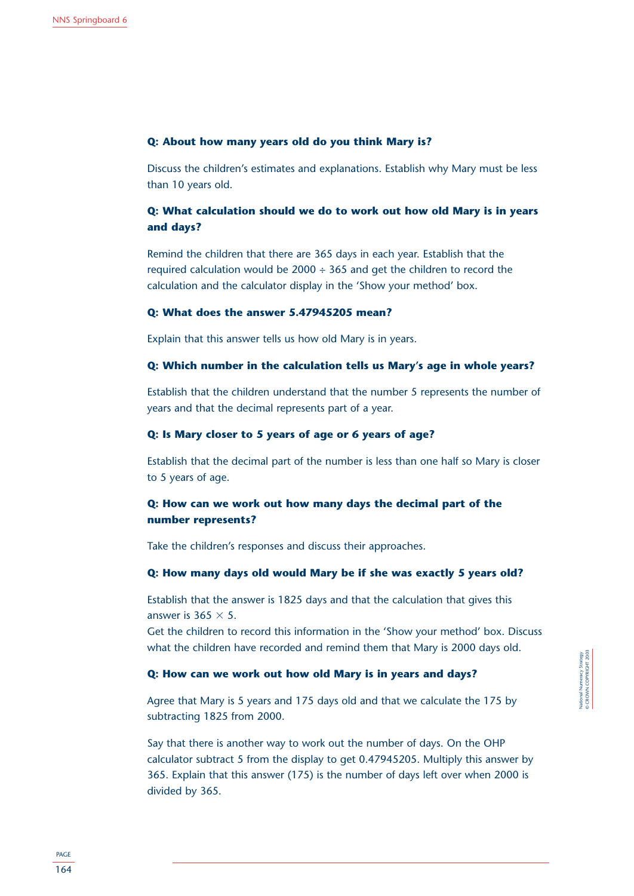**Q: About how many years old do you think Mary is?**

Discuss the children's estimates and explanations. Establish why Mary must be less than 10 years old.

**Q: What calculation should we do to work out how old Mary is in years and days?**

Remind the children that there are 365 days in each year. Establish that the required calculation would be $2000 \div 365$ and get the children to record the calculation and the calculator display in the 'Show your method' box.

**Q: What does the answer 5.47945205 mean?**

Explain that this answer tells us how old Mary is in years.

**Q: Which number in the calculation tells us Mary's age in whole years?**

Establish that the children understand that the number 5 represents the number of years and that the decimal represents part of a year.

**Q: Is Mary closer to 5 years of age or 6 years of age?**

Establish that the decimal part of the number is less than one half so Mary is closer to 5 years of age.

**Q: How can we work out how many days the decimal part of the number represents?**

Take the children's responses and discuss their approaches.

**Q: How many days old would Mary be if she was exactly 5 years old?**

Establish that the answer is 1825 days and that the calculation that gives this answer is $365 \times 5$.
Get the children to record this information in the 'Show your method' box. Discuss what the children have recorded and remind them that Mary is 2000 days old.

**Q: How can we work out how old Mary is in years and days?**

Agree that Mary is 5 years and 175 days old and that we calculate the 175 by subtracting 1825 from 2000.

Say that there is another way to work out the number of days. On the OHP calculator subtract 5 from the display to get 0.47945205. Multiply this answer by 365. Explain that this answer (175) is the number of days left over when 2000 is divided by 365.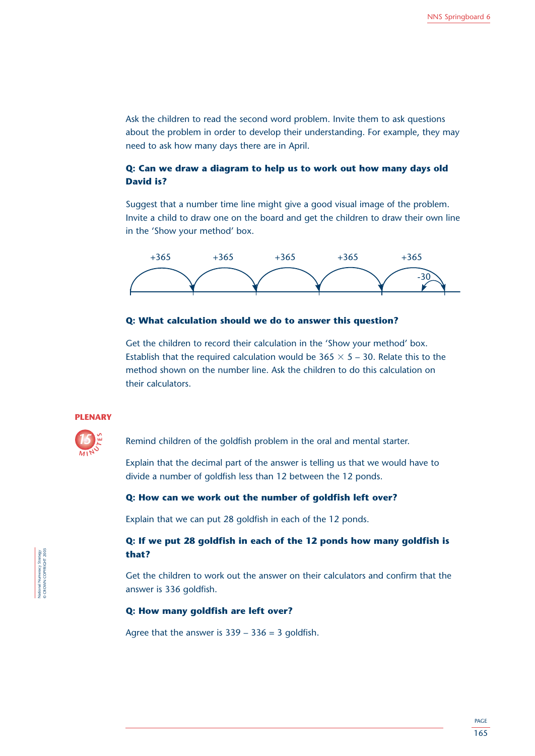Ask the children to read the second word problem. Invite them to ask questions about the problem in order to develop their understanding. For example, they may need to ask how many days there are in April.

**Q: Can we draw a diagram to help us to work out how many days old David is?**

Suggest that a number time line might give a good visual image of the problem. Invite a child to draw one on the board and get the children to draw their own line in the 'Show your method' box.

+365 +365 +365 +365 +365 -30

**Q: What calculation should we do to answer this question?**

Get the children to record their calculation in the 'Show your method' box. Establish that the required calculation would be $365 \times 5 - 30$. Relate this to the method shown on the number line. Ask the children to do this calculation on their calculators.

## PLENARY

15 MINUTES

Remind children of the goldfish problem in the oral and mental starter.

Explain that the decimal part of the answer is telling us that we would have to divide a number of goldfish less than 12 between the 12 ponds.

**Q: How can we work out the number of goldfish left over?**

Explain that we can put 28 goldfish in each of the 12 ponds.

**Q: If we put 28 goldfish in each of the 12 ponds how many goldfish is that?**

Get the children to work out the answer on their calculators and confirm that the answer is 336 goldfish.

**Q: How many goldfish are left over?**

Agree that the answer is $339 - 336 = 3$ goldfish.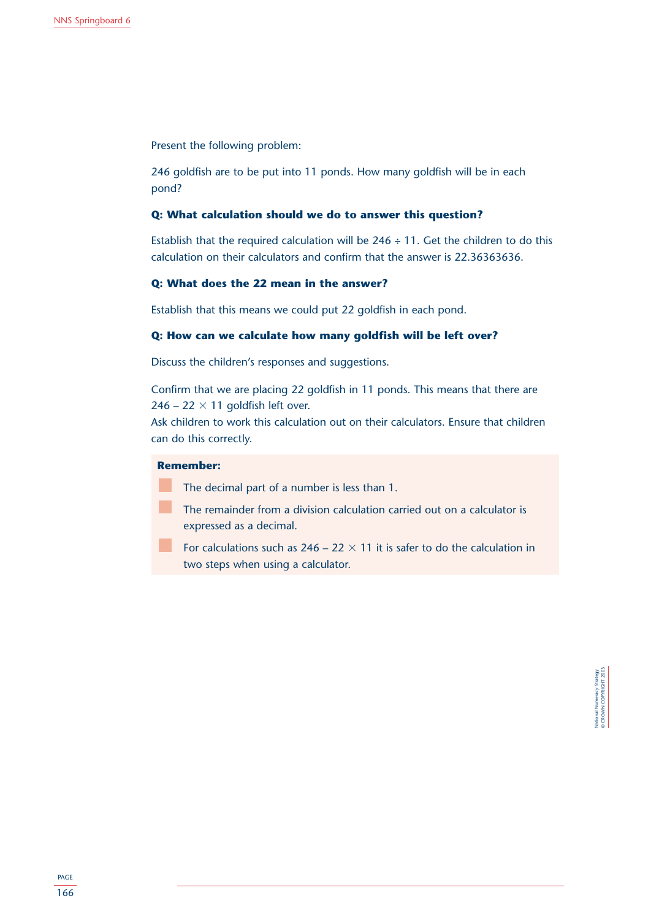Present the following problem:

246 goldfish are to be put into 11 ponds. How many goldfish will be in each pond?

**Q: What calculation should we do to answer this question?**

Establish that the required calculation will be $246 \div 11$. Get the children to do this calculation on their calculators and confirm that the answer is 22.36363636.

**Q: What does the 22 mean in the answer?**

Establish that this means we could put 22 goldfish in each pond.

**Q: How can we calculate how many goldfish will be left over?**

Discuss the children's responses and suggestions.

Confirm that we are placing 22 goldfish in 11 ponds. This means that there are $246 - 22 \times 11$ goldfish left over.
Ask children to work this calculation out on their calculators. Ensure that children can do this correctly.

**Remember:**

- The decimal part of a number is less than 1.
- The remainder from a division calculation carried out on a calculator is expressed as a decimal.
- For calculations such as $246 - 22 \times 11$ it is safer to do the calculation in two steps when using a calculator.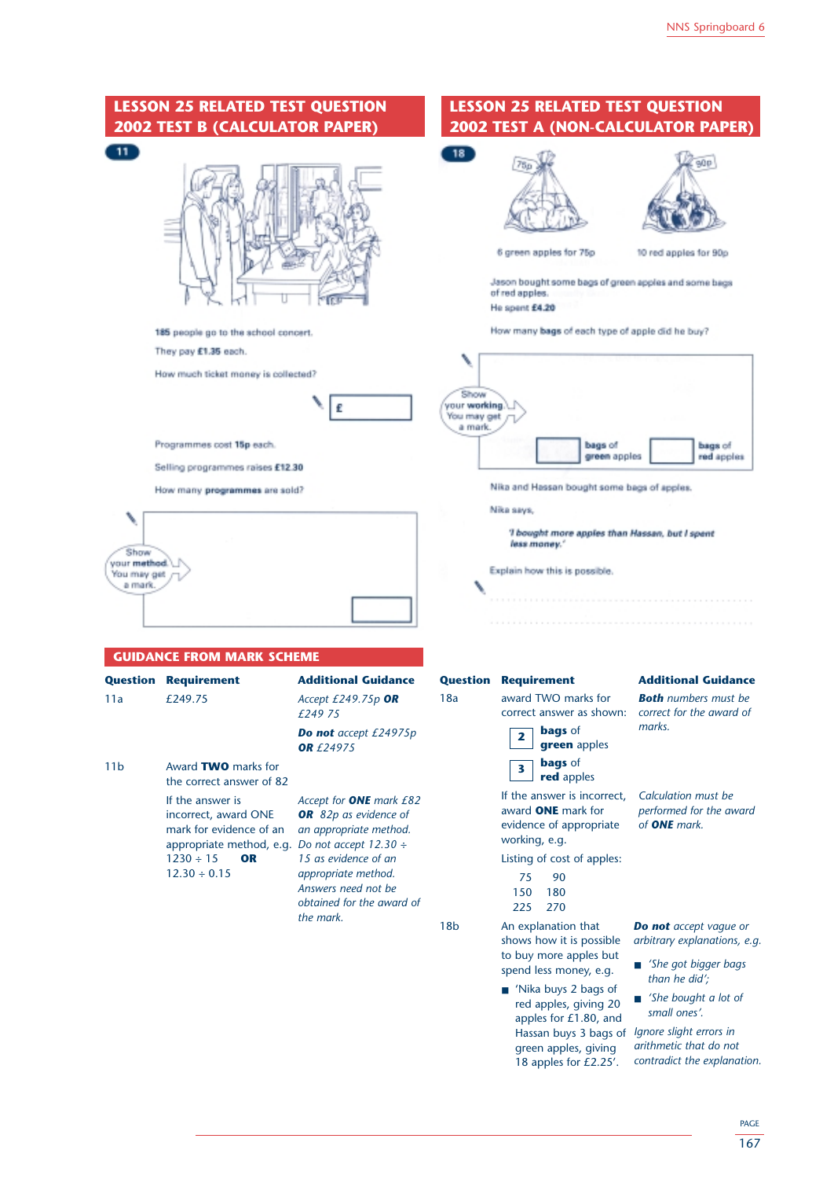## LESSON 25 RELATED TEST QUESTION 2002 TEST B (CALCULATOR PAPER)

**11**

185 people go to the school concert.

They pay **£1.35** each.

How much ticket money is collected?

£

Programmes cost **15p** each.

Selling programmes raises **£12.30**

How many **programmes** are sold?

Show your **method**. You may get a mark.

## LESSON 25 RELATED TEST QUESTION 2002 TEST A (NON-CALCULATOR PAPER)

**18**

6 green apples for 75p

10 red apples for 90p

Jason bought some bags of green apples and some bags of red apples.

He spent **£4.20**

How many **bags** of each type of apple did he buy?

Show your **working**. You may get a mark.

bags of green apples

bags of red apples

Nika and Hassan bought some bags of apples.

Nika says,

*'I bought more apples than Hassan, but I spent less money.'*

Explain how this is possible.

## GUIDANCE FROM MARK SCHEME

| Question | Requirement | Additional Guidance |
|---|---|---|
| 11a | £249.75 | *Accept £249.75p* ***OR*** *£249 75*<br><br>***Do not*** *accept £24975p* ***OR*** *£24975* |
| 11b | Award **TWO** marks for the correct answer of 82<br><br>If the answer is incorrect, award ONE mark for evidence of an appropriate method, e.g. 1230 ÷ 15 **OR** 12.30 ÷ 0.15 | *Accept for* ***ONE*** *mark £82* ***OR*** *82p as evidence of an appropriate method.*<br>*Do not accept 12.30 ÷ 15 as evidence of an appropriate method.*<br>*Answers need not be obtained for the award of the mark.* |

| Question | Requirement | Additional Guidance |
|---|---|---|
| 18a | award TWO marks for correct answer as shown:<br>2 **bags** of **green** apples<br>3 **bags** of **red** apples<br><br>If the answer is incorrect, award **ONE** mark for evidence of appropriate working, e.g.<br>Listing of cost of apples:<br>75 90<br>150 180<br>225 270 | ***Both*** *numbers must be correct for the award of marks.*<br><br>*Calculation must be performed for the award of* ***ONE*** *mark.* |
| 18b | An explanation that shows how it is possible to buy more apples but spend less money, e.g.<br>■ 'Nika buys 2 bags of red apples, giving 20 apples for £1.80, and Hassan buys 3 bags of green apples, giving 18 apples for £2.25'. | ***Do not*** *accept vague or arbitrary explanations, e.g.*<br>■ *'She got bigger bags than he did';*<br>■ *'She bought a lot of small ones'.*<br>*Ignore slight errors in arithmetic that do not contradict the explanation.* |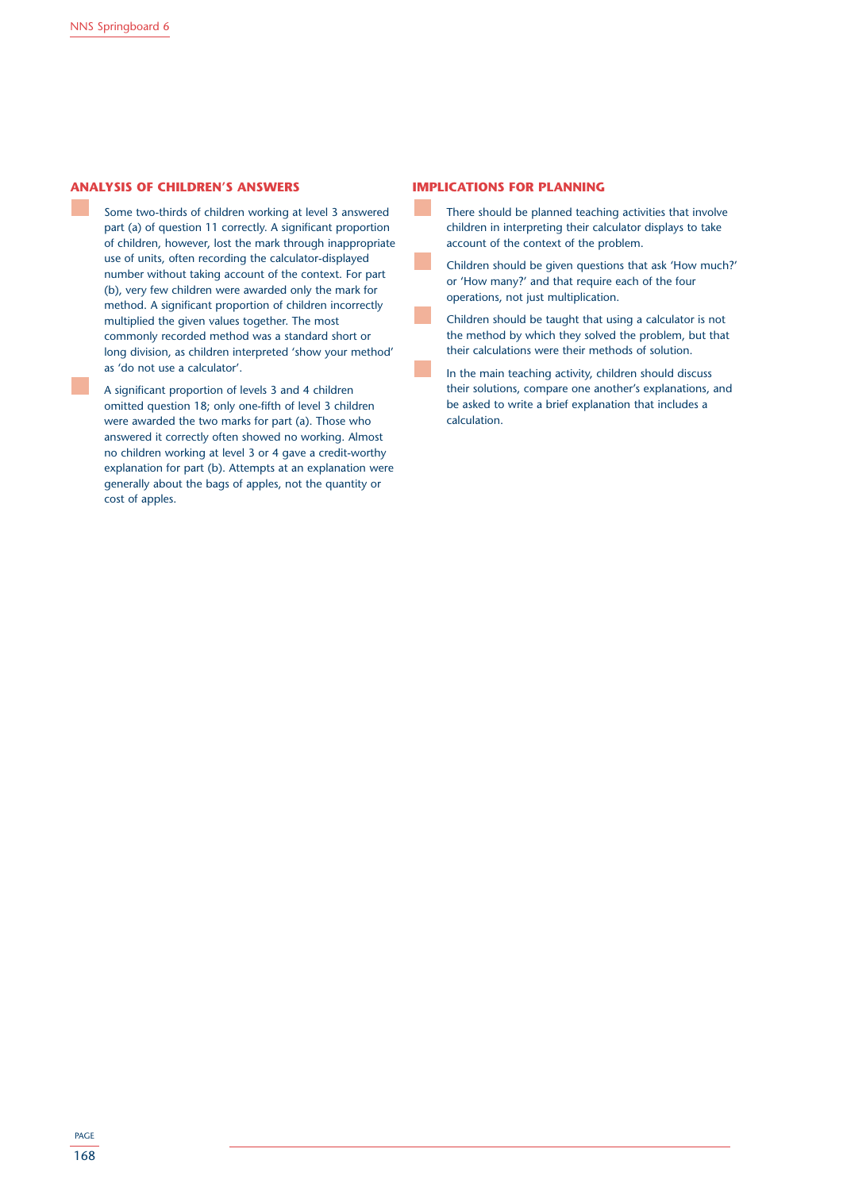## ANALYSIS OF CHILDREN'S ANSWERS

- Some two-thirds of children working at level 3 answered part (a) of question 11 correctly. A significant proportion of children, however, lost the mark through inappropriate use of units, often recording the calculator-displayed number without taking account of the context. For part (b), very few children were awarded only the mark for method. A significant proportion of children incorrectly multiplied the given values together. The most commonly recorded method was a standard short or long division, as children interpreted 'show your method' as 'do not use a calculator'.

- A significant proportion of levels 3 and 4 children omitted question 18; only one-fifth of level 3 children were awarded the two marks for part (a). Those who answered it correctly often showed no working. Almost no children working at level 3 or 4 gave a credit-worthy explanation for part (b). Attempts at an explanation were generally about the bags of apples, not the quantity or cost of apples.

## IMPLICATIONS FOR PLANNING

- There should be planned teaching activities that involve children in interpreting their calculator displays to take account of the context of the problem.

- Children should be given questions that ask 'How much?' or 'How many?' and that require each of the four operations, not just multiplication.

- Children should be taught that using a calculator is not the method by which they solved the problem, but that their calculations were their methods of solution.

- In the main teaching activity, children should discuss their solutions, compare one another's explanations, and be asked to write a brief explanation that includes a calculation.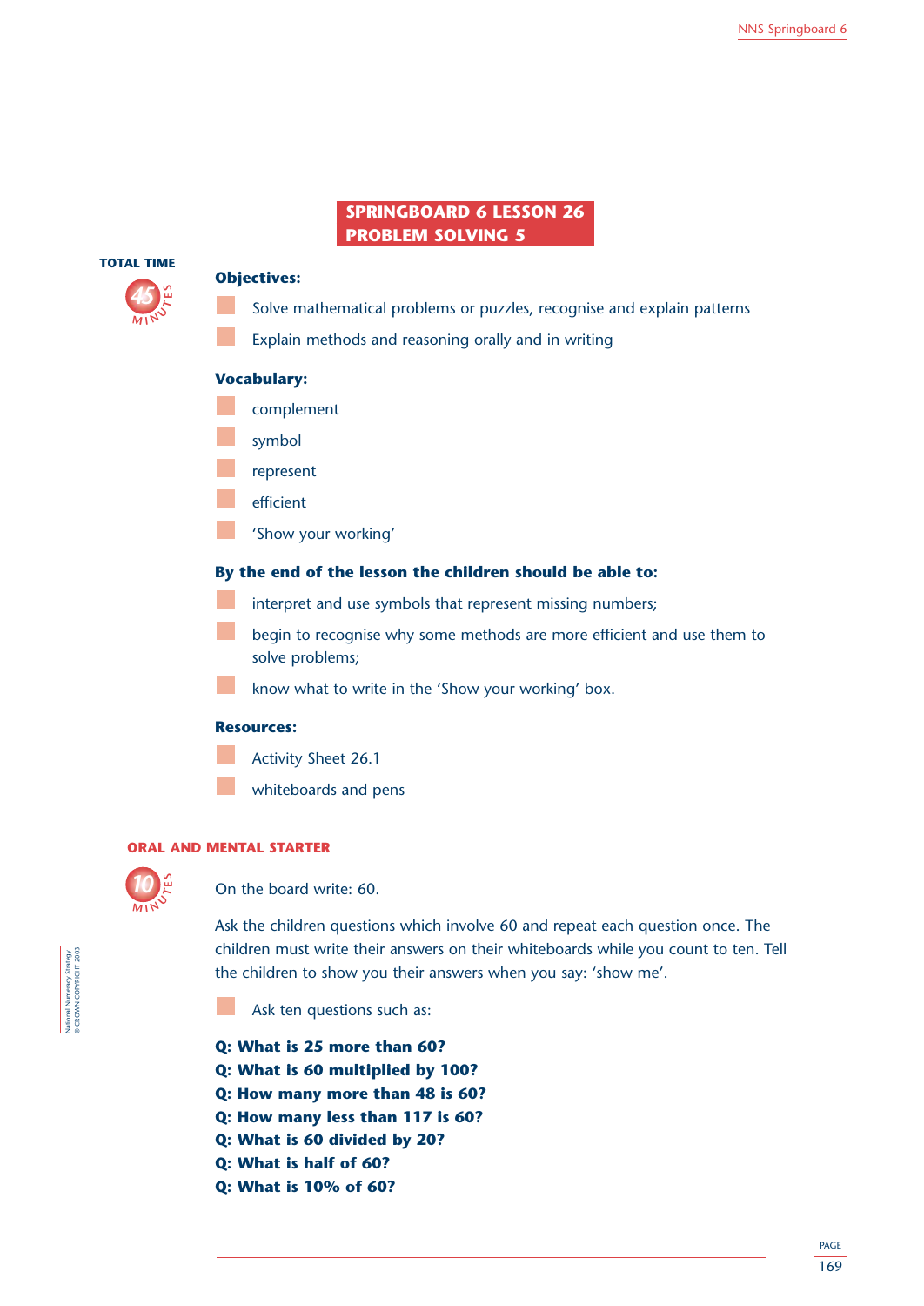# SPRINGBOARD 6 LESSON 26
# PROBLEM SOLVING 5

**TOTAL TIME** 45 MINUTES

**Objectives:**

- Solve mathematical problems or puzzles, recognise and explain patterns
- Explain methods and reasoning orally and in writing

**Vocabulary:**

- complement
- symbol
- represent
- efficient
- 'Show your working'

**By the end of the lesson the children should be able to:**

- interpret and use symbols that represent missing numbers;
- begin to recognise why some methods are more efficient and use them to solve problems;
- know what to write in the 'Show your working' box.

**Resources:**

- Activity Sheet 26.1
- whiteboards and pens

## ORAL AND MENTAL STARTER

10 MINUTES

On the board write: 60.

Ask the children questions which involve 60 and repeat each question once. The children must write their answers on their whiteboards while you count to ten. Tell the children to show you their answers when you say: 'show me'.

- Ask ten questions such as:

**Q: What is 25 more than 60?**
**Q: What is 60 multiplied by 100?**
**Q: How many more than 48 is 60?**
**Q: How many less than 117 is 60?**
**Q: What is 60 divided by 20?**
**Q: What is half of 60?**
**Q: What is 10% of 60?**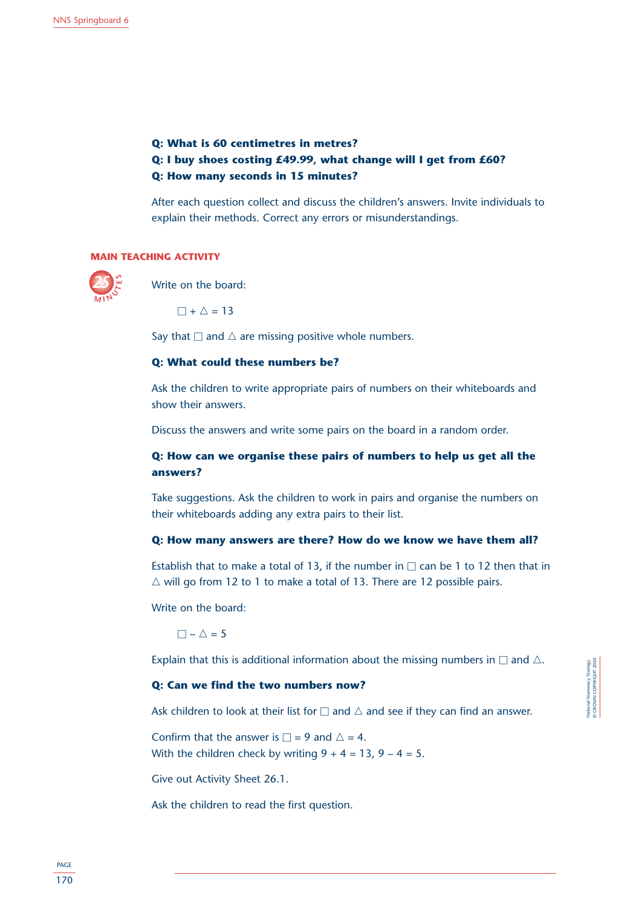**Q: What is 60 centimetres in metres?**
**Q: I buy shoes costing £49.99, what change will I get from £60?**
**Q: How many seconds in 15 minutes?**

After each question collect and discuss the children's answers. Invite individuals to explain their methods. Correct any errors or misunderstandings.

## MAIN TEACHING ACTIVITY

25 MINUTES

Write on the board:

□ + △ = 13

Say that □ and △ are missing positive whole numbers.

**Q: What could these numbers be?**

Ask the children to write appropriate pairs of numbers on their whiteboards and show their answers.

Discuss the answers and write some pairs on the board in a random order.

**Q: How can we organise these pairs of numbers to help us get all the answers?**

Take suggestions. Ask the children to work in pairs and organise the numbers on their whiteboards adding any extra pairs to their list.

**Q: How many answers are there? How do we know we have them all?**

Establish that to make a total of 13, if the number in □ can be 1 to 12 then that in △ will go from 12 to 1 to make a total of 13. There are 12 possible pairs.

Write on the board:

□ – △ = 5

Explain that this is additional information about the missing numbers in □ and △.

**Q: Can we find the two numbers now?**

Ask children to look at their list for □ and △ and see if they can find an answer.

Confirm that the answer is □ = 9 and △ = 4.
With the children check by writing 9 + 4 = 13, 9 – 4 = 5.

Give out Activity Sheet 26.1.

Ask the children to read the first question.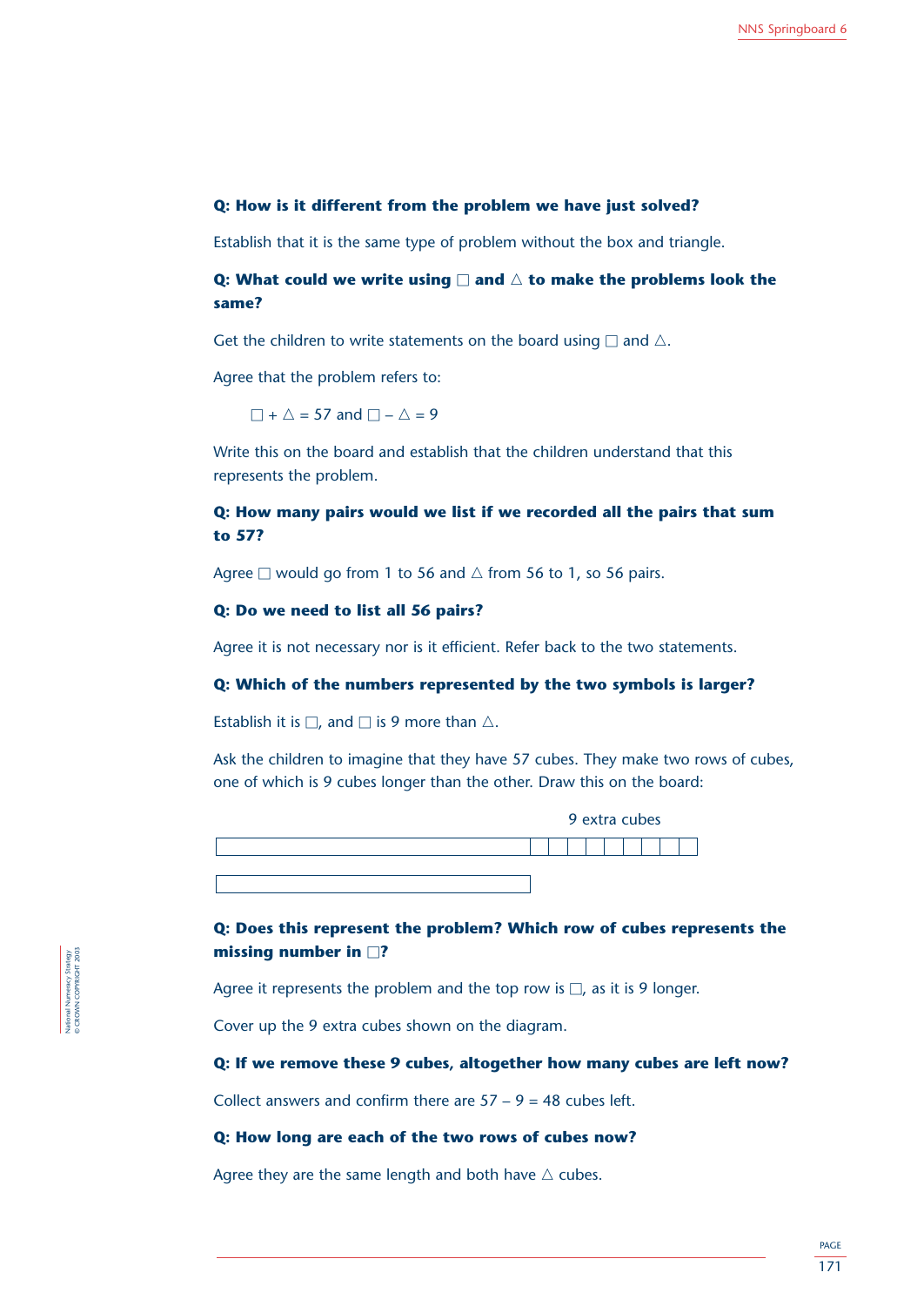**Q: How is it different from the problem we have just solved?**

Establish that it is the same type of problem without the box and triangle.

**Q: What could we write using □ and △ to make the problems look the same?**

Get the children to write statements on the board using □ and △.

Agree that the problem refers to:

□ + △ = 57 and □ – △ = 9

Write this on the board and establish that the children understand that this represents the problem.

**Q: How many pairs would we list if we recorded all the pairs that sum to 57?**

Agree □ would go from 1 to 56 and △ from 56 to 1, so 56 pairs.

**Q: Do we need to list all 56 pairs?**

Agree it is not necessary nor is it efficient. Refer back to the two statements.

**Q: Which of the numbers represented by the two symbols is larger?**

Establish it is □, and □ is 9 more than △.

Ask the children to imagine that they have 57 cubes. They make two rows of cubes, one of which is 9 cubes longer than the other. Draw this on the board:

9 extra cubes

**Q: Does this represent the problem? Which row of cubes represents the missing number in □?**

Agree it represents the problem and the top row is □, as it is 9 longer.

Cover up the 9 extra cubes shown on the diagram.

**Q: If we remove these 9 cubes, altogether how many cubes are left now?**

Collect answers and confirm there are 57 – 9 = 48 cubes left.

**Q: How long are each of the two rows of cubes now?**

Agree they are the same length and both have △ cubes.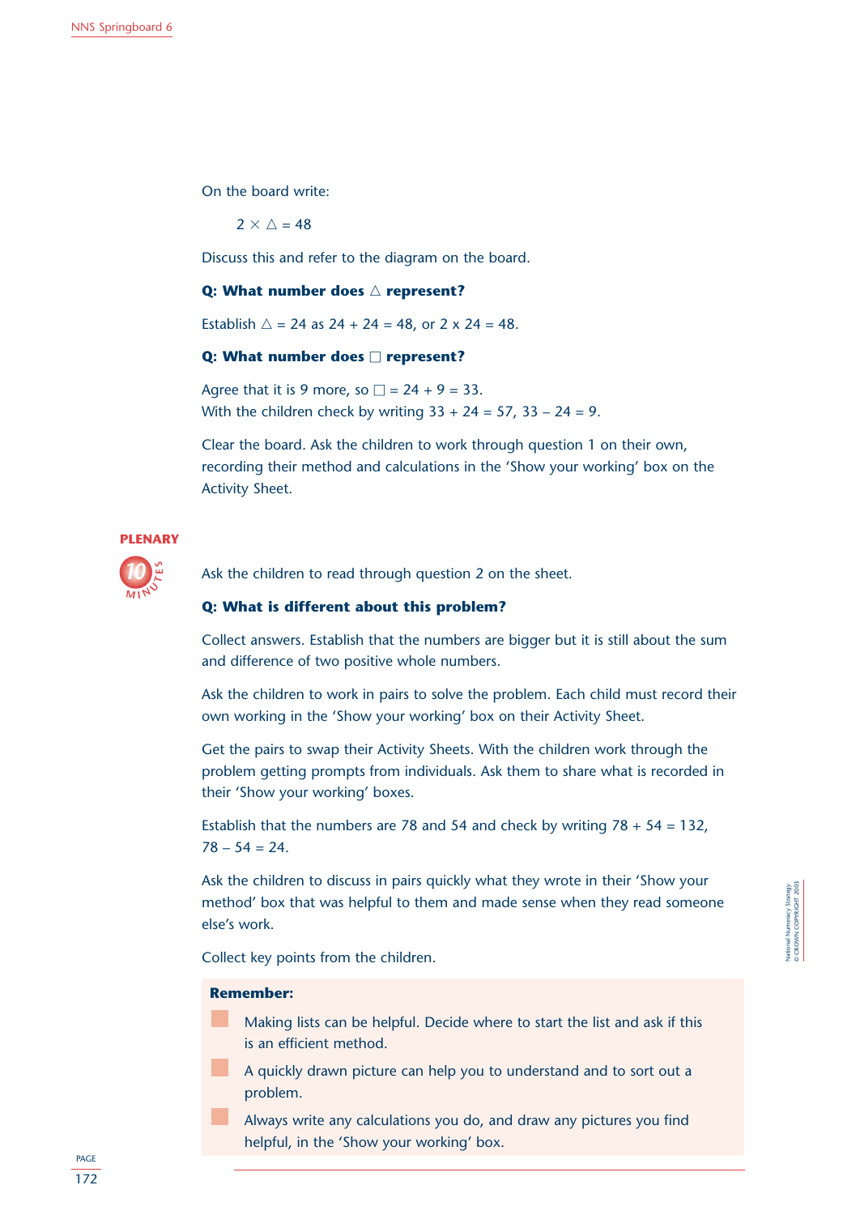On the board write:

$2 \times \triangle = 48$

Discuss this and refer to the diagram on the board.

**Q: What number does △ represent?**

Establish △ = 24 as 24 + 24 = 48, or 2 x 24 = 48.

**Q: What number does □ represent?**

Agree that it is 9 more, so □ = 24 + 9 = 33.
With the children check by writing 33 + 24 = 57, 33 – 24 = 9.

Clear the board. Ask the children to work through question 1 on their own, recording their method and calculations in the 'Show your working' box on the Activity Sheet.

## PLENARY

10 MINUTES

Ask the children to read through question 2 on the sheet.

**Q: What is different about this problem?**

Collect answers. Establish that the numbers are bigger but it is still about the sum and difference of two positive whole numbers.

Ask the children to work in pairs to solve the problem. Each child must record their own working in the 'Show your working' box on their Activity Sheet.

Get the pairs to swap their Activity Sheets. With the children work through the problem getting prompts from individuals. Ask them to share what is recorded in their 'Show your working' boxes.

Establish that the numbers are 78 and 54 and check by writing 78 + 54 = 132, 78 – 54 = 24.

Ask the children to discuss in pairs quickly what they wrote in their 'Show your method' box that was helpful to them and made sense when they read someone else's work.

Collect key points from the children.

**Remember:**

- Making lists can be helpful. Decide where to start the list and ask if this is an efficient method.
- A quickly drawn picture can help you to understand and to sort out a problem.
- Always write any calculations you do, and draw any pictures you find helpful, in the 'Show your working' box.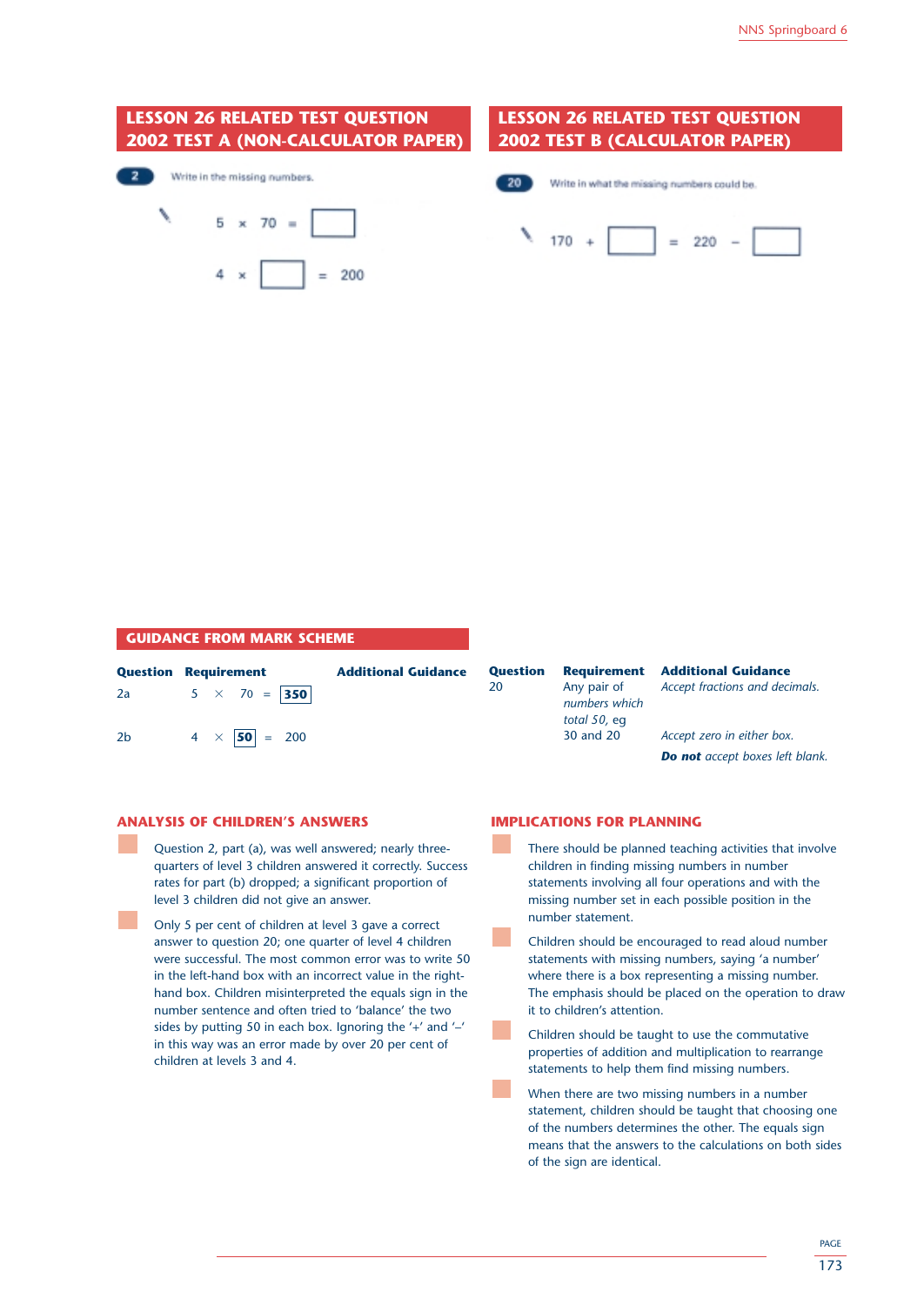## LESSON 26 RELATED TEST QUESTION 2002 TEST A (NON-CALCULATOR PAPER)

**2** Write in the missing numbers.

$5 \times 70 = \square$

$4 \times \square = 200$

## LESSON 26 RELATED TEST QUESTION 2002 TEST B (CALCULATOR PAPER)

**20** Write in what the missing numbers could be.

$170 + \square = 220 - \square$

## GUIDANCE FROM MARK SCHEME

| Question | Requirement | Additional Guidance |
|---|---|---|
| 2a | $5 \times 70 = \boxed{350}$ | |
| 2b | $4 \times \boxed{50} = 200$ | |

| Question | Requirement | Additional Guidance |
|---|---|---|
| 20 | *Any pair of numbers which total 50, eg* 30 and 20 | *Accept fractions and decimals.* <br> *Accept zero in either box.* <br> ***Do not** accept boxes left blank.* |

### ANALYSIS OF CHILDREN'S ANSWERS

- Question 2, part (a), was well answered; nearly three-quarters of level 3 children answered it correctly. Success rates for part (b) dropped; a significant proportion of level 3 children did not give an answer.
- Only 5 per cent of children at level 3 gave a correct answer to question 20; one quarter of level 4 children were successful. The most common error was to write 50 in the left-hand box with an incorrect value in the right-hand box. Children misinterpreted the equals sign in the number sentence and often tried to 'balance' the two sides by putting 50 in each box. Ignoring the '+' and '–' in this way was an error made by over 20 per cent of children at levels 3 and 4.

### IMPLICATIONS FOR PLANNING

- There should be planned teaching activities that involve children in finding missing numbers in number statements involving all four operations and with the missing number set in each possible position in the number statement.
- Children should be encouraged to read aloud number statements with missing numbers, saying 'a number' where there is a box representing a missing number. The emphasis should be placed on the operation to draw it to children's attention.
- Children should be taught to use the commutative properties of addition and multiplication to rearrange statements to help them find missing numbers.
- When there are two missing numbers in a number statement, children should be taught that choosing one of the numbers determines the other. The equals sign means that the answers to the calculations on both sides of the sign are identical.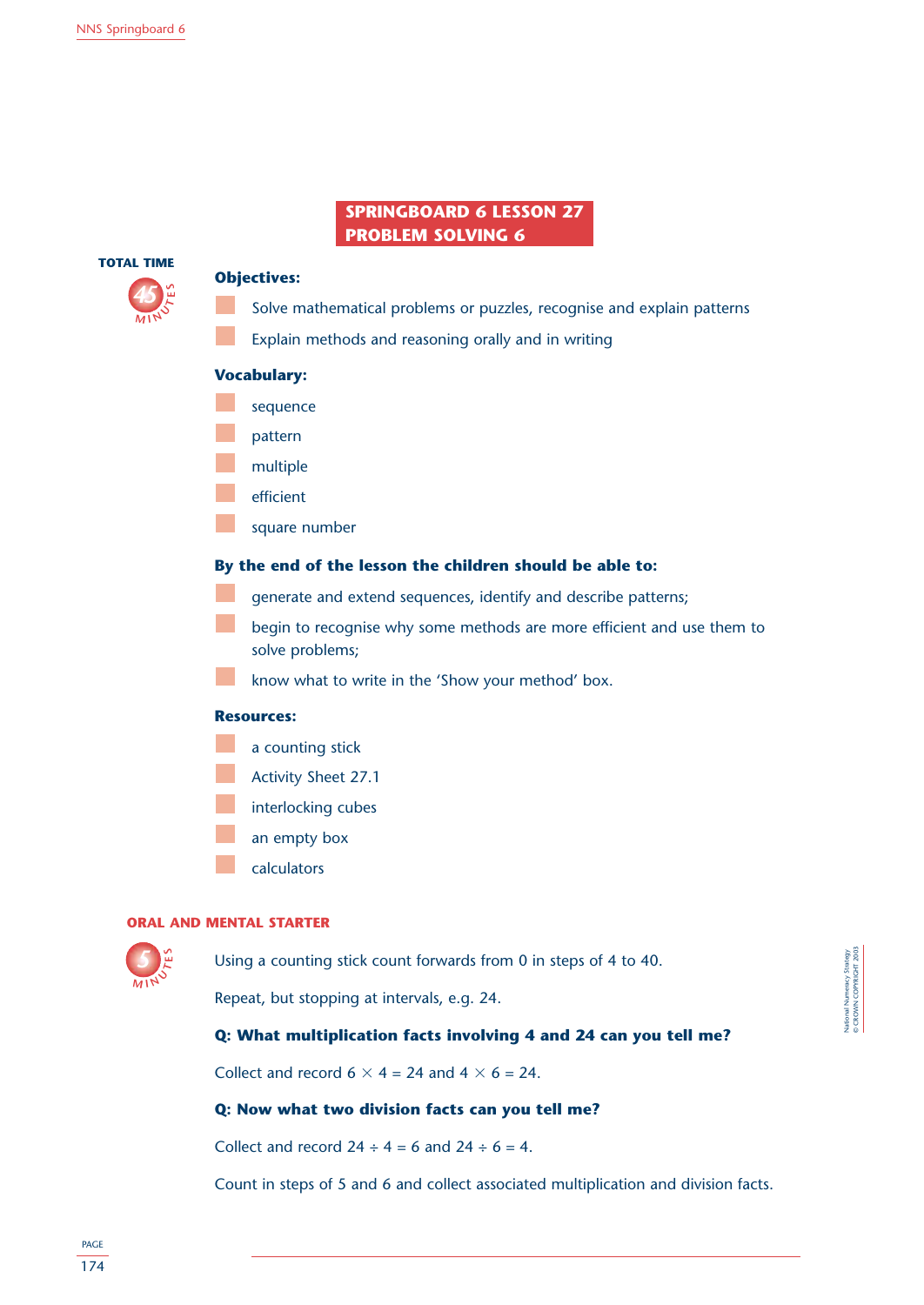# SPRINGBOARD 6 LESSON 27
# PROBLEM SOLVING 6

**TOTAL TIME** 45 MINUTES

**Objectives:**

- Solve mathematical problems or puzzles, recognise and explain patterns
- Explain methods and reasoning orally and in writing

**Vocabulary:**

- sequence
- pattern
- multiple
- efficient
- square number

**By the end of the lesson the children should be able to:**

- generate and extend sequences, identify and describe patterns;
- begin to recognise why some methods are more efficient and use them to solve problems;
- know what to write in the 'Show your method' box.

**Resources:**

- a counting stick
- Activity Sheet 27.1
- interlocking cubes
- an empty box
- calculators

## ORAL AND MENTAL STARTER

5 MINUTES

Using a counting stick count forwards from 0 in steps of 4 to 40.

Repeat, but stopping at intervals, e.g. 24.

**Q: What multiplication facts involving 4 and 24 can you tell me?**

Collect and record $6 \times 4 = 24$ and $4 \times 6 = 24$.

**Q: Now what two division facts can you tell me?**

Collect and record $24 \div 4 = 6$ and $24 \div 6 = 4$.

Count in steps of 5 and 6 and collect associated multiplication and division facts.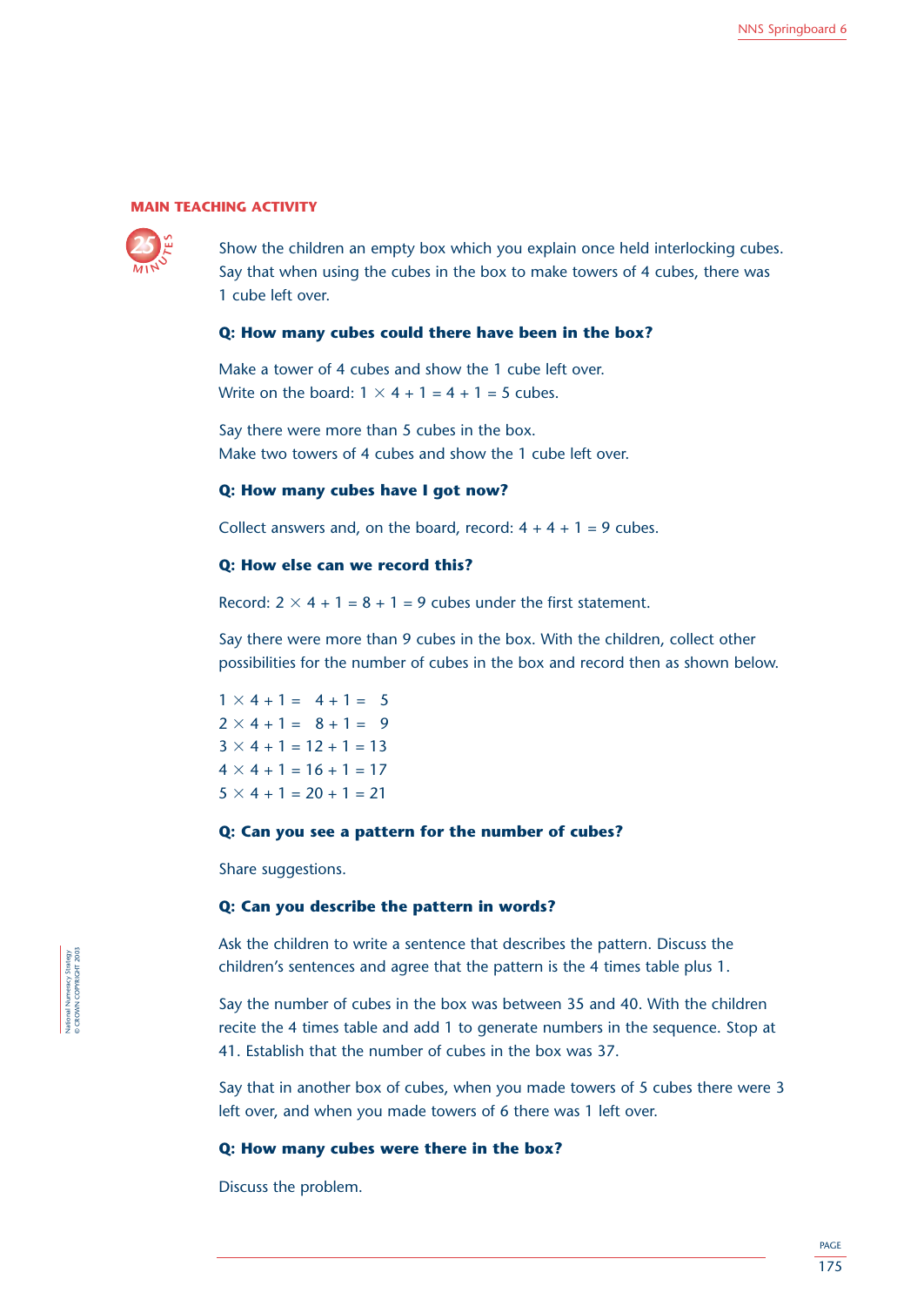## MAIN TEACHING ACTIVITY

25 MINUTES

Show the children an empty box which you explain once held interlocking cubes. Say that when using the cubes in the box to make towers of 4 cubes, there was 1 cube left over.

**Q: How many cubes could there have been in the box?**

Make a tower of 4 cubes and show the 1 cube left over.
Write on the board: $1 \times 4 + 1 = 4 + 1 = 5$ cubes.

Say there were more than 5 cubes in the box.
Make two towers of 4 cubes and show the 1 cube left over.

**Q: How many cubes have I got now?**

Collect answers and, on the board, record: $4 + 4 + 1 = 9$ cubes.

**Q: How else can we record this?**

Record: $2 \times 4 + 1 = 8 + 1 = 9$ cubes under the first statement.

Say there were more than 9 cubes in the box. With the children, collect other possibilities for the number of cubes in the box and record then as shown below.

$1 \times 4 + 1 = 4 + 1 = 5$
$2 \times 4 + 1 = 8 + 1 = 9$
$3 \times 4 + 1 = 12 + 1 = 13$
$4 \times 4 + 1 = 16 + 1 = 17$
$5 \times 4 + 1 = 20 + 1 = 21$

**Q: Can you see a pattern for the number of cubes?**

Share suggestions.

**Q: Can you describe the pattern in words?**

Ask the children to write a sentence that describes the pattern. Discuss the children's sentences and agree that the pattern is the 4 times table plus 1.

Say the number of cubes in the box was between 35 and 40. With the children recite the 4 times table and add 1 to generate numbers in the sequence. Stop at 41. Establish that the number of cubes in the box was 37.

Say that in another box of cubes, when you made towers of 5 cubes there were 3 left over, and when you made towers of 6 there was 1 left over.

**Q: How many cubes were there in the box?**

Discuss the problem.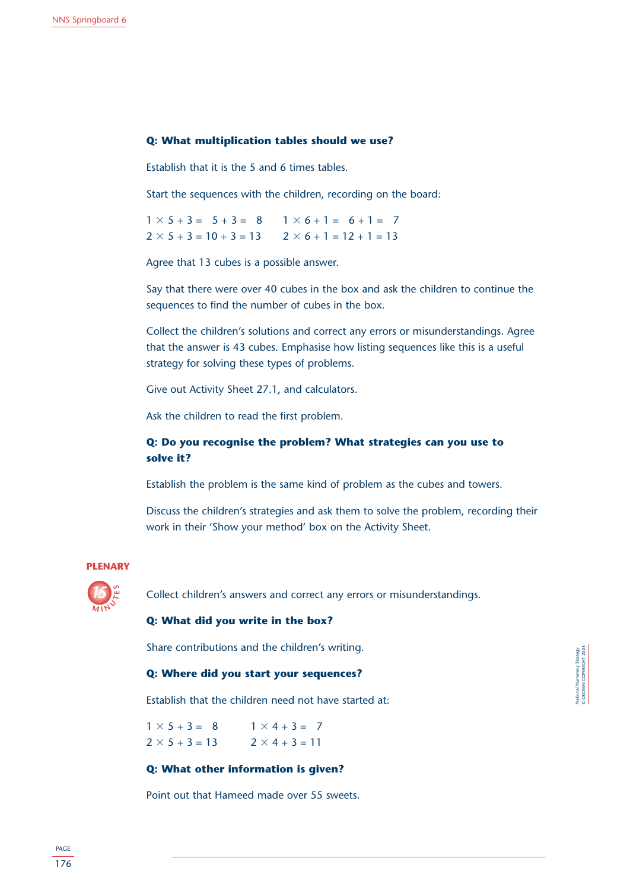**Q: What multiplication tables should we use?**

Establish that it is the 5 and 6 times tables.

Start the sequences with the children, recording on the board:

$1 \times 5 + 3 = \ \ 5 + 3 = \ \ 8 \qquad 1 \times 6 + 1 = \ \ 6 + 1 = \ \ 7$

$2 \times 5 + 3 = 10 + 3 = 13 \qquad 2 \times 6 + 1 = 12 + 1 = 13$

Agree that 13 cubes is a possible answer.

Say that there were over 40 cubes in the box and ask the children to continue the sequences to find the number of cubes in the box.

Collect the children's solutions and correct any errors or misunderstandings. Agree that the answer is 43 cubes. Emphasise how listing sequences like this is a useful strategy for solving these types of problems.

Give out Activity Sheet 27.1, and calculators.

Ask the children to read the first problem.

**Q: Do you recognise the problem? What strategies can you use to solve it?**

Establish the problem is the same kind of problem as the cubes and towers.

Discuss the children's strategies and ask them to solve the problem, recording their work in their 'Show your method' box on the Activity Sheet.

## PLENARY

15 MINUTES

Collect children's answers and correct any errors or misunderstandings.

**Q: What did you write in the box?**

Share contributions and the children's writing.

**Q: Where did you start your sequences?**

Establish that the children need not have started at:

$1 \times 5 + 3 = \ \ 8 \qquad 1 \times 4 + 3 = \ \ 7$

$2 \times 5 + 3 = 13 \qquad 2 \times 4 + 3 = 11$

**Q: What other information is given?**

Point out that Hameed made over 55 sweets.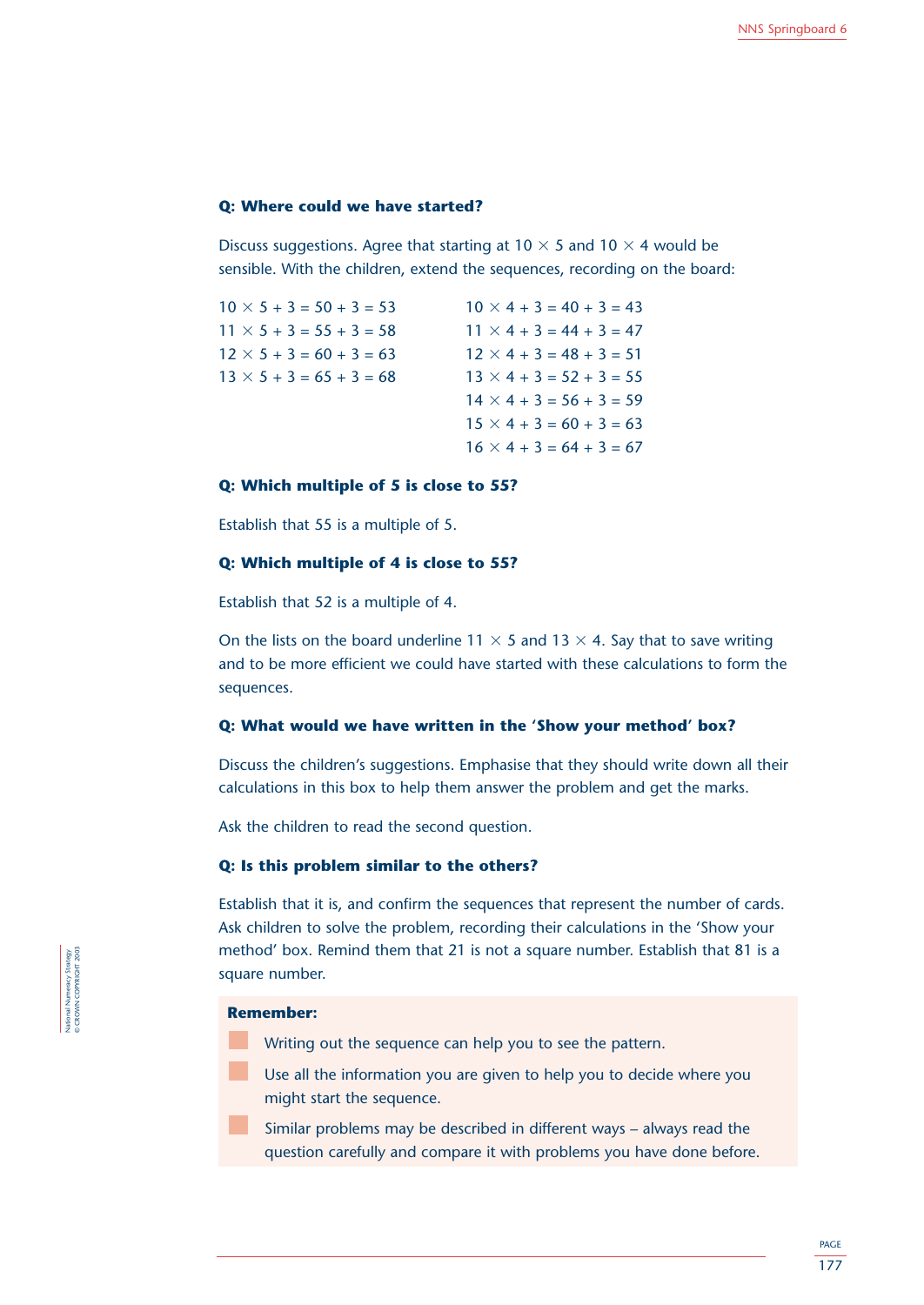**Q: Where could we have started?**

Discuss suggestions. Agree that starting at $10 \times 5$ and $10 \times 4$ would be sensible. With the children, extend the sequences, recording on the board:

| | |
|---|---|
| $10 \times 5 + 3 = 50 + 3 = 53$ | $10 \times 4 + 3 = 40 + 3 = 43$ |
| $11 \times 5 + 3 = 55 + 3 = 58$ | $11 \times 4 + 3 = 44 + 3 = 47$ |
| $12 \times 5 + 3 = 60 + 3 = 63$ | $12 \times 4 + 3 = 48 + 3 = 51$ |
| $13 \times 5 + 3 = 65 + 3 = 68$ | $13 \times 4 + 3 = 52 + 3 = 55$ |
| | $14 \times 4 + 3 = 56 + 3 = 59$ |
| | $15 \times 4 + 3 = 60 + 3 = 63$ |
| | $16 \times 4 + 3 = 64 + 3 = 67$ |

**Q: Which multiple of 5 is close to 55?**

Establish that 55 is a multiple of 5.

**Q: Which multiple of 4 is close to 55?**

Establish that 52 is a multiple of 4.

On the lists on the board underline $11 \times 5$ and $13 \times 4$. Say that to save writing and to be more efficient we could have started with these calculations to form the sequences.

**Q: What would we have written in the 'Show your method' box?**

Discuss the children's suggestions. Emphasise that they should write down all their calculations in this box to help them answer the problem and get the marks.

Ask the children to read the second question.

**Q: Is this problem similar to the others?**

Establish that it is, and confirm the sequences that represent the number of cards. Ask children to solve the problem, recording their calculations in the 'Show your method' box. Remind them that 21 is not a square number. Establish that 81 is a square number.

**Remember:**

- Writing out the sequence can help you to see the pattern.
- Use all the information you are given to help you to decide where you might start the sequence.
- Similar problems may be described in different ways – always read the question carefully and compare it with problems you have done before.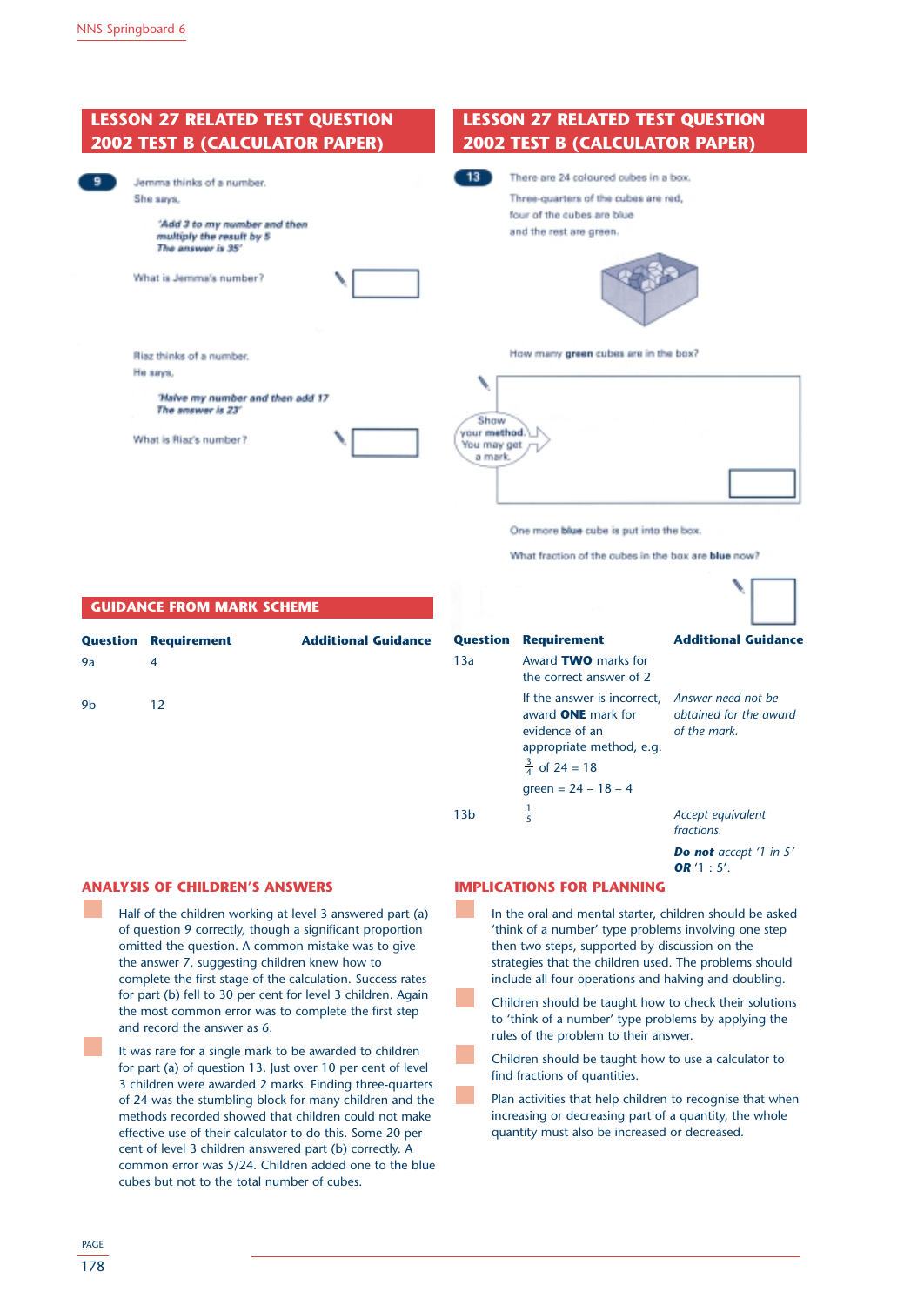## LESSON 27 RELATED TEST QUESTION 2002 TEST B (CALCULATOR PAPER)

**9** Jemma thinks of a number.

She says,

> *'Add 3 to my number and then multiply the result by 5*
> *The answer is 35'*

What is Jemma's number?

Riaz thinks of a number.

He says,

> *'Halve my number and then add 17*
> *The answer is 23'*

What is Riaz's number?

## LESSON 27 RELATED TEST QUESTION 2002 TEST B (CALCULATOR PAPER)

**13** There are 24 coloured cubes in a box.

Three-quarters of the cubes are red,

four of the cubes are blue

and the rest are green.

How many **green** cubes are in the box?

Show your **method**. You may get a mark.

One more **blue** cube is put into the box.

What fraction of the cubes in the box are **blue** now?

## GUIDANCE FROM MARK SCHEME

| Question | Requirement | Additional Guidance |
|---|---|---|
| 9a | 4 | |
| 9b | 12 | |

| Question | Requirement | Additional Guidance |
|---|---|---|
| 13a | Award **TWO** marks for the correct answer of 2 | |
| | If the answer is incorrect, award **ONE** mark for evidence of an appropriate method, e.g. $\frac{3}{4}$ of 24 = 18; green = 24 – 18 – 4 | *Answer need not be obtained for the award of the mark.* |
| 13b | $\frac{1}{5}$ | *Accept equivalent fractions.* ***Do not** accept '1 in 5'* ***OR** '1 : 5'.* |

## ANALYSIS OF CHILDREN'S ANSWERS

- Half of the children working at level 3 answered part (a) of question 9 correctly, though a significant proportion omitted the question. A common mistake was to give the answer 7, suggesting children knew how to complete the first stage of the calculation. Success rates for part (b) fell to 30 per cent for level 3 children. Again the most common error was to complete the first step and record the answer as 6.
- It was rare for a single mark to be awarded to children for part (a) of question 13. Just over 10 per cent of level 3 children were awarded 2 marks. Finding three-quarters of 24 was the stumbling block for many children and the methods recorded showed that children could not make effective use of their calculator to do this. Some 20 per cent of level 3 children answered part (b) correctly. A common error was 5/24. Children added one to the blue cubes but not to the total number of cubes.

## IMPLICATIONS FOR PLANNING

- In the oral and mental starter, children should be asked 'think of a number' type problems involving one step then two steps, supported by discussion on the strategies that the children used. The problems should include all four operations and halving and doubling.
- Children should be taught how to check their solutions to 'think of a number' type problems by applying the rules of the problem to their answer.
- Children should be taught how to use a calculator to find fractions of quantities.
- Plan activities that help children to recognise that when increasing or decreasing part of a quantity, the whole quantity must also be increased or decreased.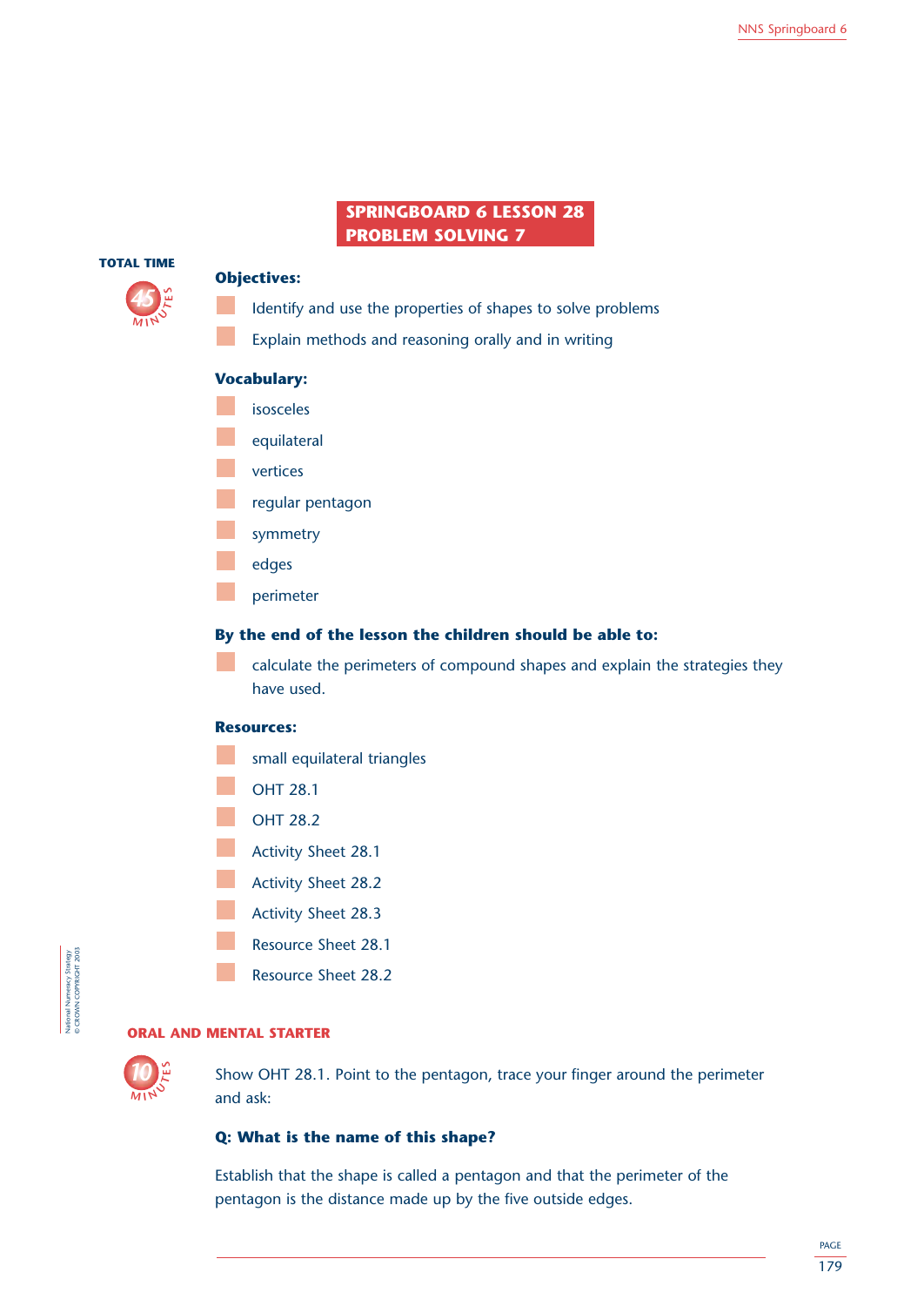# SPRINGBOARD 6 LESSON 28
# PROBLEM SOLVING 7

**TOTAL TIME** 45 MINUTES

### Objectives:

- Identify and use the properties of shapes to solve problems
- Explain methods and reasoning orally and in writing

### Vocabulary:

- isosceles
- equilateral
- vertices
- regular pentagon
- symmetry
- edges
- perimeter

### By the end of the lesson the children should be able to:

- calculate the perimeters of compound shapes and explain the strategies they have used.

### Resources:

- small equilateral triangles
- OHT 28.1
- OHT 28.2
- Activity Sheet 28.1
- Activity Sheet 28.2
- Activity Sheet 28.3
- Resource Sheet 28.1
- Resource Sheet 28.2

## ORAL AND MENTAL STARTER

10 MINUTES

Show OHT 28.1. Point to the pentagon, trace your finger around the perimeter and ask:

**Q: What is the name of this shape?**

Establish that the shape is called a pentagon and that the perimeter of the pentagon is the distance made up by the five outside edges.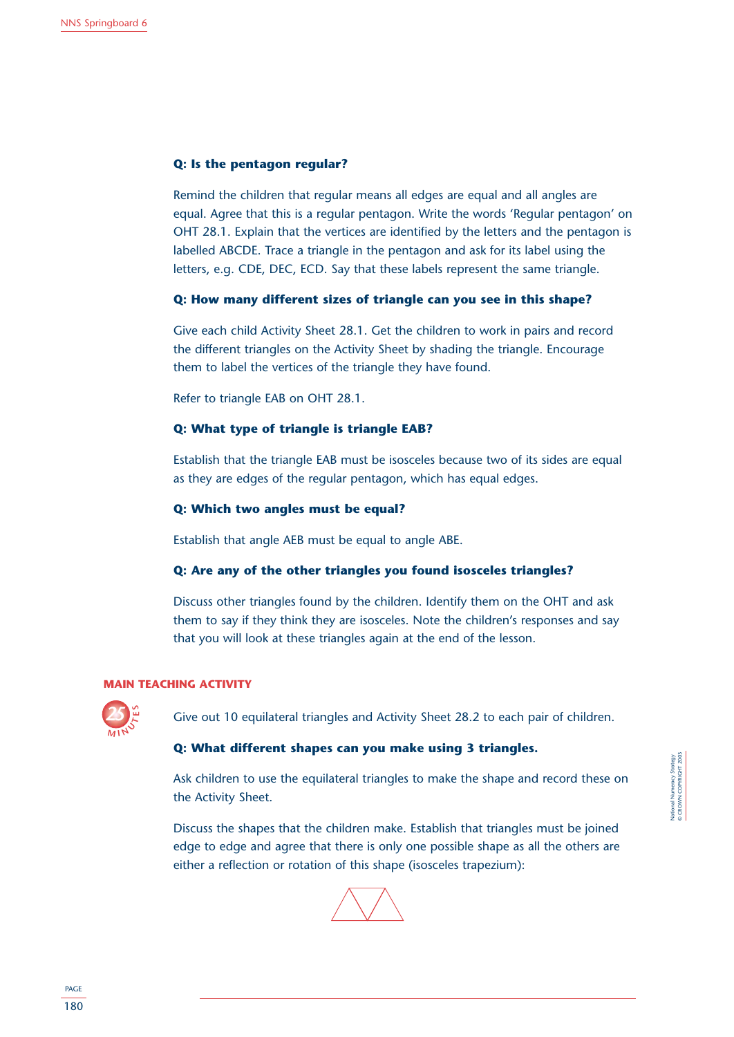**Q: Is the pentagon regular?**

Remind the children that regular means all edges are equal and all angles are equal. Agree that this is a regular pentagon. Write the words 'Regular pentagon' on OHT 28.1. Explain that the vertices are identified by the letters and the pentagon is labelled ABCDE. Trace a triangle in the pentagon and ask for its label using the letters, e.g. CDE, DEC, ECD. Say that these labels represent the same triangle.

**Q: How many different sizes of triangle can you see in this shape?**

Give each child Activity Sheet 28.1. Get the children to work in pairs and record the different triangles on the Activity Sheet by shading the triangle. Encourage them to label the vertices of the triangle they have found.

Refer to triangle EAB on OHT 28.1.

**Q: What type of triangle is triangle EAB?**

Establish that the triangle EAB must be isosceles because two of its sides are equal as they are edges of the regular pentagon, which has equal edges.

**Q: Which two angles must be equal?**

Establish that angle AEB must be equal to angle ABE.

**Q: Are any of the other triangles you found isosceles triangles?**

Discuss other triangles found by the children. Identify them on the OHT and ask them to say if they think they are isosceles. Note the children's responses and say that you will look at these triangles again at the end of the lesson.

## MAIN TEACHING ACTIVITY

25 MINUTES

Give out 10 equilateral triangles and Activity Sheet 28.2 to each pair of children.

**Q: What different shapes can you make using 3 triangles.**

Ask children to use the equilateral triangles to make the shape and record these on the Activity Sheet.

Discuss the shapes that the children make. Establish that triangles must be joined edge to edge and agree that there is only one possible shape as all the others are either a reflection or rotation of this shape (isosceles trapezium):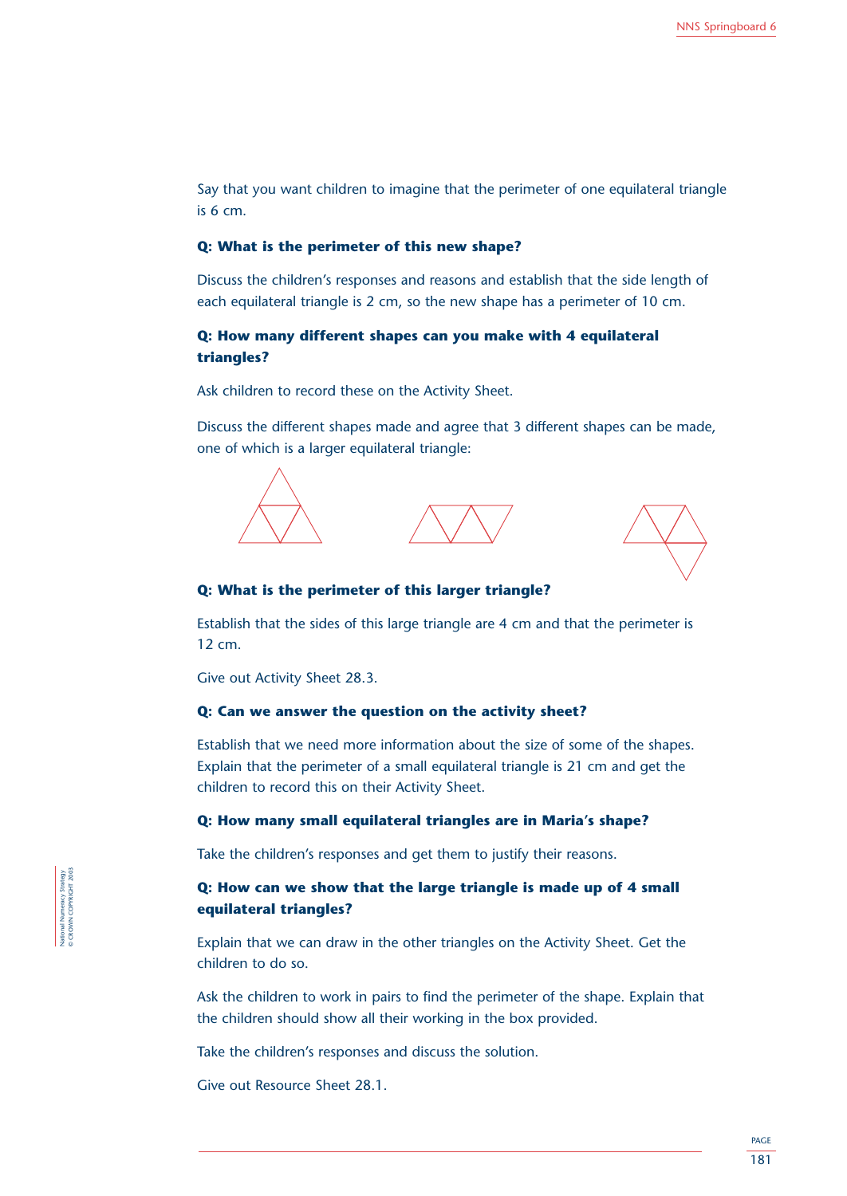Say that you want children to imagine that the perimeter of one equilateral triangle is 6 cm.

**Q: What is the perimeter of this new shape?**

Discuss the children's responses and reasons and establish that the side length of each equilateral triangle is 2 cm, so the new shape has a perimeter of 10 cm.

**Q: How many different shapes can you make with 4 equilateral triangles?**

Ask children to record these on the Activity Sheet.

Discuss the different shapes made and agree that 3 different shapes can be made, one of which is a larger equilateral triangle:

**Q: What is the perimeter of this larger triangle?**

Establish that the sides of this large triangle are 4 cm and that the perimeter is 12 cm.

Give out Activity Sheet 28.3.

**Q: Can we answer the question on the activity sheet?**

Establish that we need more information about the size of some of the shapes. Explain that the perimeter of a small equilateral triangle is 21 cm and get the children to record this on their Activity Sheet.

**Q: How many small equilateral triangles are in Maria's shape?**

Take the children's responses and get them to justify their reasons.

**Q: How can we show that the large triangle is made up of 4 small equilateral triangles?**

Explain that we can draw in the other triangles on the Activity Sheet. Get the children to do so.

Ask the children to work in pairs to find the perimeter of the shape. Explain that the children should show all their working in the box provided.

Take the children's responses and discuss the solution.

Give out Resource Sheet 28.1.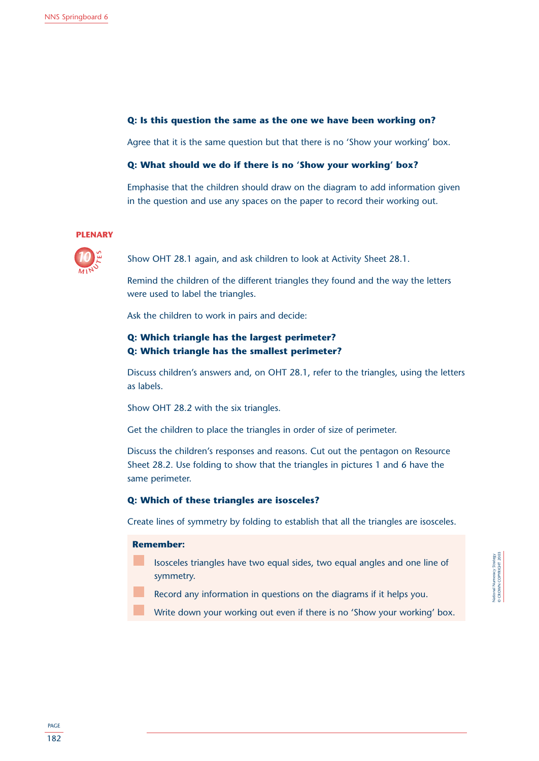**Q: Is this question the same as the one we have been working on?**

Agree that it is the same question but that there is no 'Show your working' box.

**Q: What should we do if there is no 'Show your working' box?**

Emphasise that the children should draw on the diagram to add information given in the question and use any spaces on the paper to record their working out.

## PLENARY

10 MINUTES

Show OHT 28.1 again, and ask children to look at Activity Sheet 28.1.

Remind the children of the different triangles they found and the way the letters were used to label the triangles.

Ask the children to work in pairs and decide:

**Q: Which triangle has the largest perimeter?**
**Q: Which triangle has the smallest perimeter?**

Discuss children's answers and, on OHT 28.1, refer to the triangles, using the letters as labels.

Show OHT 28.2 with the six triangles.

Get the children to place the triangles in order of size of perimeter.

Discuss the children's responses and reasons. Cut out the pentagon on Resource Sheet 28.2. Use folding to show that the triangles in pictures 1 and 6 have the same perimeter.

**Q: Which of these triangles are isosceles?**

Create lines of symmetry by folding to establish that all the triangles are isosceles.

**Remember:**

- Isosceles triangles have two equal sides, two equal angles and one line of symmetry.
- Record any information in questions on the diagrams if it helps you.
- Write down your working out even if there is no 'Show your working' box.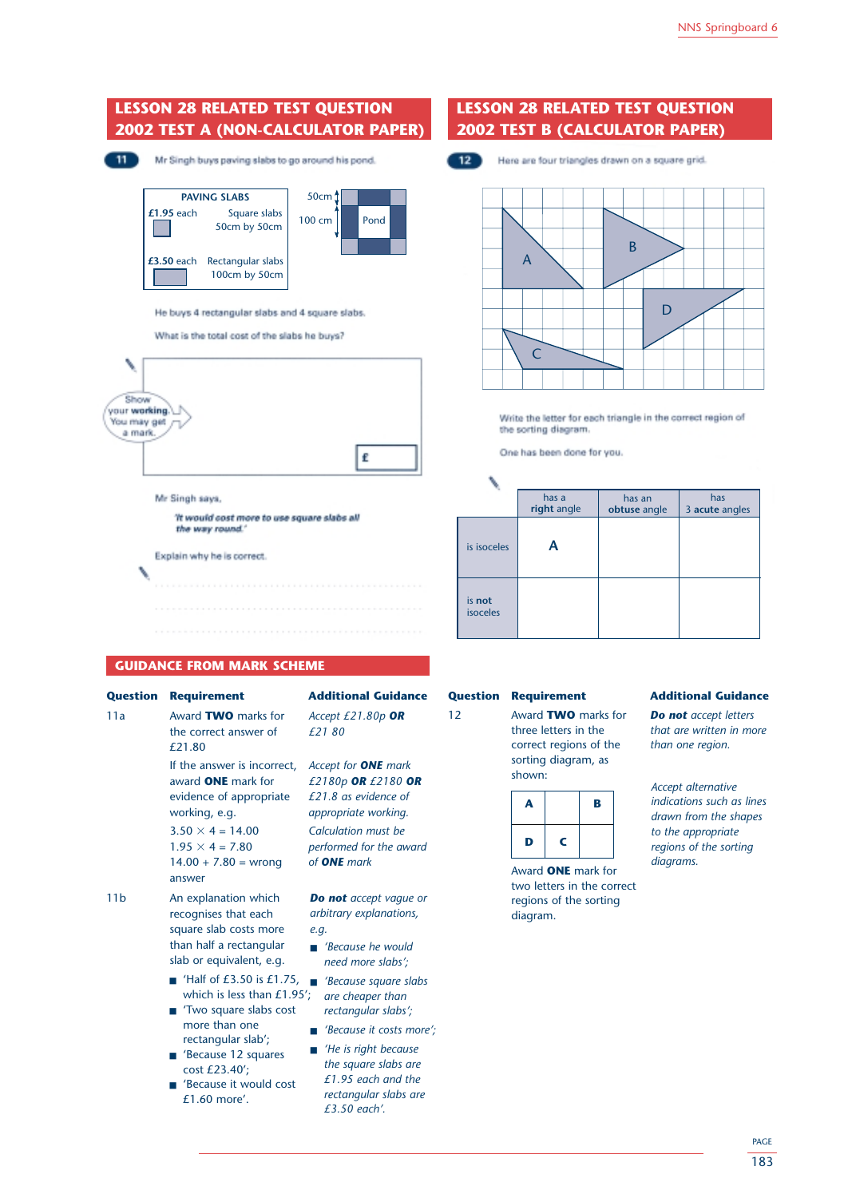## LESSON 28 RELATED TEST QUESTION 2002 TEST A (NON-CALCULATOR PAPER)

**11** Mr Singh buys paving slabs to go around his pond.

PAVING SLABS

£1.95 each — Square slabs 50cm by 50cm

£3.50 each — Rectangular slabs 100cm by 50cm

50cm, 100 cm, Pond

He buys 4 rectangular slabs and 4 square slabs.

What is the total cost of the slabs he buys?

Show your **working**. You may get a mark.

£

Mr Singh says,

*'It would cost more to use square slabs all the way round.'*

Explain why he is correct.

## LESSON 28 RELATED TEST QUESTION 2002 TEST B (CALCULATOR PAPER)

**12** Here are four triangles drawn on a square grid.

A, B, C, D

Write the letter for each triangle in the correct region of the sorting diagram.

One has been done for you.

| | has a **right** angle | has an **obtuse** angle | has **3 acute** angles |
|---|---|---|---|
| is isoceles | A | | |
| is **not** isoceles | | | |

## GUIDANCE FROM MARK SCHEME

| Question | Requirement | Additional Guidance |
|---|---|---|
| 11a | Award **TWO** marks for the correct answer of £21.80 | *Accept £21.80p* ***OR*** *£21 80* |
| | If the answer is incorrect, award **ONE** mark for evidence of appropriate working, e.g.<br>3.50 × 4 = 14.00<br>1.95 × 4 = 7.80<br>14.00 + 7.80 = wrong answer | *Accept for* ***ONE*** *mark £2180p* ***OR*** *£2180* ***OR*** *£21.8 as evidence of appropriate working.*<br>*Calculation must be performed for the award of* ***ONE*** *mark* |
| 11b | An explanation which recognises that each square slab costs more than half a rectangular slab or equivalent, e.g.<br>■ 'Half of £3.50 is £1.75, which is less than £1.95';<br>■ 'Two square slabs cost more than one rectangular slab';<br>■ 'Because 12 squares cost £23.40';<br>■ 'Because it would cost £1.60 more'. | ***Do not*** *accept vague or arbitrary explanations, e.g.*<br>■ *'Because he would need more slabs';*<br>■ *'Because square slabs are cheaper than rectangular slabs';*<br>■ *'Because it costs more';*<br>■ *'He is right because the square slabs are £1.95 each and the rectangular slabs are £3.50 each'.* |

| Question | Requirement | Additional Guidance |
|---|---|---|
| 12 | Award **TWO** marks for three letters in the correct regions of the sorting diagram, as shown:<br><br>A &#124; (blank) &#124; B<br>D &#124; C &#124; (blank)<br><br>Award **ONE** mark for two letters in the correct regions of the sorting diagram. | ***Do not*** *accept letters that are written in more than one region.*<br><br>*Accept alternative indications such as lines drawn from the shapes to the appropriate regions of the sorting diagrams.* |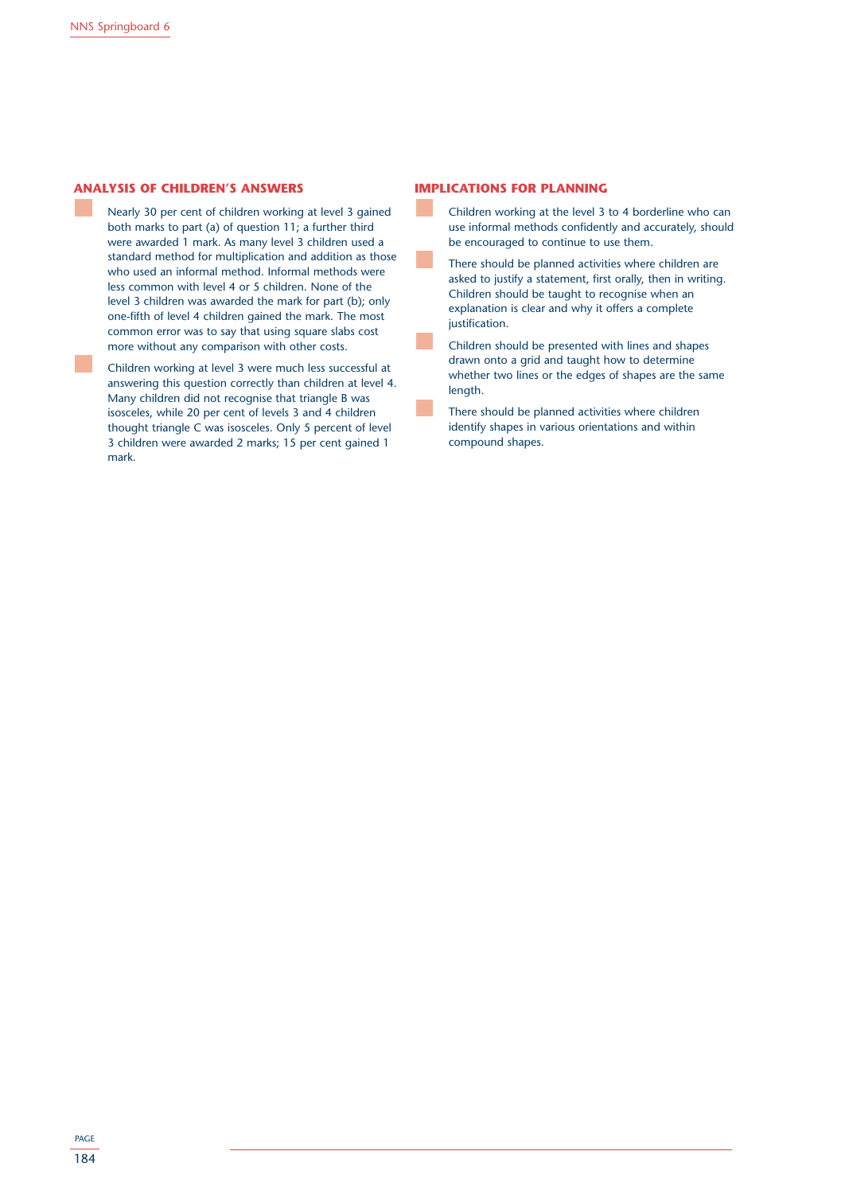## ANALYSIS OF CHILDREN'S ANSWERS

- Nearly 30 per cent of children working at level 3 gained both marks to part (a) of question 11; a further third were awarded 1 mark. As many level 3 children used a standard method for multiplication and addition as those who used an informal method. Informal methods were less common with level 4 or 5 children. None of the level 3 children was awarded the mark for part (b); only one-fifth of level 4 children gained the mark. The most common error was to say that using square slabs cost more without any comparison with other costs.
- Children working at level 3 were much less successful at answering this question correctly than children at level 4. Many children did not recognise that triangle B was isosceles, while 20 per cent of levels 3 and 4 children thought triangle C was isosceles. Only 5 percent of level 3 children were awarded 2 marks; 15 per cent gained 1 mark.

## IMPLICATIONS FOR PLANNING

- Children working at the level 3 to 4 borderline who can use informal methods confidently and accurately, should be encouraged to continue to use them.
- There should be planned activities where children are asked to justify a statement, first orally, then in writing. Children should be taught to recognise when an explanation is clear and why it offers a complete justification.
- Children should be presented with lines and shapes drawn onto a grid and taught how to determine whether two lines or the edges of shapes are the same length.
- There should be planned activities where children identify shapes in various orientations and within compound shapes.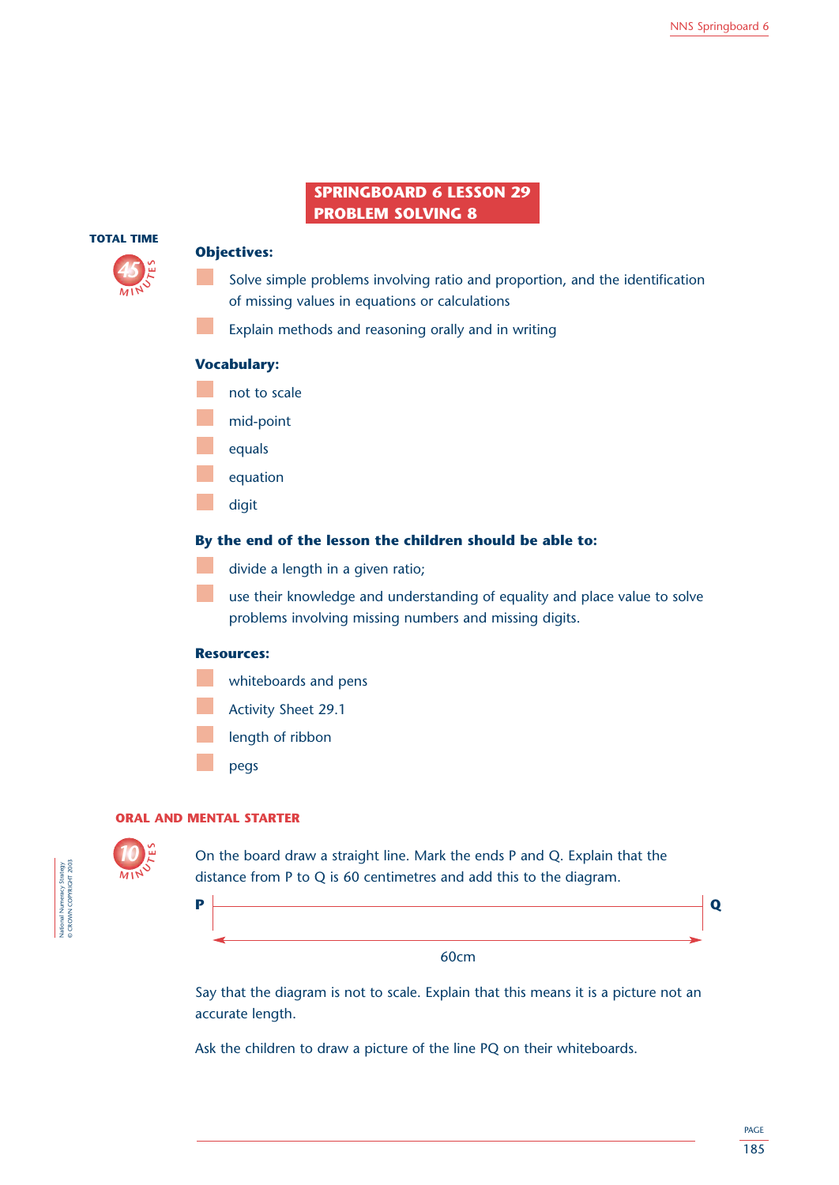# SPRINGBOARD 6 LESSON 29
# PROBLEM SOLVING 8

**TOTAL TIME** 45 MINUTES

### Objectives:

- Solve simple problems involving ratio and proportion, and the identification of missing values in equations or calculations
- Explain methods and reasoning orally and in writing

### Vocabulary:

- not to scale
- mid-point
- equals
- equation
- digit

### By the end of the lesson the children should be able to:

- divide a length in a given ratio;
- use their knowledge and understanding of equality and place value to solve problems involving missing numbers and missing digits.

### Resources:

- whiteboards and pens
- Activity Sheet 29.1
- length of ribbon
- pegs

## ORAL AND MENTAL STARTER

10 MINUTES

On the board draw a straight line. Mark the ends P and Q. Explain that the distance from P to Q is 60 centimetres and add this to the diagram.

P ———————————————————— Q

60cm

Say that the diagram is not to scale. Explain that this means it is a picture not an accurate length.

Ask the children to draw a picture of the line PQ on their whiteboards.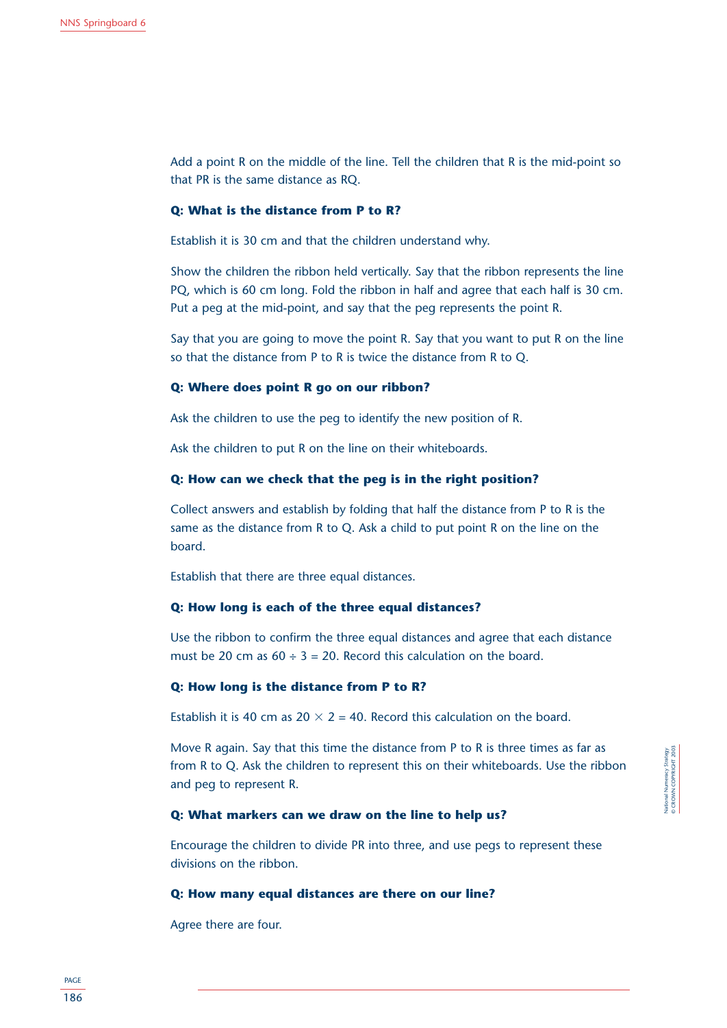Add a point R on the middle of the line. Tell the children that R is the mid-point so that PR is the same distance as RQ.

**Q: What is the distance from P to R?**

Establish it is 30 cm and that the children understand why.

Show the children the ribbon held vertically. Say that the ribbon represents the line PQ, which is 60 cm long. Fold the ribbon in half and agree that each half is 30 cm. Put a peg at the mid-point, and say that the peg represents the point R.

Say that you are going to move the point R. Say that you want to put R on the line so that the distance from P to R is twice the distance from R to Q.

**Q: Where does point R go on our ribbon?**

Ask the children to use the peg to identify the new position of R.

Ask the children to put R on the line on their whiteboards.

**Q: How can we check that the peg is in the right position?**

Collect answers and establish by folding that half the distance from P to R is the same as the distance from R to Q. Ask a child to put point R on the line on the board.

Establish that there are three equal distances.

**Q: How long is each of the three equal distances?**

Use the ribbon to confirm the three equal distances and agree that each distance must be 20 cm as $60 \div 3 = 20$. Record this calculation on the board.

**Q: How long is the distance from P to R?**

Establish it is 40 cm as $20 \times 2 = 40$. Record this calculation on the board.

Move R again. Say that this time the distance from P to R is three times as far as from R to Q. Ask the children to represent this on their whiteboards. Use the ribbon and peg to represent R.

**Q: What markers can we draw on the line to help us?**

Encourage the children to divide PR into three, and use pegs to represent these divisions on the ribbon.

**Q: How many equal distances are there on our line?**

Agree there are four.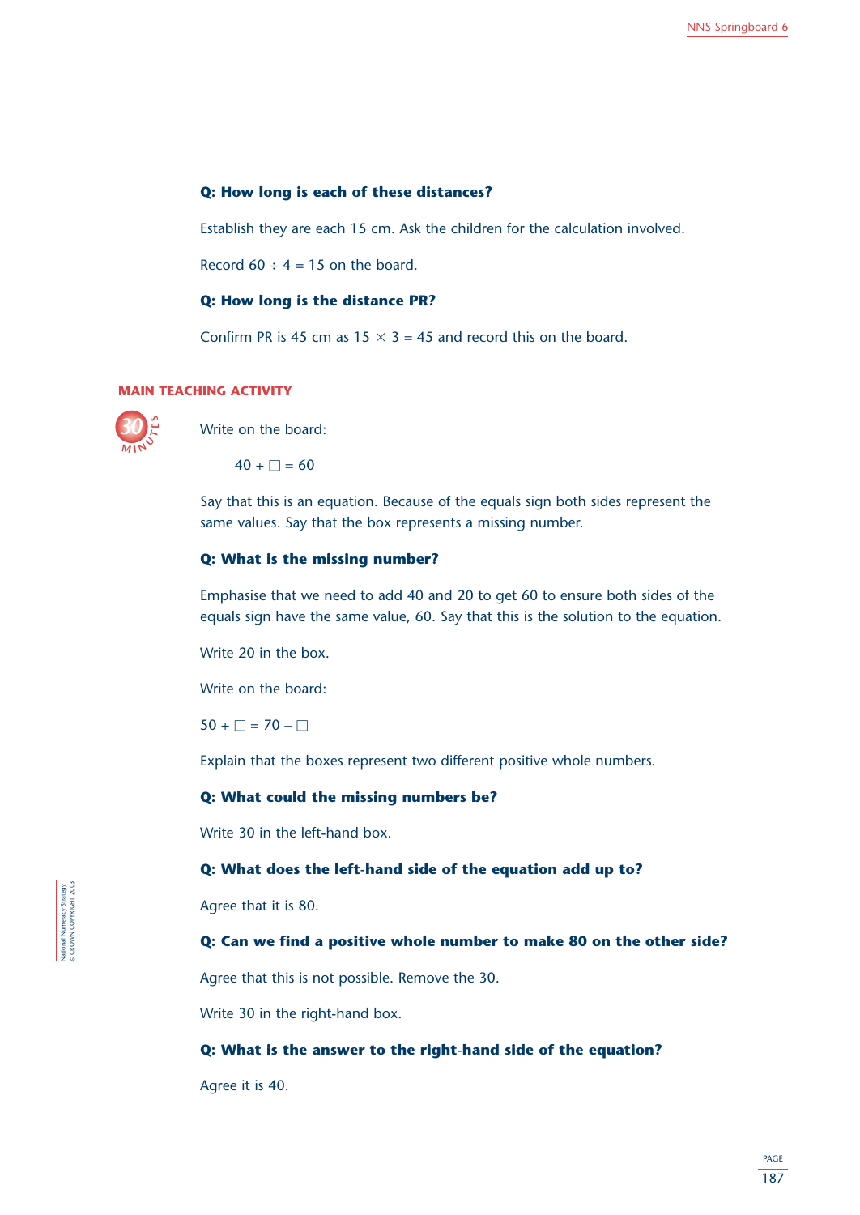**Q: How long is each of these distances?**

Establish they are each 15 cm. Ask the children for the calculation involved.

Record $60 \div 4 = 15$ on the board.

**Q: How long is the distance PR?**

Confirm PR is 45 cm as $15 \times 3 = 45$ and record this on the board.

## MAIN TEACHING ACTIVITY

30 MINUTES

Write on the board:

$40 + \square = 60$

Say that this is an equation. Because of the equals sign both sides represent the same values. Say that the box represents a missing number.

**Q: What is the missing number?**

Emphasise that we need to add 40 and 20 to get 60 to ensure both sides of the equals sign have the same value, 60. Say that this is the solution to the equation.

Write 20 in the box.

Write on the board:

$50 + \square = 70 - \square$

Explain that the boxes represent two different positive whole numbers.

**Q: What could the missing numbers be?**

Write 30 in the left-hand box.

**Q: What does the left-hand side of the equation add up to?**

Agree that it is 80.

**Q: Can we find a positive whole number to make 80 on the other side?**

Agree that this is not possible. Remove the 30.

Write 30 in the right-hand box.

**Q: What is the answer to the right-hand side of the equation?**

Agree it is 40.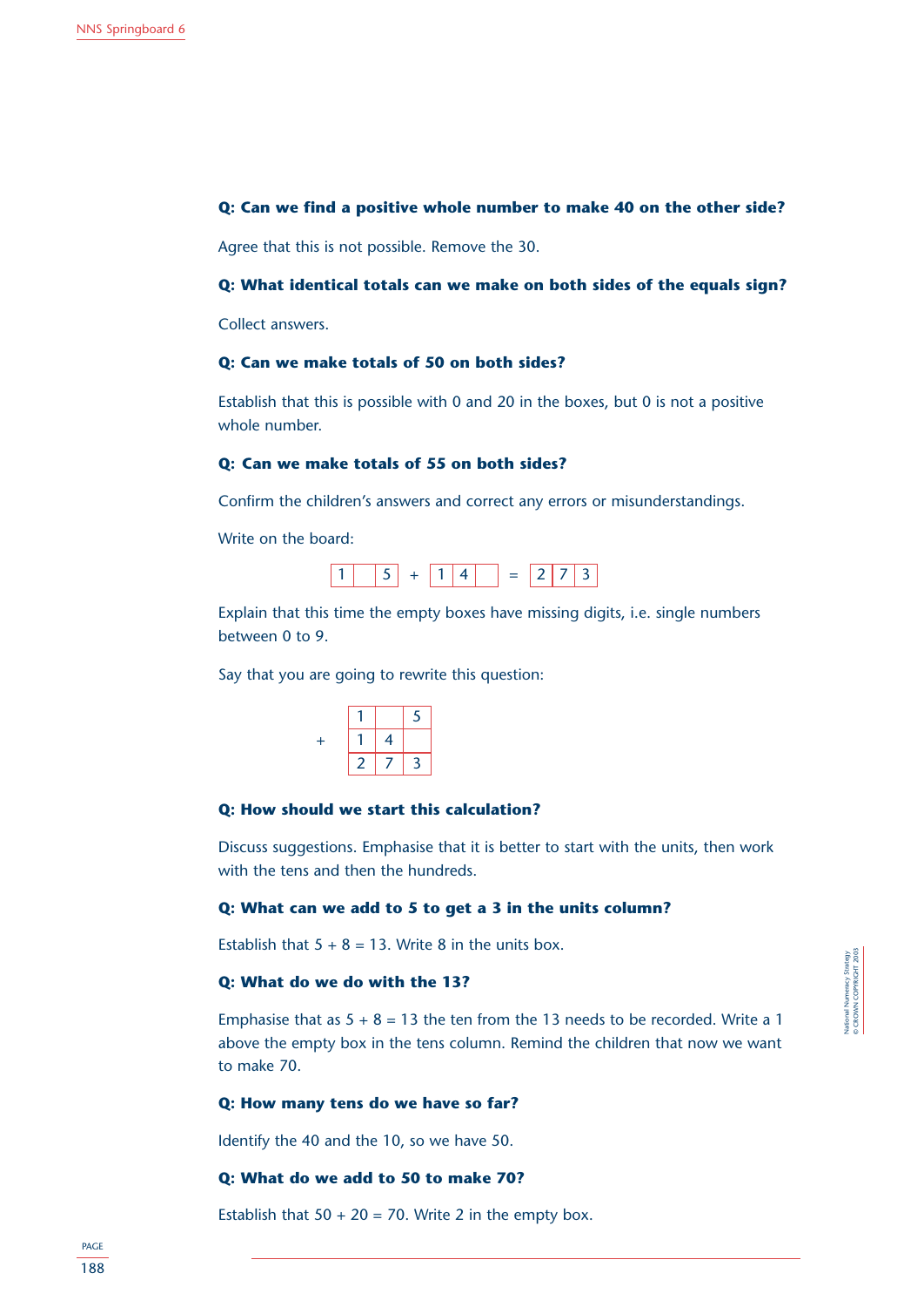**Q: Can we find a positive whole number to make 40 on the other side?**

Agree that this is not possible. Remove the 30.

**Q: What identical totals can we make on both sides of the equals sign?**

Collect answers.

**Q: Can we make totals of 50 on both sides?**

Establish that this is possible with 0 and 20 in the boxes, but 0 is not a positive whole number.

**Q: Can we make totals of 55 on both sides?**

Confirm the children's answers and correct any errors or misunderstandings.

Write on the board:

| 1 | | 5 | + | 1 | 4 | | = | 2 | 7 | 3 |
|---|---|---|---|---|---|---|---|---|---|---|

Explain that this time the empty boxes have missing digits, i.e. single numbers between 0 to 9.

Say that you are going to rewrite this question:

| | | | |
|---|---|---|---|
| | 1 | | 5 |
| + | 1 | 4 | |
| | 2 | 7 | 3 |

**Q: How should we start this calculation?**

Discuss suggestions. Emphasise that it is better to start with the units, then work with the tens and then the hundreds.

**Q: What can we add to 5 to get a 3 in the units column?**

Establish that 5 + 8 = 13. Write 8 in the units box.

**Q: What do we do with the 13?**

Emphasise that as 5 + 8 = 13 the ten from the 13 needs to be recorded. Write a 1 above the empty box in the tens column. Remind the children that now we want to make 70.

**Q: How many tens do we have so far?**

Identify the 40 and the 10, so we have 50.

**Q: What do we add to 50 to make 70?**

Establish that 50 + 20 = 70. Write 2 in the empty box.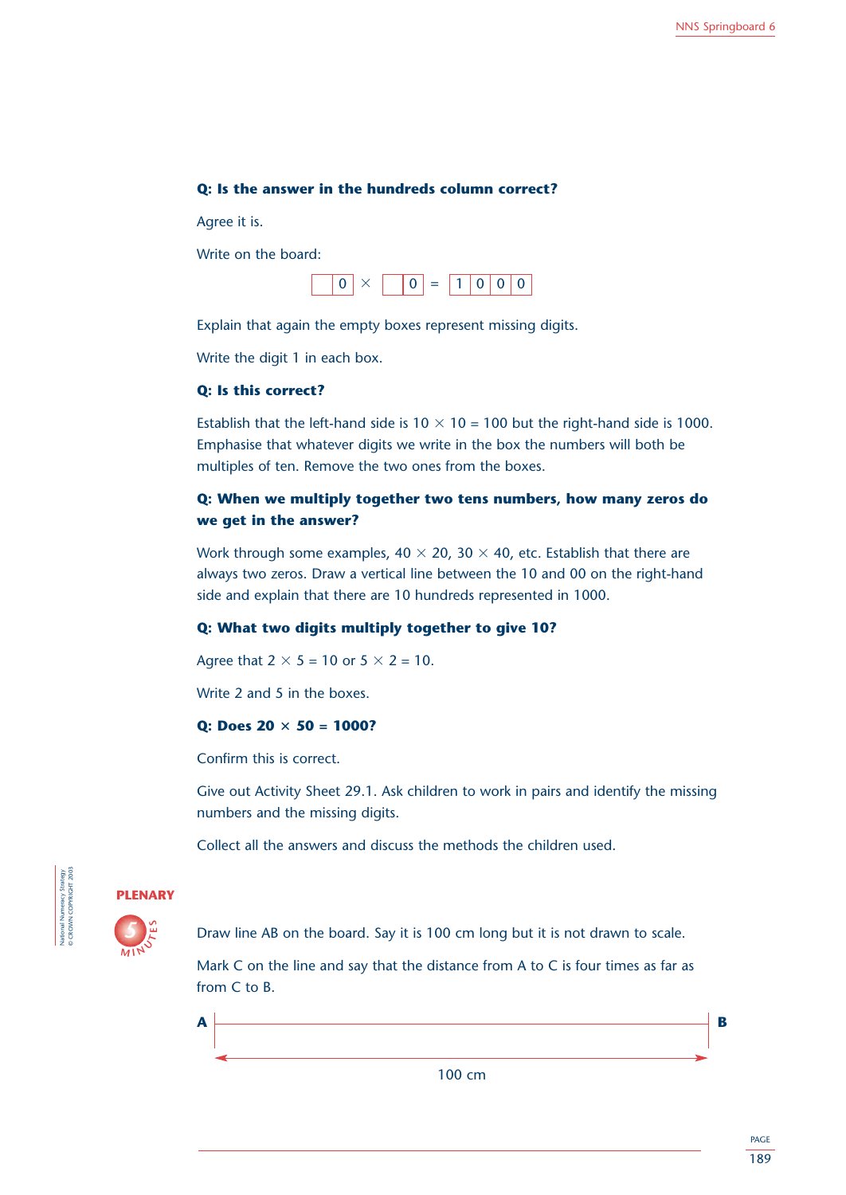**Q: Is the answer in the hundreds column correct?**

Agree it is.

Write on the board:

| | 0 | × | | 0 | = | 1 | 0 | 0 | 0 |
|---|---|---|---|---|---|---|---|---|---|

Explain that again the empty boxes represent missing digits.

Write the digit 1 in each box.

**Q: Is this correct?**

Establish that the left-hand side is $10 \times 10 = 100$ but the right-hand side is 1000. Emphasise that whatever digits we write in the box the numbers will both be multiples of ten. Remove the two ones from the boxes.

**Q: When we multiply together two tens numbers, how many zeros do we get in the answer?**

Work through some examples, $40 \times 20$, $30 \times 40$, etc. Establish that there are always two zeros. Draw a vertical line between the 10 and 00 on the right-hand side and explain that there are 10 hundreds represented in 1000.

**Q: What two digits multiply together to give 10?**

Agree that $2 \times 5 = 10$ or $5 \times 2 = 10$.

Write 2 and 5 in the boxes.

**Q: Does $20 \times 50 = 1000$?**

Confirm this is correct.

Give out Activity Sheet 29.1. Ask children to work in pairs and identify the missing numbers and the missing digits.

Collect all the answers and discuss the methods the children used.

## PLENARY

5 MINUTES

Draw line AB on the board. Say it is 100 cm long but it is not drawn to scale.

Mark C on the line and say that the distance from A to C is four times as far as from C to B.

A ———————————————————— B

100 cm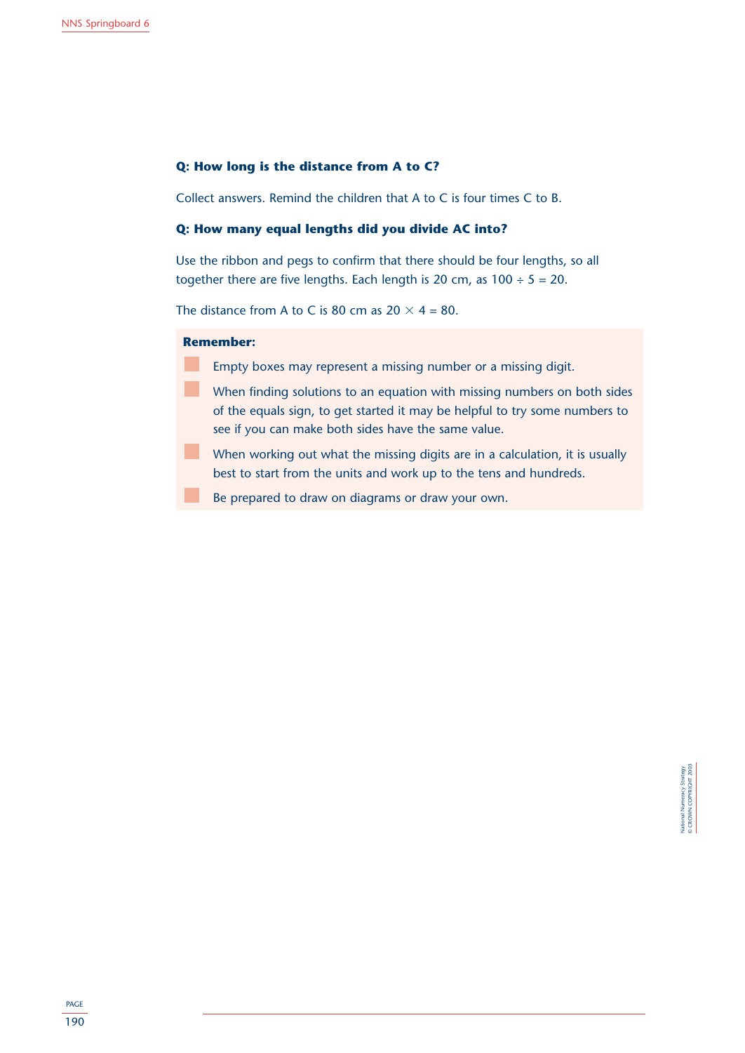**Q: How long is the distance from A to C?**

Collect answers. Remind the children that A to C is four times C to B.

**Q: How many equal lengths did you divide AC into?**

Use the ribbon and pegs to confirm that there should be four lengths, so all together there are five lengths. Each length is 20 cm, as $100 \div 5 = 20$.

The distance from A to C is 80 cm as $20 \times 4 = 80$.

**Remember:**

- Empty boxes may represent a missing number or a missing digit.
- When finding solutions to an equation with missing numbers on both sides of the equals sign, to get started it may be helpful to try some numbers to see if you can make both sides have the same value.
- When working out what the missing digits are in a calculation, it is usually best to start from the units and work up to the tens and hundreds.
- Be prepared to draw on diagrams or draw your own.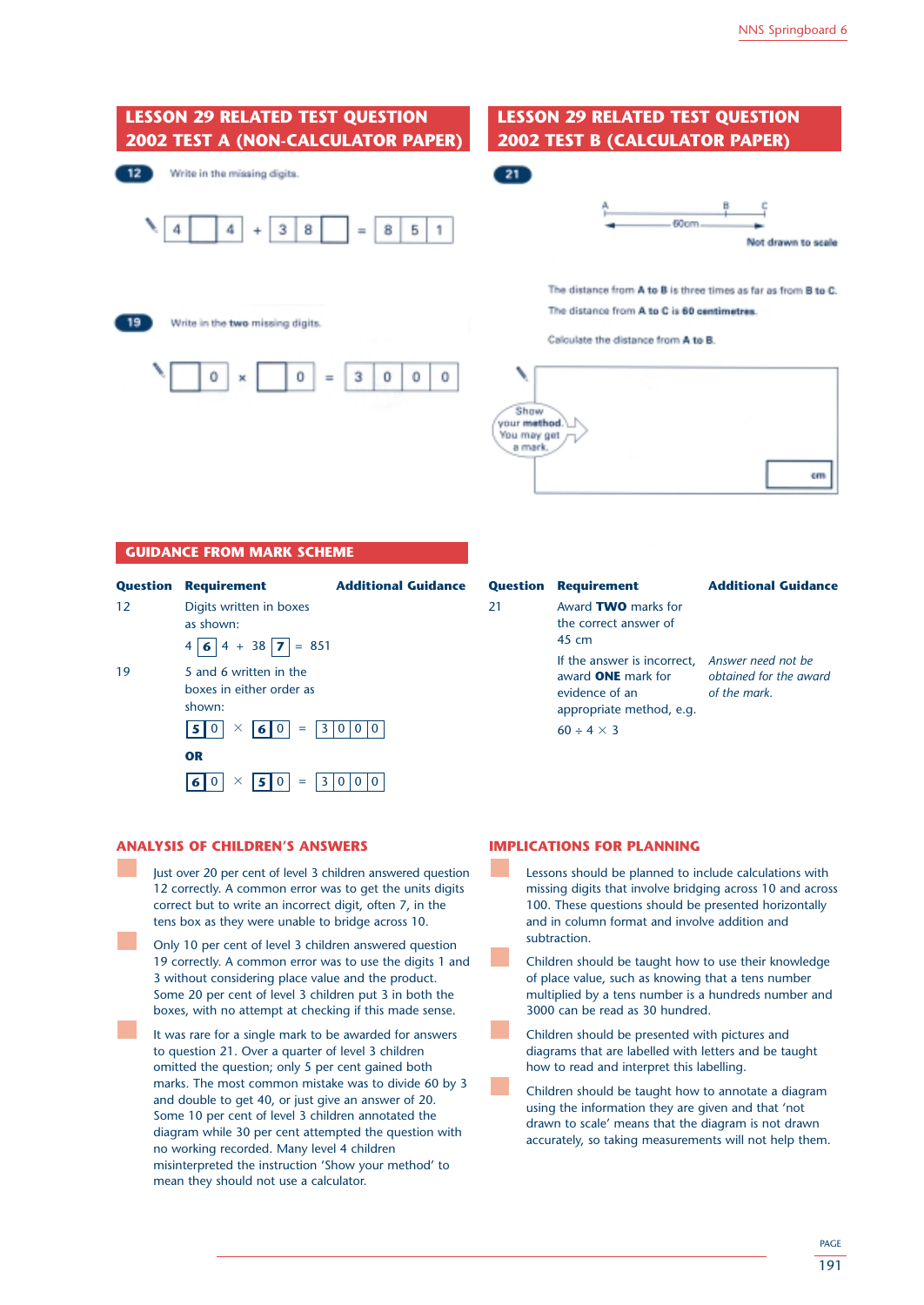## LESSON 29 RELATED TEST QUESTION 2002 TEST A (NON-CALCULATOR PAPER)

**12** Write in the missing digits.

| 4 | ☐ | 4 | + | 3 | 8 | ☐ | = | 8 | 5 | 1 |
|---|---|---|---|---|---|---|---|---|---|---|

**19** Write in the **two** missing digits.

| ☐ | 0 | × | ☐ | 0 | = | 3 | 0 | 0 | 0 |
|---|---|---|---|---|---|---|---|---|---|

## LESSON 29 RELATED TEST QUESTION 2002 TEST B (CALCULATOR PAPER)

**21**

A ——————— B —— C (60cm from A to C)

Not drawn to scale

The distance from **A** to **B** is three times as far as from **B** to **C**.

The distance from **A** to **C** is **60 centimetres**.

Calculate the distance from **A** to **B**.

Show your **method**. You may get a mark.

______ cm

## GUIDANCE FROM MARK SCHEME

| Question | Requirement | Additional Guidance |
|---|---|---|
| 12 | Digits written in boxes as shown: 4 **6** 4 + 38 **7** = 851 | |
| 19 | 5 and 6 written in the boxes in either order as shown: **5** 0 × **6** 0 = 3 0 0 0 **OR** **6** 0 × **5** 0 = 3 0 0 0 | |

| Question | Requirement | Additional Guidance |
|---|---|---|
| 21 | Award **TWO** marks for the correct answer of 45 cm | |
| | If the answer is incorrect, award **ONE** mark for evidence of an appropriate method, e.g. $60 \div 4 \times 3$ | *Answer need not be obtained for the award of the mark.* |

## ANALYSIS OF CHILDREN'S ANSWERS

- Just over 20 per cent of level 3 children answered question 12 correctly. A common error was to get the units digits correct but to write an incorrect digit, often 7, in the tens box as they were unable to bridge across 10.
- Only 10 per cent of level 3 children answered question 19 correctly. A common error was to use the digits 1 and 3 without considering place value and the product. Some 20 per cent of level 3 children put 3 in both the boxes, with no attempt at checking if this made sense.
- It was rare for a single mark to be awarded for answers to question 21. Over a quarter of level 3 children omitted the question; only 5 per cent gained both marks. The most common mistake was to divide 60 by 3 and double to get 40, or just give an answer of 20. Some 10 per cent of level 3 children annotated the diagram while 30 per cent attempted the question with no working recorded. Many level 4 children misinterpreted the instruction 'Show your method' to mean they should not use a calculator.

## IMPLICATIONS FOR PLANNING

- Lessons should be planned to include calculations with missing digits that involve bridging across 10 and across 100. These questions should be presented horizontally and in column format and involve addition and subtraction.
- Children should be taught how to use their knowledge of place value, such as knowing that a tens number multiplied by a tens number is a hundreds number and 3000 can be read as 30 hundred.
- Children should be presented with pictures and diagrams that are labelled with letters and be taught how to read and interpret this labelling.
- Children should be taught how to annotate a diagram using the information they are given and that 'not drawn to scale' means that the diagram is not drawn accurately, so taking measurements will not help them.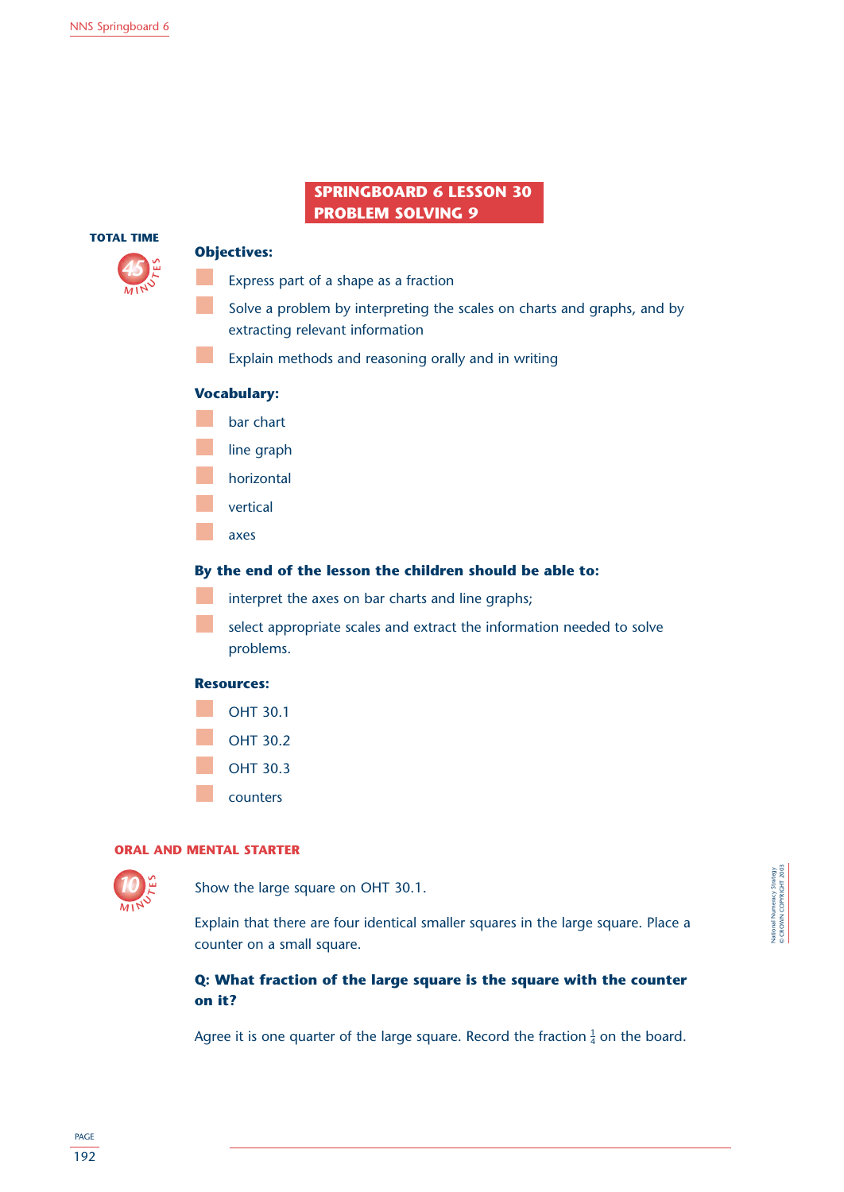# SPRINGBOARD 6 LESSON 30
# PROBLEM SOLVING 9

**TOTAL TIME** 45 MINUTES

### Objectives:

- Express part of a shape as a fraction
- Solve a problem by interpreting the scales on charts and graphs, and by extracting relevant information
- Explain methods and reasoning orally and in writing

### Vocabulary:

- bar chart
- line graph
- horizontal
- vertical
- axes

### By the end of the lesson the children should be able to:

- interpret the axes on bar charts and line graphs;
- select appropriate scales and extract the information needed to solve problems.

### Resources:

- OHT 30.1
- OHT 30.2
- OHT 30.3
- counters

## ORAL AND MENTAL STARTER

10 MINUTES

Show the large square on OHT 30.1.

Explain that there are four identical smaller squares in the large square. Place a counter on a small square.

**Q: What fraction of the large square is the square with the counter on it?**

Agree it is one quarter of the large square. Record the fraction $\frac{1}{4}$ on the board.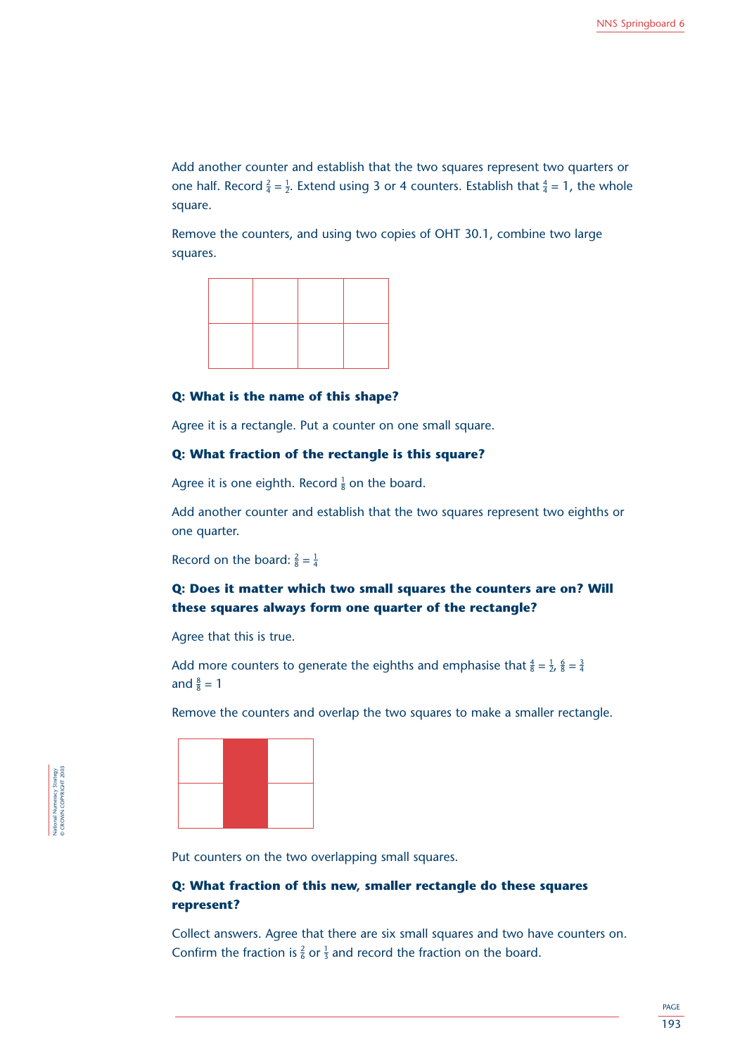Add another counter and establish that the two squares represent two quarters or one half. Record $\frac{2}{4} = \frac{1}{2}$. Extend using 3 or 4 counters. Establish that $\frac{4}{4} = 1$, the whole square.

Remove the counters, and using two copies of OHT 30.1, combine two large squares.

**Q: What is the name of this shape?**

Agree it is a rectangle. Put a counter on one small square.

**Q: What fraction of the rectangle is this square?**

Agree it is one eighth. Record $\frac{1}{8}$ on the board.

Add another counter and establish that the two squares represent two eighths or one quarter.

Record on the board: $\frac{2}{8} = \frac{1}{4}$

**Q: Does it matter which two small squares the counters are on? Will these squares always form one quarter of the rectangle?**

Agree that this is true.

Add more counters to generate the eighths and emphasise that $\frac{4}{8} = \frac{1}{2}$, $\frac{6}{8} = \frac{3}{4}$ and $\frac{8}{8} = 1$

Remove the counters and overlap the two squares to make a smaller rectangle.

Put counters on the two overlapping small squares.

**Q: What fraction of this new, smaller rectangle do these squares represent?**

Collect answers. Agree that there are six small squares and two have counters on. Confirm the fraction is $\frac{2}{6}$ or $\frac{1}{3}$ and record the fraction on the board.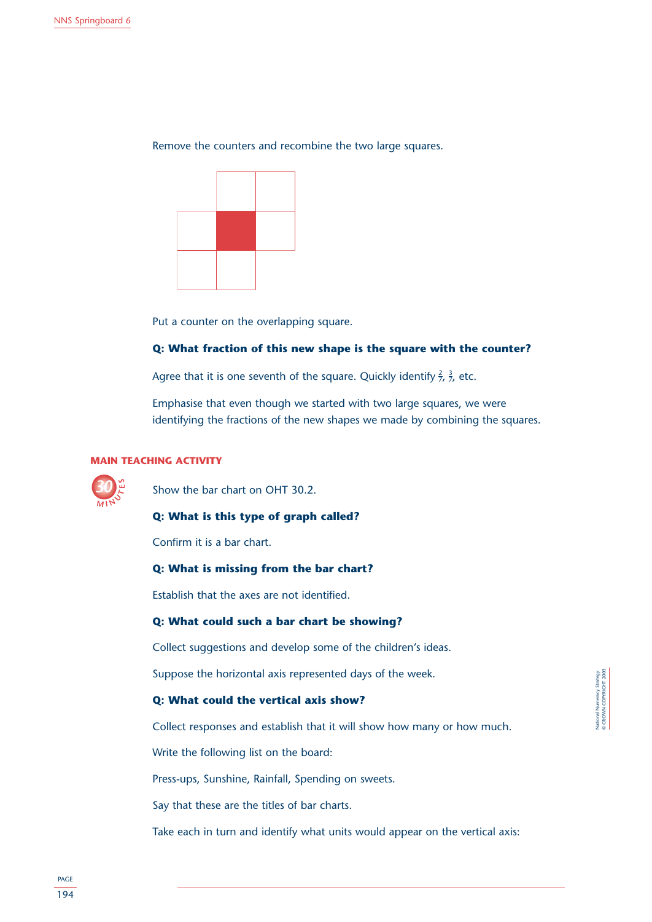Remove the counters and recombine the two large squares.

Put a counter on the overlapping square.

**Q: What fraction of this new shape is the square with the counter?**

Agree that it is one seventh of the square. Quickly identify $\frac{2}{7}$, $\frac{3}{7}$, etc.

Emphasise that even though we started with two large squares, we were identifying the fractions of the new shapes we made by combining the squares.

## MAIN TEACHING ACTIVITY

30 MINUTES

Show the bar chart on OHT 30.2.

**Q: What is this type of graph called?**

Confirm it is a bar chart.

**Q: What is missing from the bar chart?**

Establish that the axes are not identified.

**Q: What could such a bar chart be showing?**

Collect suggestions and develop some of the children's ideas.

Suppose the horizontal axis represented days of the week.

**Q: What could the vertical axis show?**

Collect responses and establish that it will show how many or how much.

Write the following list on the board:

Press-ups, Sunshine, Rainfall, Spending on sweets.

Say that these are the titles of bar charts.

Take each in turn and identify what units would appear on the vertical axis: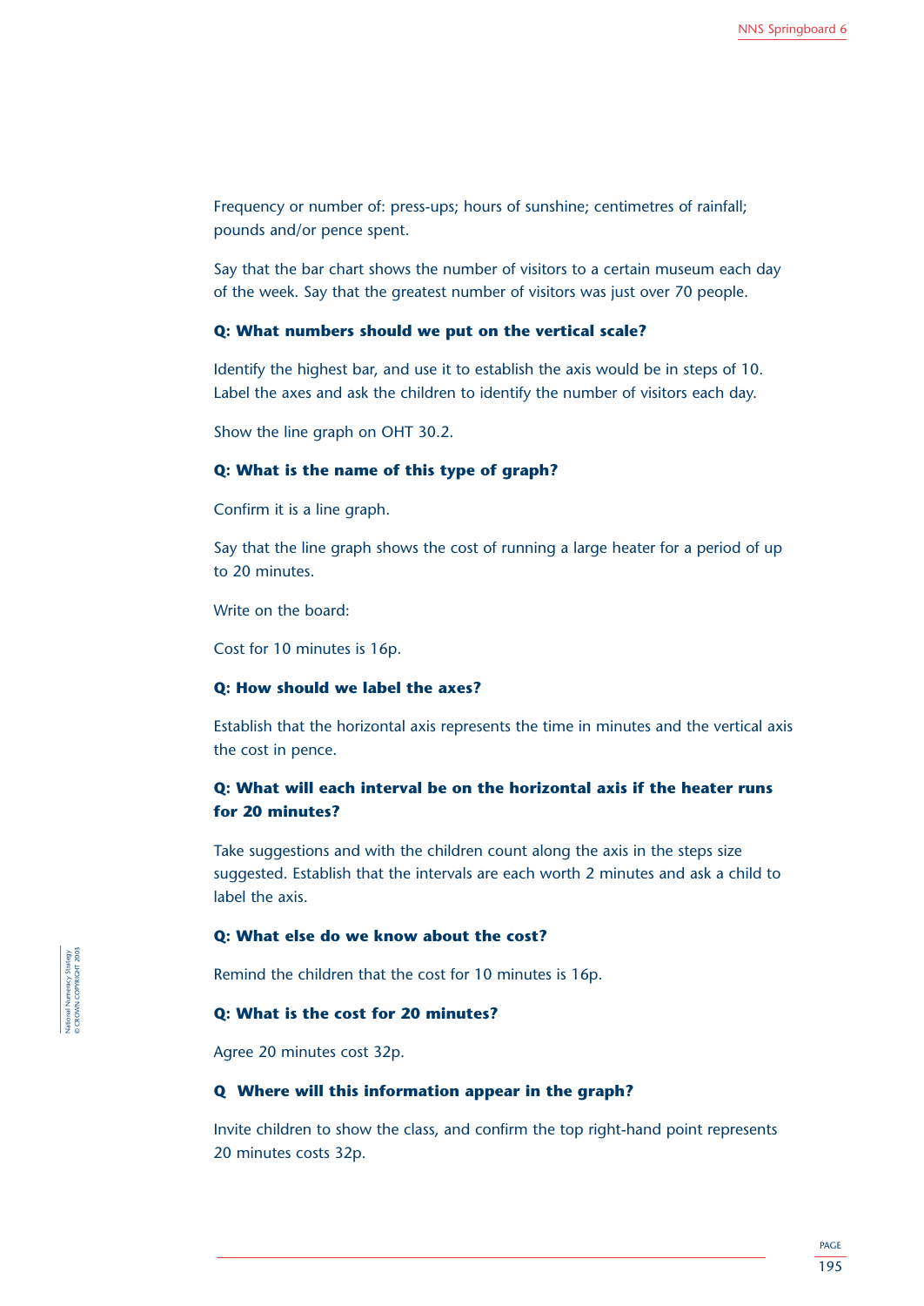Frequency or number of: press-ups; hours of sunshine; centimetres of rainfall; pounds and/or pence spent.

Say that the bar chart shows the number of visitors to a certain museum each day of the week. Say that the greatest number of visitors was just over 70 people.

**Q: What numbers should we put on the vertical scale?**

Identify the highest bar, and use it to establish the axis would be in steps of 10. Label the axes and ask the children to identify the number of visitors each day.

Show the line graph on OHT 30.2.

**Q: What is the name of this type of graph?**

Confirm it is a line graph.

Say that the line graph shows the cost of running a large heater for a period of up to 20 minutes.

Write on the board:

Cost for 10 minutes is 16p.

**Q: How should we label the axes?**

Establish that the horizontal axis represents the time in minutes and the vertical axis the cost in pence.

**Q: What will each interval be on the horizontal axis if the heater runs for 20 minutes?**

Take suggestions and with the children count along the axis in the steps size suggested. Establish that the intervals are each worth 2 minutes and ask a child to label the axis.

**Q: What else do we know about the cost?**

Remind the children that the cost for 10 minutes is 16p.

**Q: What is the cost for 20 minutes?**

Agree 20 minutes cost 32p.

**Q Where will this information appear in the graph?**

Invite children to show the class, and confirm the top right-hand point represents 20 minutes costs 32p.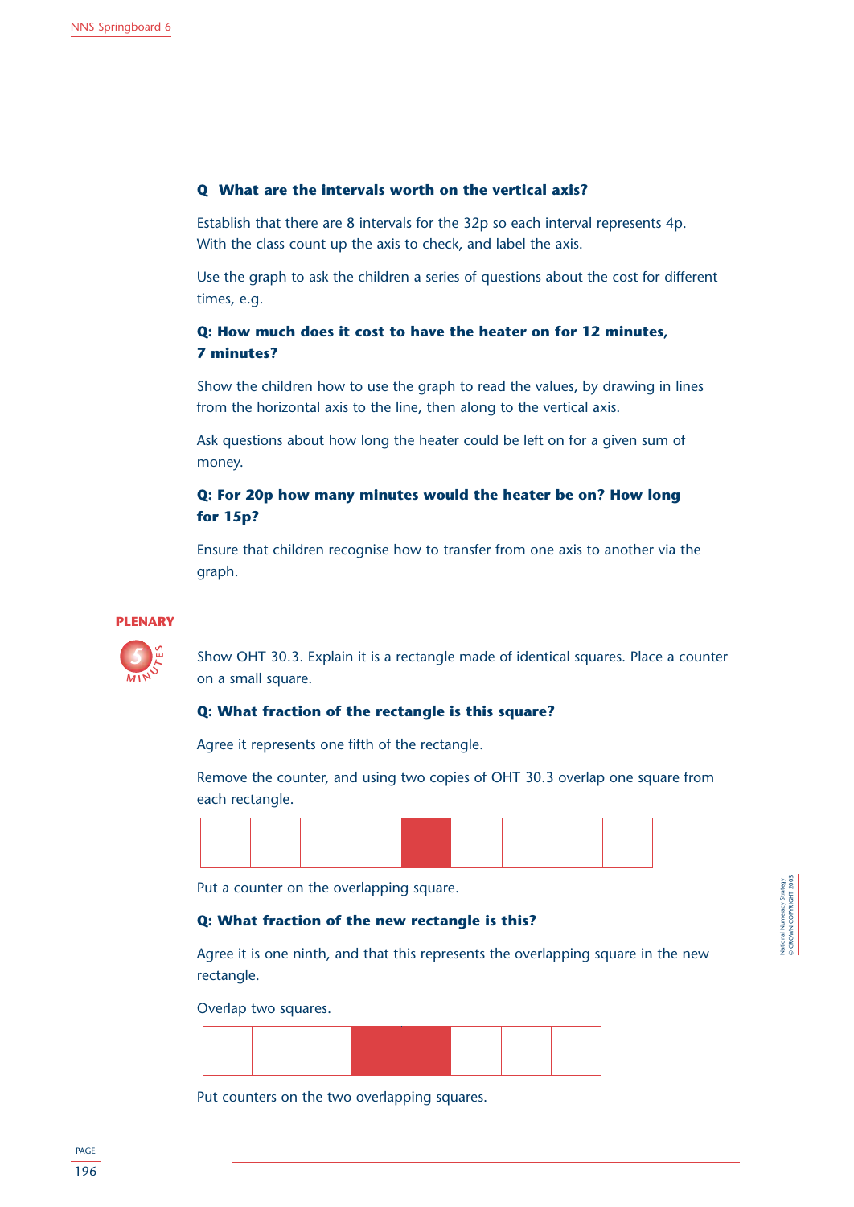**Q What are the intervals worth on the vertical axis?**

Establish that there are 8 intervals for the 32p so each interval represents 4p. With the class count up the axis to check, and label the axis.

Use the graph to ask the children a series of questions about the cost for different times, e.g.

**Q: How much does it cost to have the heater on for 12 minutes, 7 minutes?**

Show the children how to use the graph to read the values, by drawing in lines from the horizontal axis to the line, then along to the vertical axis.

Ask questions about how long the heater could be left on for a given sum of money.

**Q: For 20p how many minutes would the heater be on? How long for 15p?**

Ensure that children recognise how to transfer from one axis to another via the graph.

## PLENARY

5 MINUTES

Show OHT 30.3. Explain it is a rectangle made of identical squares. Place a counter on a small square.

**Q: What fraction of the rectangle is this square?**

Agree it represents one fifth of the rectangle.

Remove the counter, and using two copies of OHT 30.3 overlap one square from each rectangle.

Put a counter on the overlapping square.

**Q: What fraction of the new rectangle is this?**

Agree it is one ninth, and that this represents the overlapping square in the new rectangle.

Overlap two squares.

Put counters on the two overlapping squares.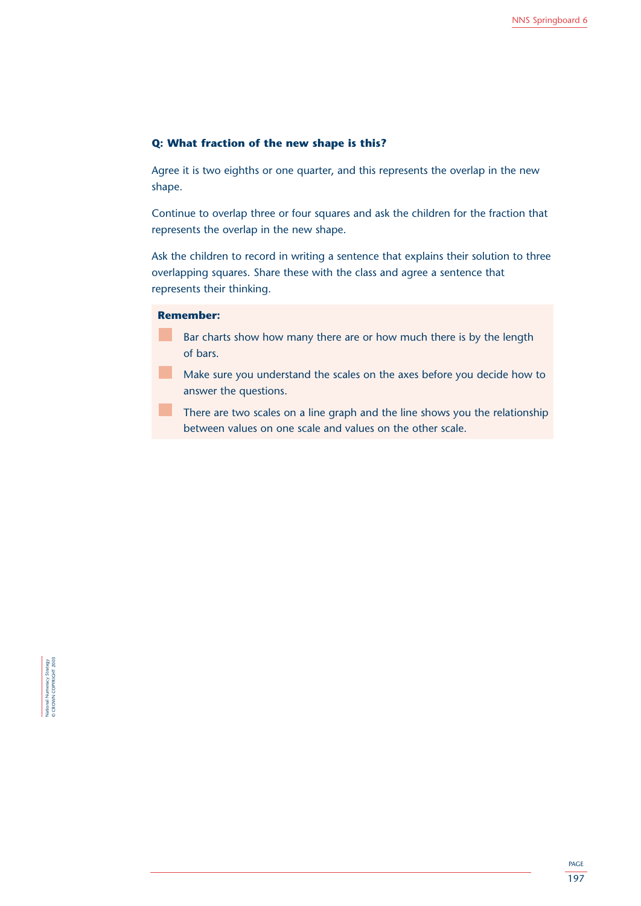**Q: What fraction of the new shape is this?**

Agree it is two eighths or one quarter, and this represents the overlap in the new shape.

Continue to overlap three or four squares and ask the children for the fraction that represents the overlap in the new shape.

Ask the children to record in writing a sentence that explains their solution to three overlapping squares. Share these with the class and agree a sentence that represents their thinking.

**Remember:**

- Bar charts show how many there are or how much there is by the length of bars.
- Make sure you understand the scales on the axes before you decide how to answer the questions.
- There are two scales on a line graph and the line shows you the relationship between values on one scale and values on the other scale.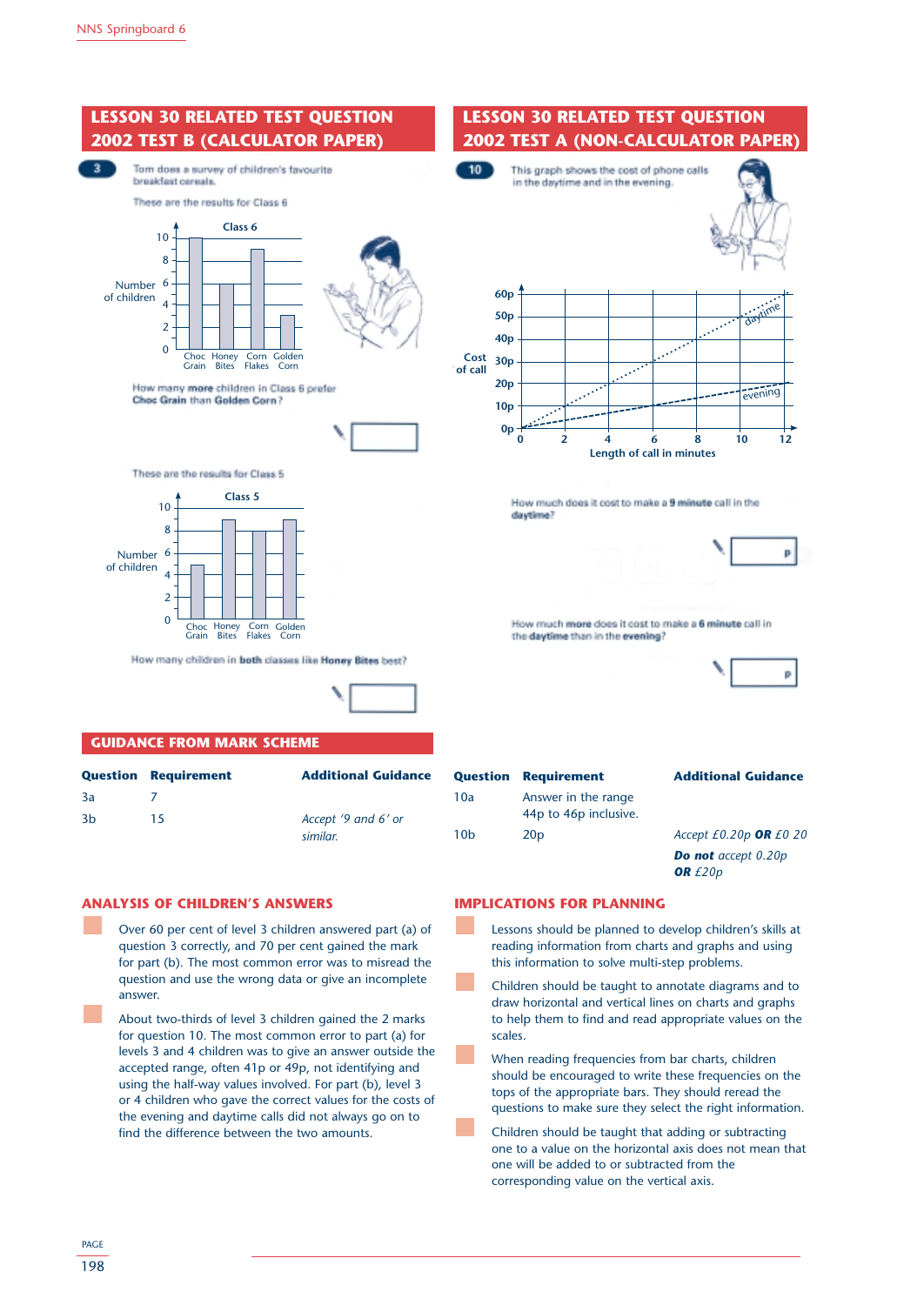## LESSON 30 RELATED TEST QUESTION 2002 TEST B (CALCULATOR PAPER)

**3** Tom does a survey of children's favourite breakfast cereals.

These are the results for Class 6

Class 6

How many **more** children in Class 6 prefer **Choc Grain** than **Golden Corn**?

These are the results for Class 5

Class 5

How many children in **both** classes like **Honey Bites** best?

## LESSON 30 RELATED TEST QUESTION 2002 TEST A (NON-CALCULATOR PAPER)

**10** This graph shows the cost of phone calls in the daytime and in the evening.

How much does it cost to make a **9 minute** call in the **daytime**?

p

How much **more** does it cost to make a **6 minute** call in the **daytime** than in the **evening**?

p

## GUIDANCE FROM MARK SCHEME

| Question | Requirement | Additional Guidance |
|---|---|---|
| 3a | 7 | |
| 3b | 15 | *Accept '9 and 6' or similar.* |

| Question | Requirement | Additional Guidance |
|---|---|---|
| 10a | Answer in the range 44p to 46p inclusive. | |
| 10b | 20p | *Accept £0.20p* **OR** *£0 20*<br>**Do not** *accept 0.20p* **OR** *£20p* |

## ANALYSIS OF CHILDREN'S ANSWERS

- Over 60 per cent of level 3 children answered part (a) of question 3 correctly, and 70 per cent gained the mark for part (b). The most common error was to misread the question and use the wrong data or give an incomplete answer.
- About two-thirds of level 3 children gained the 2 marks for question 10. The most common error to part (a) for levels 3 and 4 children was to give an answer outside the accepted range, often 41p or 49p, not identifying and using the half-way values involved. For part (b), level 3 or 4 children who gave the correct values for the costs of the evening and daytime calls did not always go on to find the difference between the two amounts.

## IMPLICATIONS FOR PLANNING

- Lessons should be planned to develop children's skills at reading information from charts and graphs and using this information to solve multi-step problems.
- Children should be taught to annotate diagrams and to draw horizontal and vertical lines on charts and graphs to help them to find and read appropriate values on the scales.
- When reading frequencies from bar charts, children should be encouraged to write these frequencies on the tops of the appropriate bars. They should reread the questions to make sure they select the right information.
- Children should be taught that adding or subtracting one to a value on the horizontal axis does not mean that one will be added to or subtracted from the corresponding value on the vertical axis.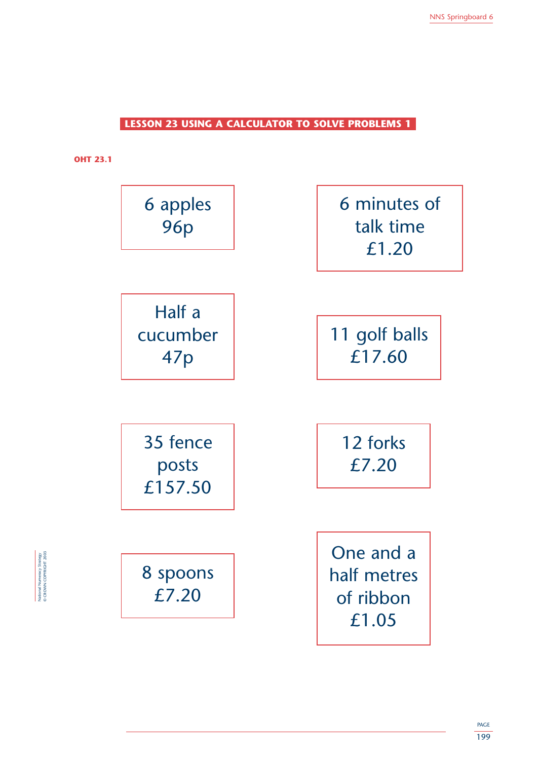## LESSON 23 USING A CALCULATOR TO SOLVE PROBLEMS 1

**OHT 23.1**

6 apples
96p

6 minutes of talk time
£1.20

Half a cucumber
47p

11 golf balls
£17.60

35 fence posts
£157.50

12 forks
£7.20

8 spoons
£7.20

One and a half metres of ribbon
£1.05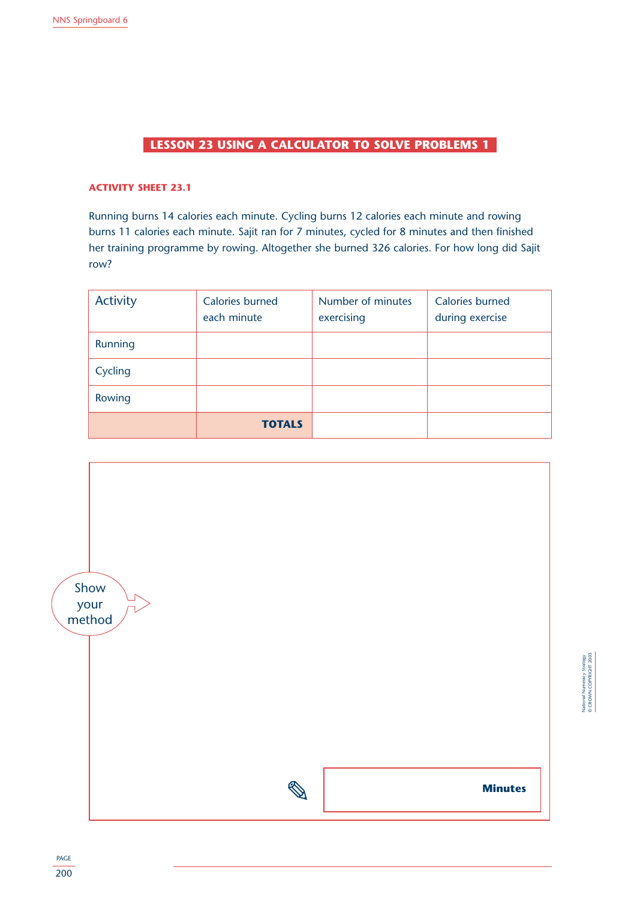## LESSON 23 USING A CALCULATOR TO SOLVE PROBLEMS 1

### ACTIVITY SHEET 23.1

Running burns 14 calories each minute. Cycling burns 12 calories each minute and rowing burns 11 calories each minute. Sajit ran for 7 minutes, cycled for 8 minutes and then finished her training programme by rowing. Altogether she burned 326 calories. For how long did Sajit row?

| Activity | Calories burned each minute | Number of minutes exercising | Calories burned during exercise |
|---|---|---|---|
| Running | | | |
| Cycling | | | |
| Rowing | | | |
| | **TOTALS** | | |

Show your method

**Minutes**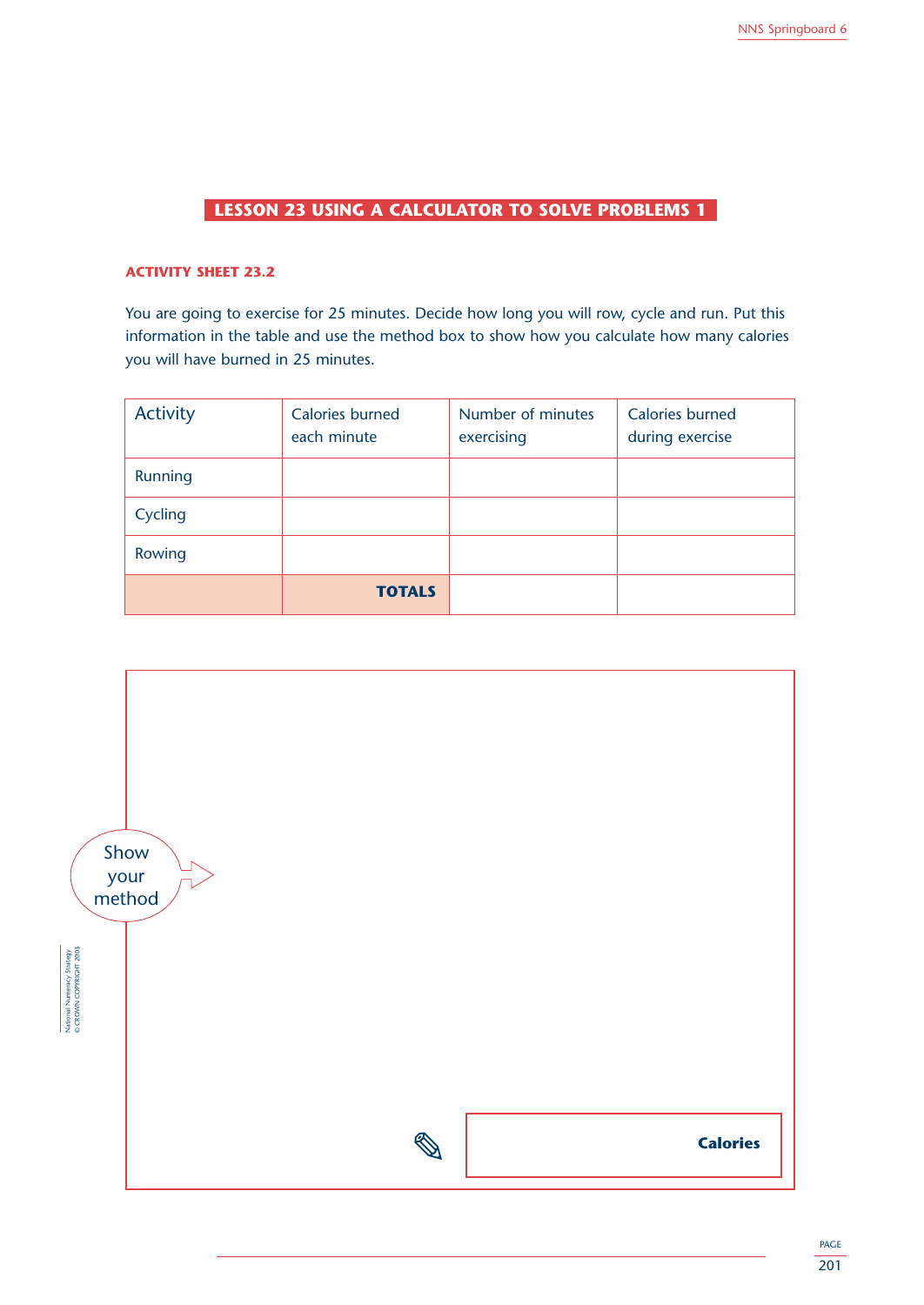## LESSON 23 USING A CALCULATOR TO SOLVE PROBLEMS 1

### ACTIVITY SHEET 23.2

You are going to exercise for 25 minutes. Decide how long you will row, cycle and run. Put this information in the table and use the method box to show how you calculate how many calories you will have burned in 25 minutes.

| Activity | Calories burned each minute | Number of minutes exercising | Calories burned during exercise |
|---|---|---|---|
| Running | | | |
| Cycling | | | |
| Rowing | | | |
| | **TOTALS** | | |

Show your method

**Calories**

National Numeracy Strategy
© CROWN COPYRIGHT 2003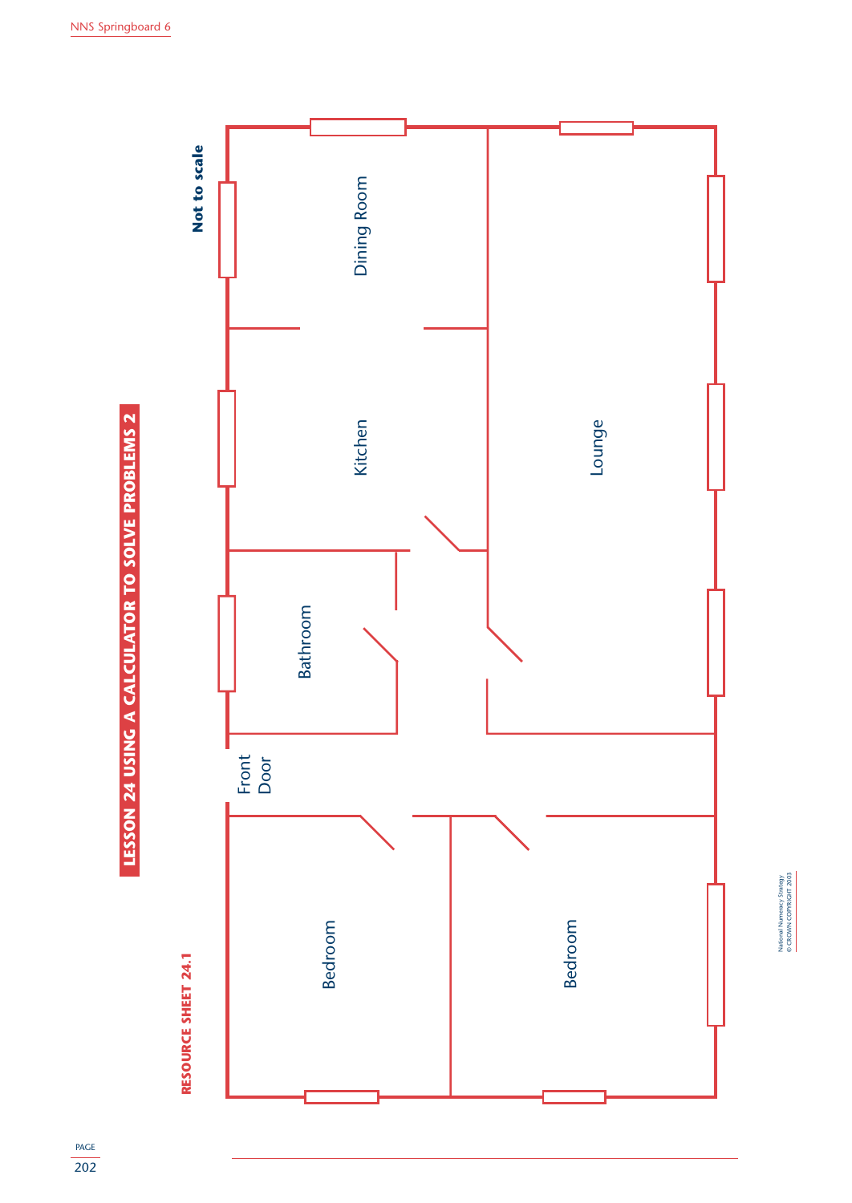## LESSON 24 USING A CALCULATOR TO SOLVE PROBLEMS 2

**RESOURCE SHEET 24.1**

**Not to scale**

Dining Room

Kitchen

Lounge

Bathroom

Front Door

Bedroom

Bedroom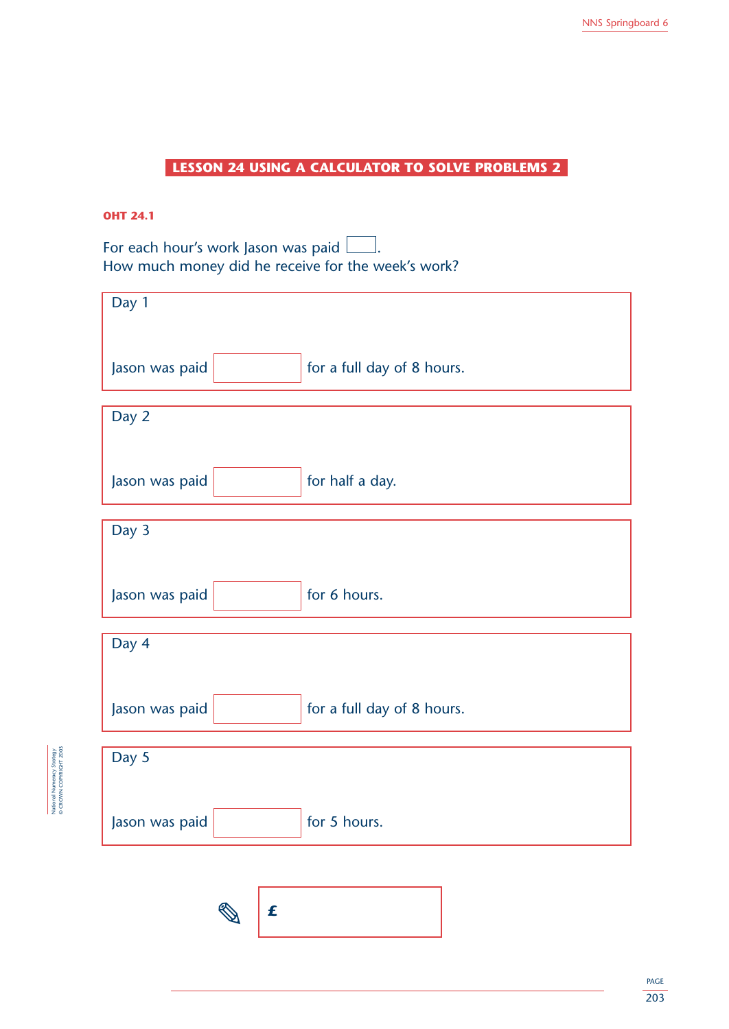## LESSON 24 USING A CALCULATOR TO SOLVE PROBLEMS 2

**OHT 24.1**

For each hour's work Jason was paid ☐.
How much money did he receive for the week's work?

**Day 1**

Jason was paid ☐ for a full day of 8 hours.

**Day 2**

Jason was paid ☐ for half a day.

**Day 3**

Jason was paid ☐ for 6 hours.

**Day 4**

Jason was paid ☐ for a full day of 8 hours.

**Day 5**

Jason was paid ☐ for 5 hours.

£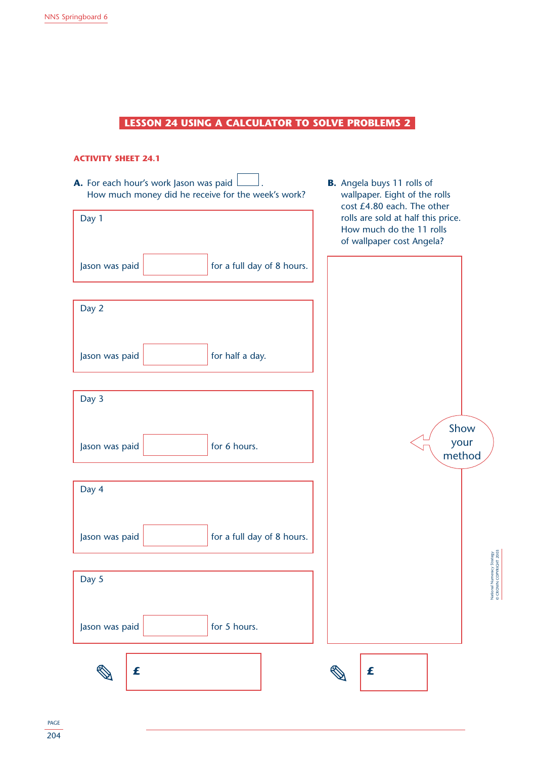# LESSON 24 USING A CALCULATOR TO SOLVE PROBLEMS 2

## ACTIVITY SHEET 24.1

**A.** For each hour's work Jason was paid ______.
How much money did he receive for the week's work?

Day 1

Jason was paid ______ for a full day of 8 hours.

Day 2

Jason was paid ______ for half a day.

Day 3

Jason was paid ______ for 6 hours.

Day 4

Jason was paid ______ for a full day of 8 hours.

Day 5

Jason was paid ______ for 5 hours.

£ ______

**B.** Angela buys 11 rolls of wallpaper. Eight of the rolls cost £4.80 each. The other rolls are sold at half this price. How much do the 11 rolls of wallpaper cost Angela?

Show your method

£ ______

National Numeracy Strategy
© CROWN COPYRIGHT 2003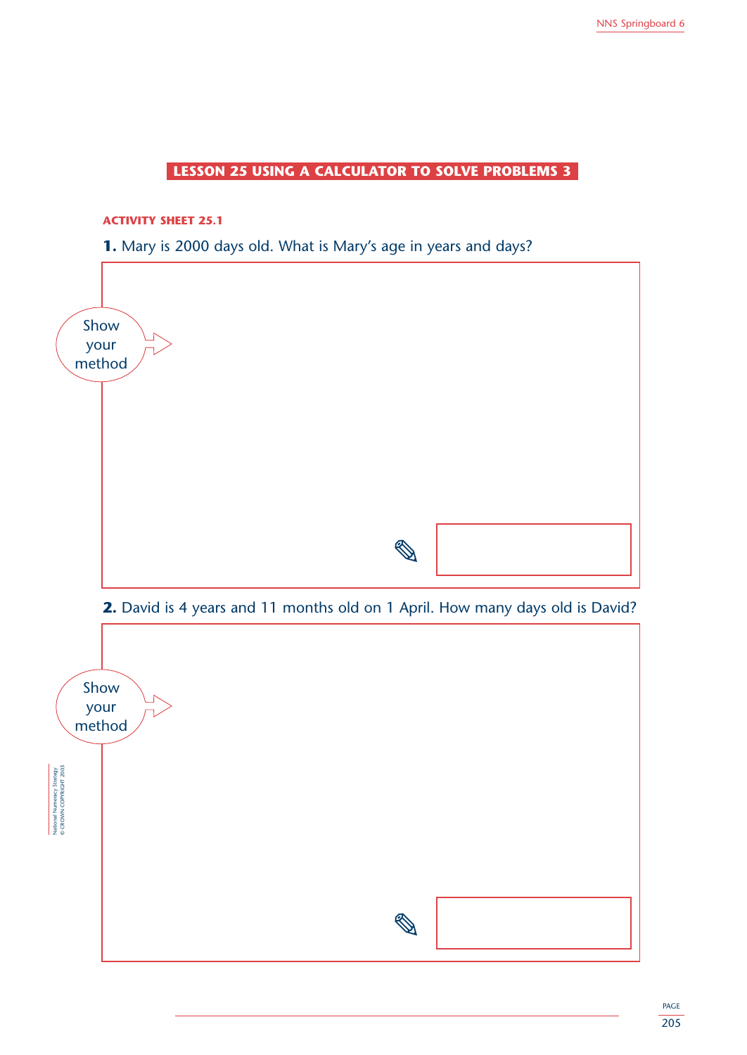## LESSON 25 USING A CALCULATOR TO SOLVE PROBLEMS 3

### ACTIVITY SHEET 25.1

**1.** Mary is 2000 days old. What is Mary's age in years and days?

Show your method

**2.** David is 4 years and 11 months old on 1 April. How many days old is David?

Show your method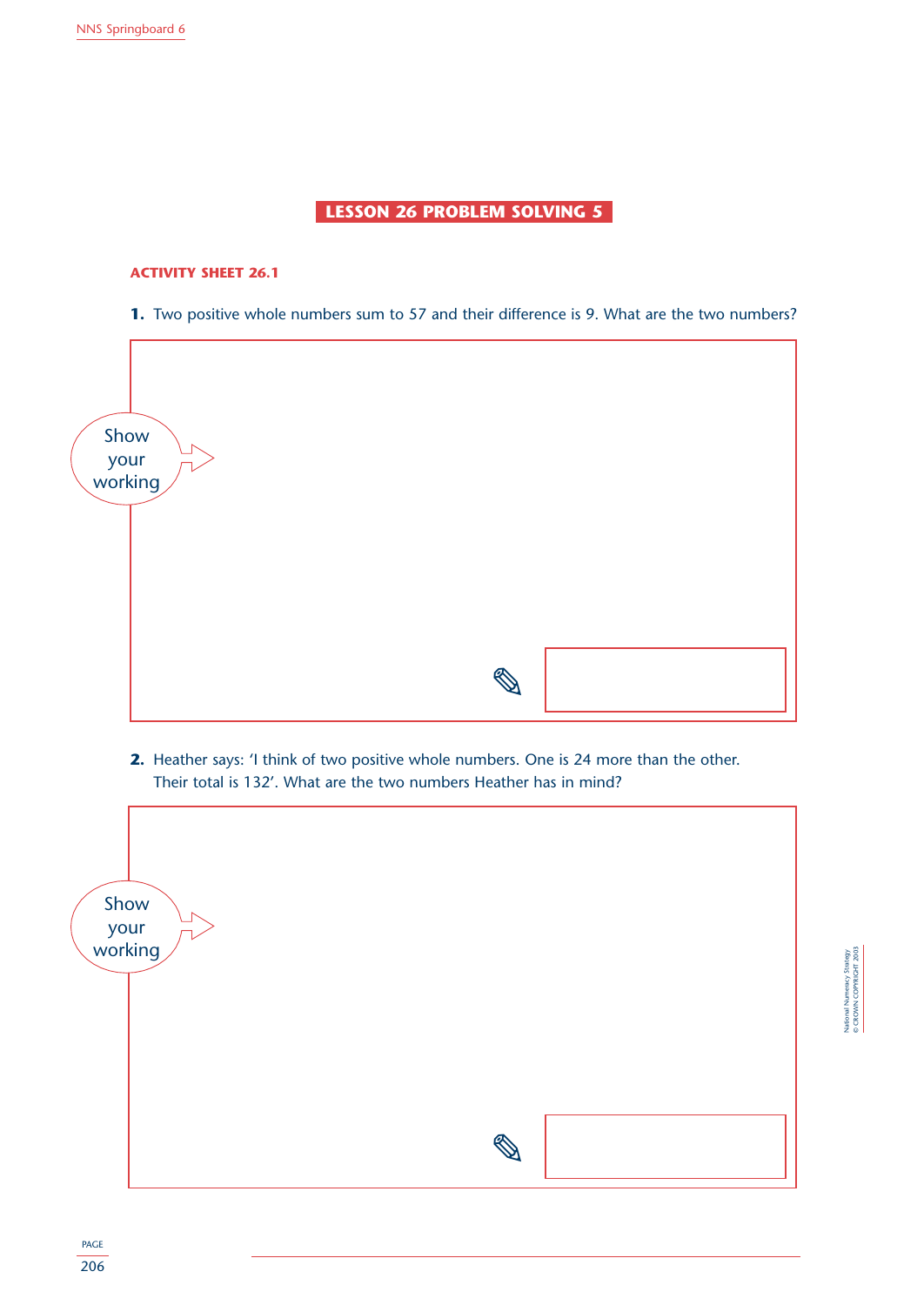## LESSON 26 PROBLEM SOLVING 5

### ACTIVITY SHEET 26.1

**1.** Two positive whole numbers sum to 57 and their difference is 9. What are the two numbers?

Show your working

**2.** Heather says: 'I think of two positive whole numbers. One is 24 more than the other. Their total is 132'. What are the two numbers Heather has in mind?

Show your working

National Numeracy Strategy
© CROWN COPYRIGHT 2003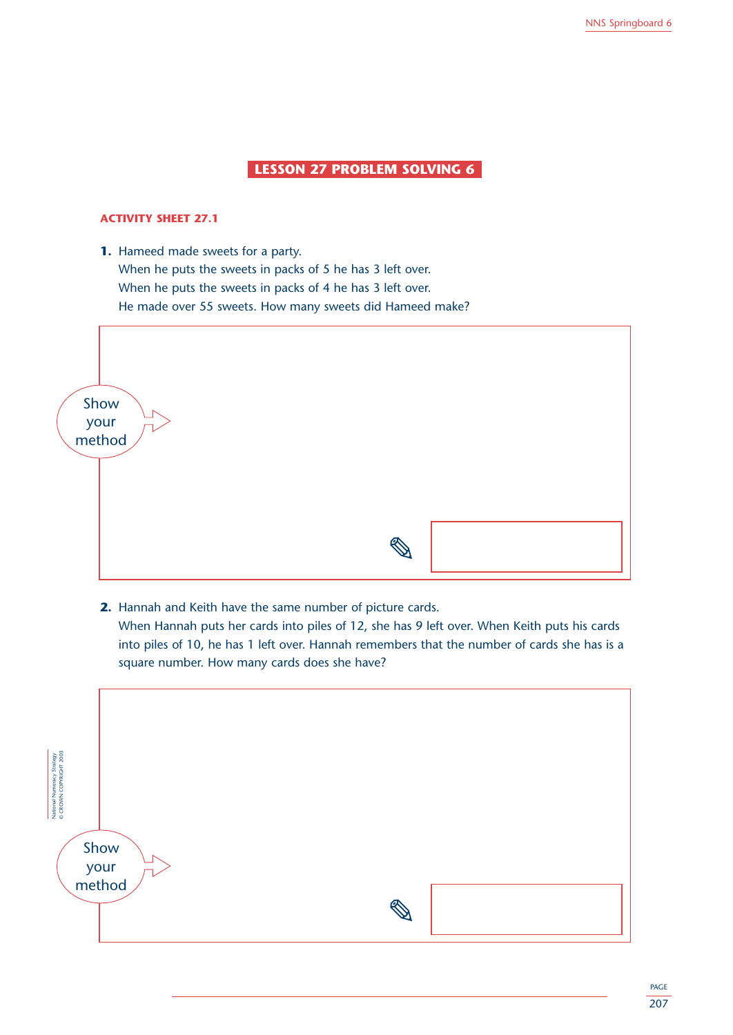## LESSON 27 PROBLEM SOLVING 6

### ACTIVITY SHEET 27.1

**1.** Hameed made sweets for a party.
When he puts the sweets in packs of 5 he has 3 left over.
When he puts the sweets in packs of 4 he has 3 left over.
He made over 55 sweets. How many sweets did Hameed make?

Show your method

**2.** Hannah and Keith have the same number of picture cards.
When Hannah puts her cards into piles of 12, she has 9 left over. When Keith puts his cards into piles of 10, he has 1 left over. Hannah remembers that the number of cards she has is a square number. How many cards does she have?

Show your method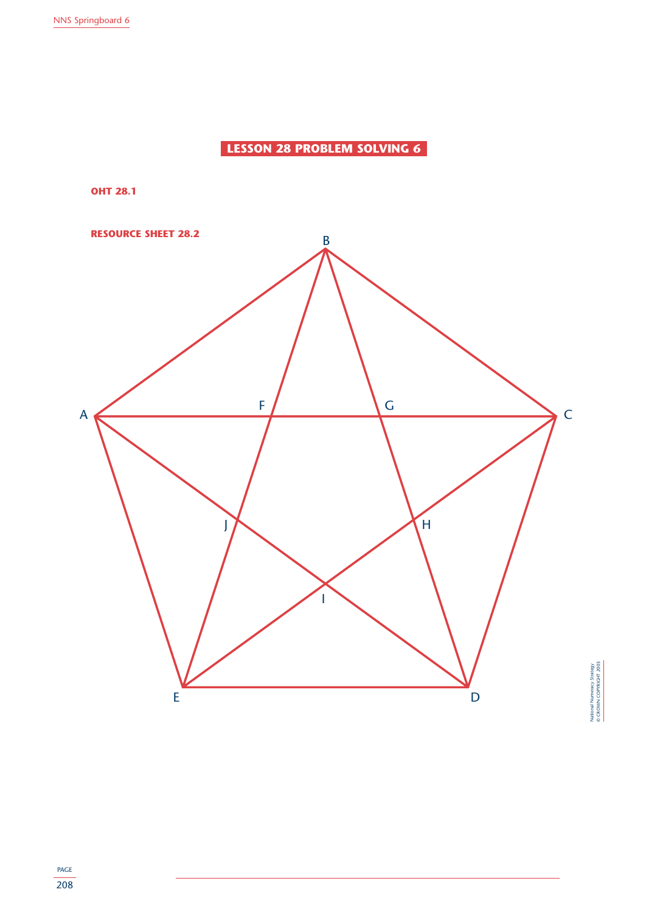## LESSON 28 PROBLEM SOLVING 6

**OHT 28.1**

**RESOURCE SHEET 28.2**

B

A F G C

J H

I

E D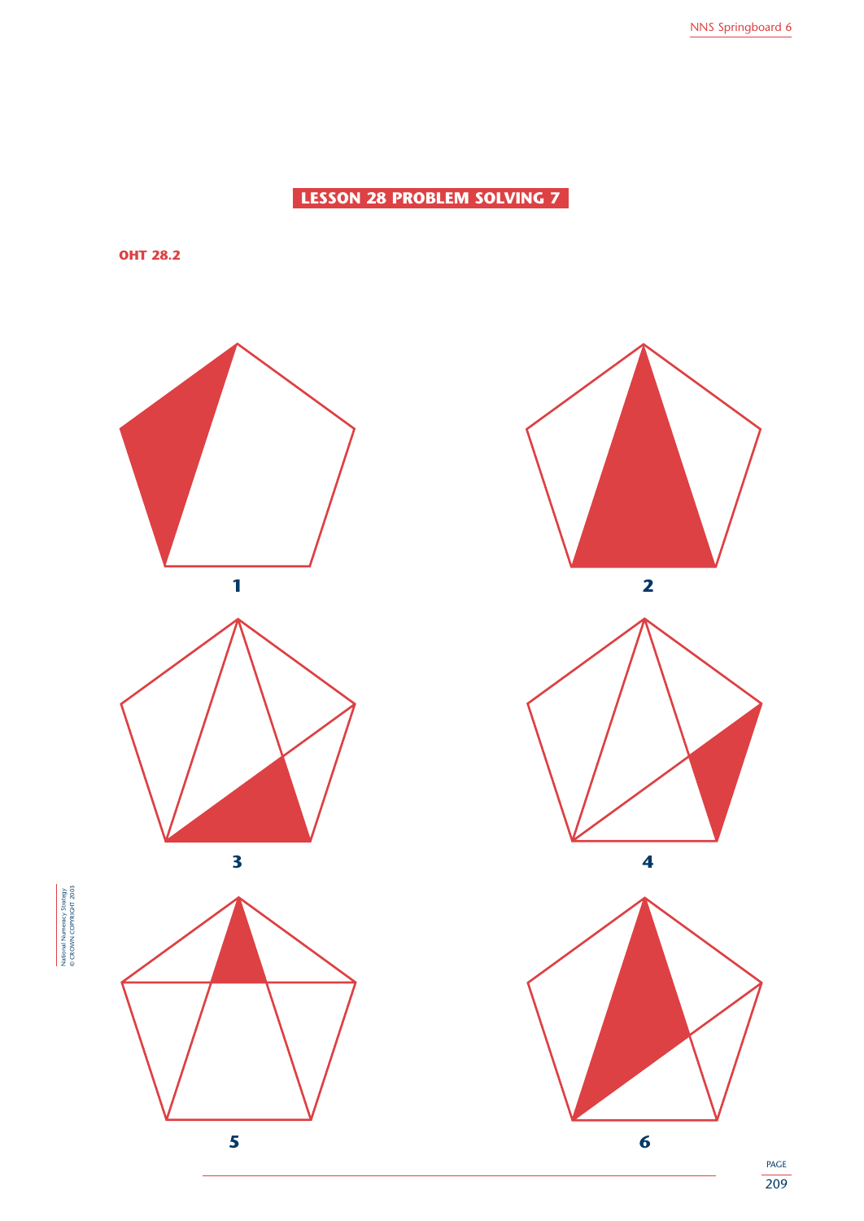## LESSON 28 PROBLEM SOLVING 7

**OHT 28.2**

1

2

3

4

5

6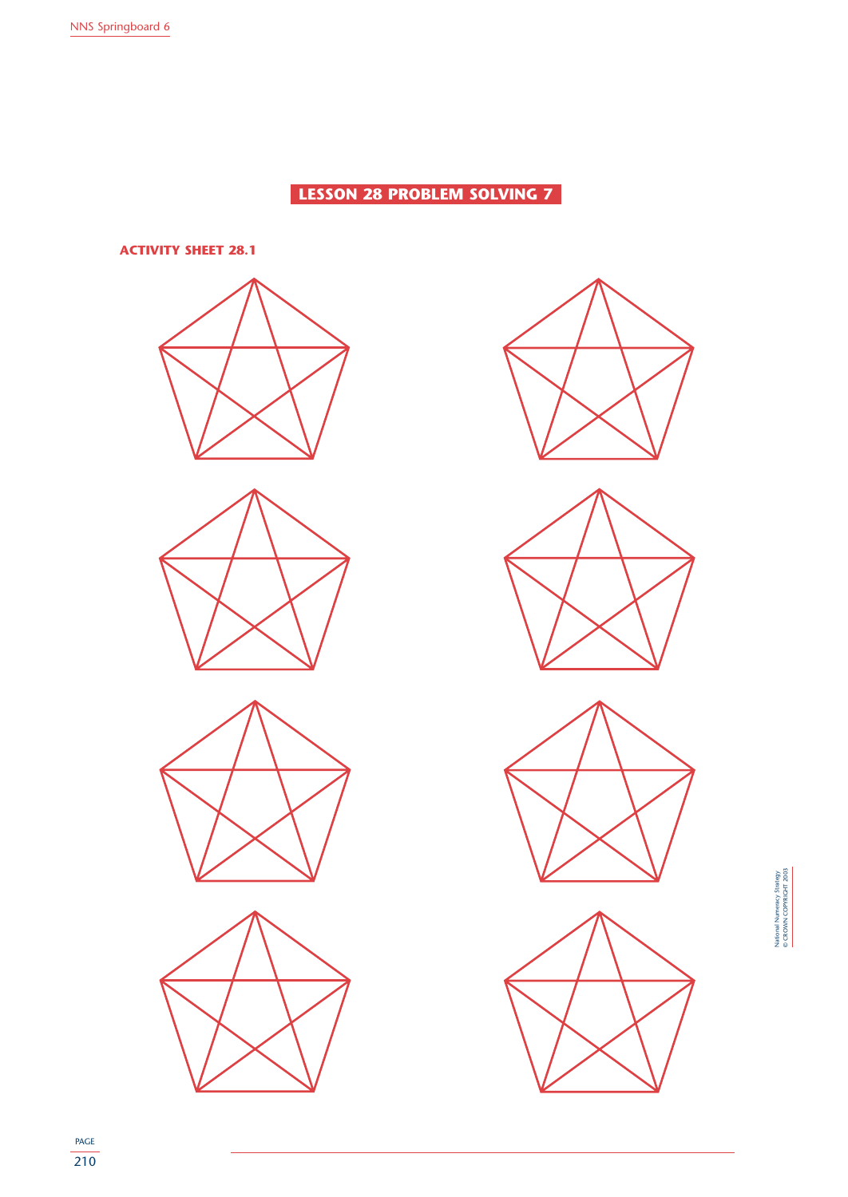## LESSON 28 PROBLEM SOLVING 7

### ACTIVITY SHEET 28.1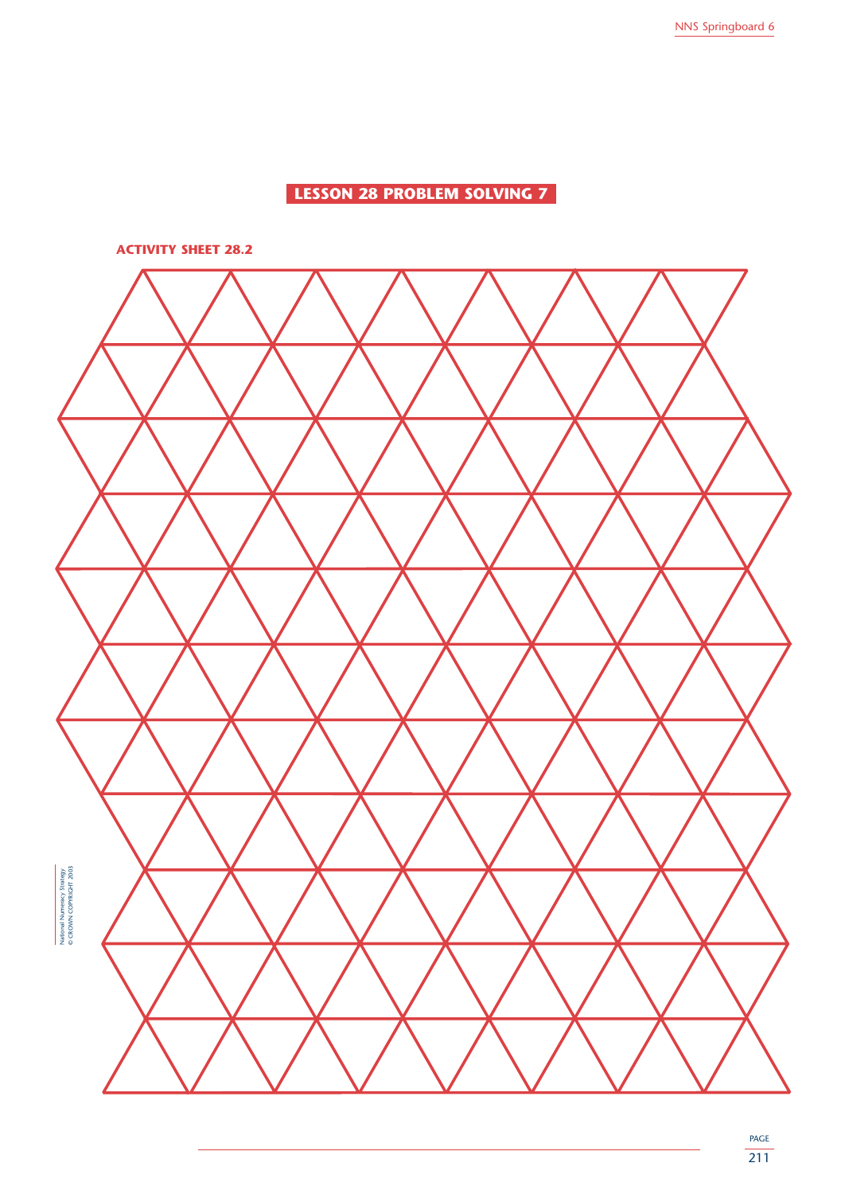## LESSON 28 PROBLEM SOLVING 7

### ACTIVITY SHEET 28.2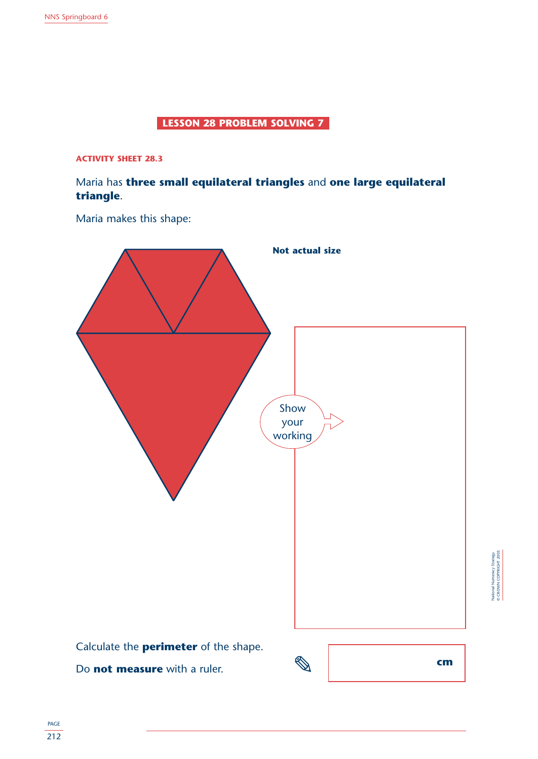## LESSON 28 PROBLEM SOLVING 7

**ACTIVITY SHEET 28.3**

Maria has **three small equilateral triangles** and **one large equilateral triangle**.

Maria makes this shape:

**Not actual size**

Show your working

Calculate the **perimeter** of the shape.

Do **not measure** with a ruler.

**cm**

National Numeracy Strategy
© CROWN COPYRIGHT 2003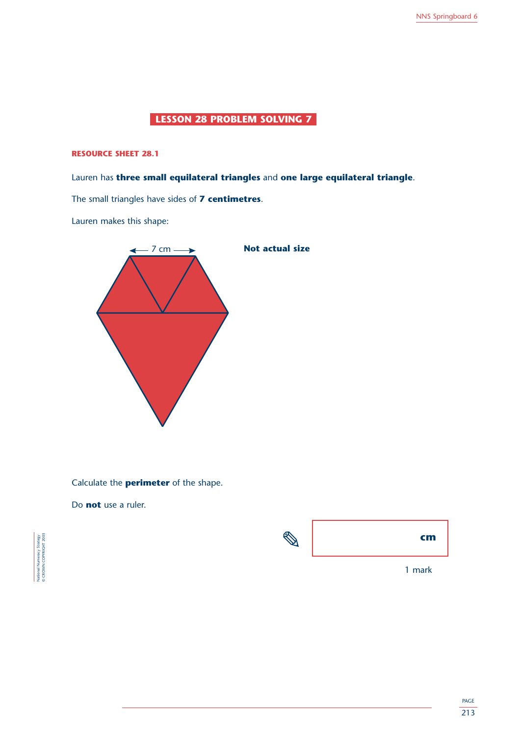## LESSON 28 PROBLEM SOLVING 7

### RESOURCE SHEET 28.1

Lauren has **three small equilateral triangles** and **one large equilateral triangle**.

The small triangles have sides of **7 centimetres**.

Lauren makes this shape:

7 cm

**Not actual size**

Calculate the **perimeter** of the shape.

Do **not** use a ruler.

**cm**

1 mark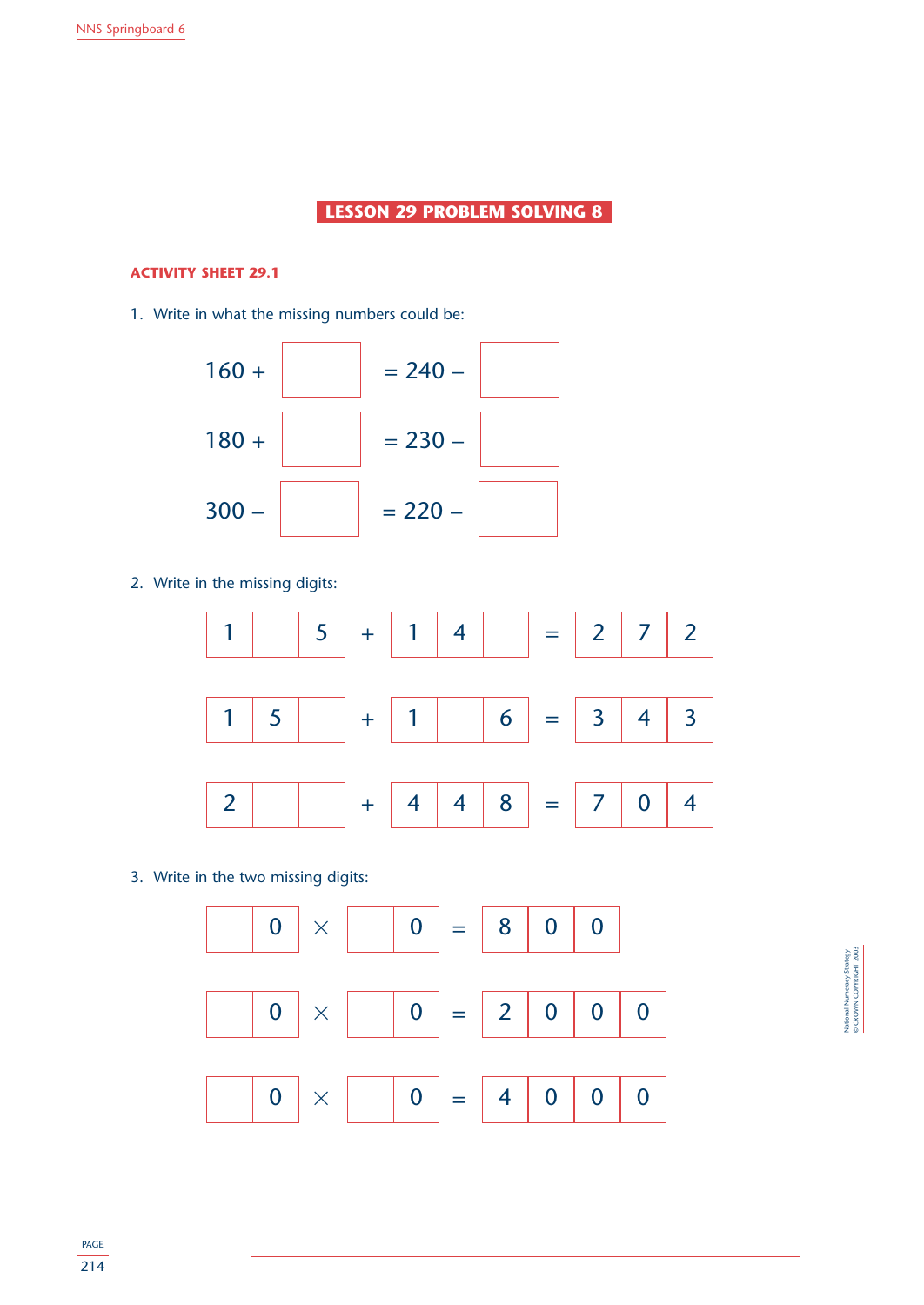# LESSON 29 PROBLEM SOLVING 8

## ACTIVITY SHEET 29.1

1. Write in what the missing numbers could be:

$160 + \square = 240 - \square$

$180 + \square = 230 - \square$

$300 - \square = 220 - \square$

2. Write in the missing digits:

| 1 | | 5 | + | 1 | 4 | | = | 2 | 7 | 2 |
|---|---|---|---|---|---|---|---|---|---|---|
| 1 | 5 | | + | 1 | | 6 | = | 3 | 4 | 3 |
| 2 | | | + | 4 | 4 | 8 | = | 7 | 0 | 4 |

3. Write in the two missing digits:

| | 0 | × | | 0 | = | 8 | 0 | 0 | |
|---|---|---|---|---|---|---|---|---|---|
| | 0 | × | | 0 | = | 2 | 0 | 0 | 0 |
| | 0 | × | | 0 | = | 4 | 0 | 0 | 0 |

National Numeracy Strategy
© CROWN COPYRIGHT 2003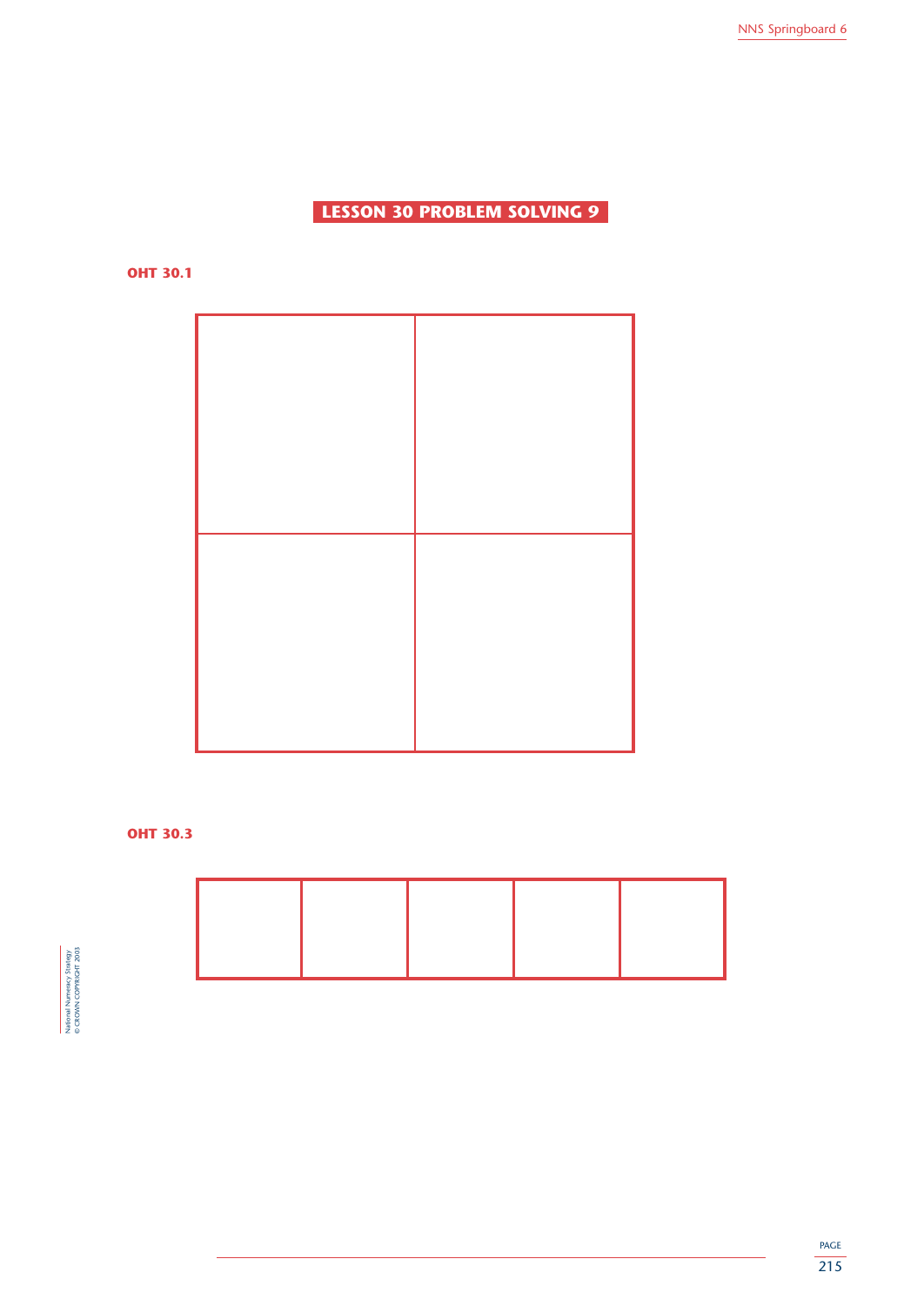# LESSON 30 PROBLEM SOLVING 9

## OHT 30.1

| | |
|---|---|
| | |
| | |

## OHT 30.3

| | | | | |
|---|---|---|---|---|
| | | | | |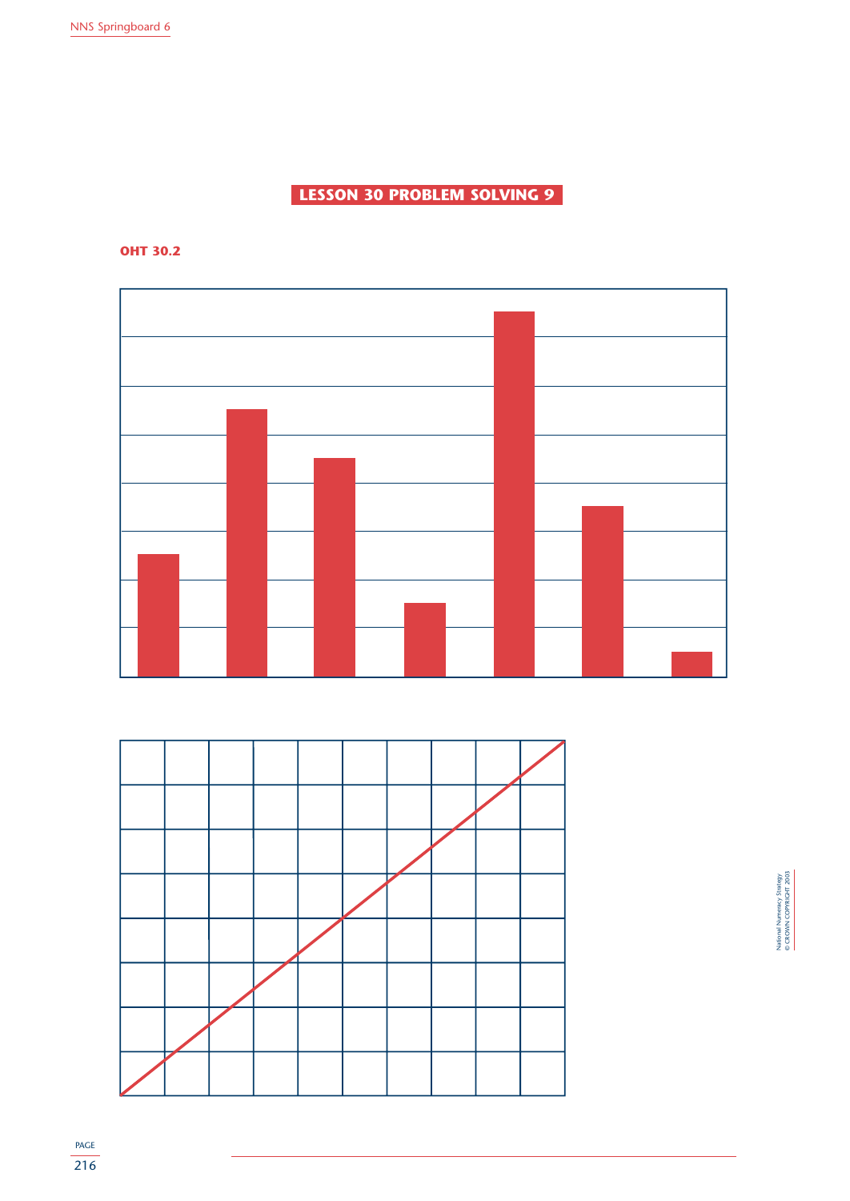## LESSON 30 PROBLEM SOLVING 9

### OHT 30.2